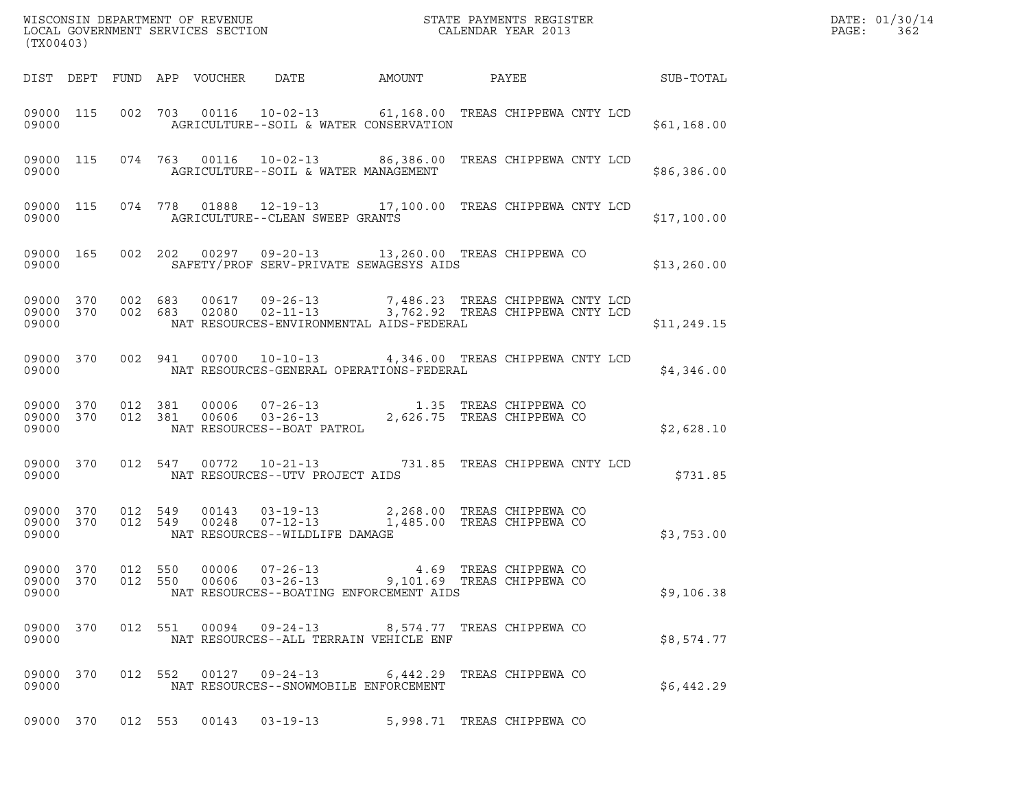WISCONSIN DEPARTMENT OF REVENUE
LOCAL GOVERNMENT SERVICES SECTION
(TX00403)

STATE PAYMENTS REGISTER
CALENDAR YEAR 2013

DATE: 01/30/14
PAGE: 362

| DIST | DEPT | FUND | APP | VOUCHER | DATE | AMOUNT | PAYEE | SUB-TOTAL |
|---|---|---|---|---|---|---|---|---|
| 09000 | 115 | 002 | 703 | 00116 | 10-02-13 | 61,168.00 | TREAS CHIPPEWA CNTY LCD | |
| 09000 | | | | | AGRICULTURE--SOIL & WATER CONSERVATION | | | $61,168.00 |
| 09000 | 115 | 074 | 763 | 00116 | 10-02-13 | 86,386.00 | TREAS CHIPPEWA CNTY LCD | |
| 09000 | | | | | AGRICULTURE--SOIL & WATER MANAGEMENT | | | $86,386.00 |
| 09000 | 115 | 074 | 778 | 01888 | 12-19-13 | 17,100.00 | TREAS CHIPPEWA CNTY LCD | |
| 09000 | | | | | AGRICULTURE--CLEAN SWEEP GRANTS | | | $17,100.00 |
| 09000 | 165 | 002 | 202 | 00297 | 09-20-13 | 13,260.00 | TREAS CHIPPEWA CO | |
| 09000 | | | | | SAFETY/PROF SERV-PRIVATE SEWAGESYS AIDS | | | $13,260.00 |
| 09000 | 370 | 002 | 683 | 00617 | 09-26-13 | 7,486.23 | TREAS CHIPPEWA CNTY LCD | |
| 09000 | 370 | 002 | 683 | 02080 | 02-11-13 | 3,762.92 | TREAS CHIPPEWA CNTY LCD | |
| 09000 | | | | | NAT RESOURCES-ENVIRONMENTAL AIDS-FEDERAL | | | $11,249.15 |
| 09000 | 370 | 002 | 941 | 00700 | 10-10-13 | 4,346.00 | TREAS CHIPPEWA CNTY LCD | |
| 09000 | | | | | NAT RESOURCES-GENERAL OPERATIONS-FEDERAL | | | $4,346.00 |
| 09000 | 370 | 012 | 381 | 00006 | 07-26-13 | 1.35 | TREAS CHIPPEWA CO | |
| 09000 | 370 | 012 | 381 | 00606 | 03-26-13 | 2,626.75 | TREAS CHIPPEWA CO | |
| 09000 | | | | | NAT RESOURCES--BOAT PATROL | | | $2,628.10 |
| 09000 | 370 | 012 | 547 | 00772 | 10-21-13 | 731.85 | TREAS CHIPPEWA CNTY LCD | |
| 09000 | | | | | NAT RESOURCES--UTV PROJECT AIDS | | | $731.85 |
| 09000 | 370 | 012 | 549 | 00143 | 03-19-13 | 2,268.00 | TREAS CHIPPEWA CO | |
| 09000 | 370 | 012 | 549 | 00248 | 07-12-13 | 1,485.00 | TREAS CHIPPEWA CO | |
| 09000 | | | | | NAT RESOURCES--WILDLIFE DAMAGE | | | $3,753.00 |
| 09000 | 370 | 012 | 550 | 00006 | 07-26-13 | 4.69 | TREAS CHIPPEWA CO | |
| 09000 | 370 | 012 | 550 | 00606 | 03-26-13 | 9,101.69 | TREAS CHIPPEWA CO | |
| 09000 | | | | | NAT RESOURCES--BOATING ENFORCEMENT AIDS | | | $9,106.38 |
| 09000 | 370 | 012 | 551 | 00094 | 09-24-13 | 8,574.77 | TREAS CHIPPEWA CO | |
| 09000 | | | | | NAT RESOURCES--ALL TERRAIN VEHICLE ENF | | | $8,574.77 |
| 09000 | 370 | 012 | 552 | 00127 | 09-24-13 | 6,442.29 | TREAS CHIPPEWA CO | |
| 09000 | | | | | NAT RESOURCES--SNOWMOBILE ENFORCEMENT | | | $6,442.29 |
| 09000 | 370 | 012 | 553 | 00143 | 03-19-13 | 5,998.71 | TREAS CHIPPEWA CO | |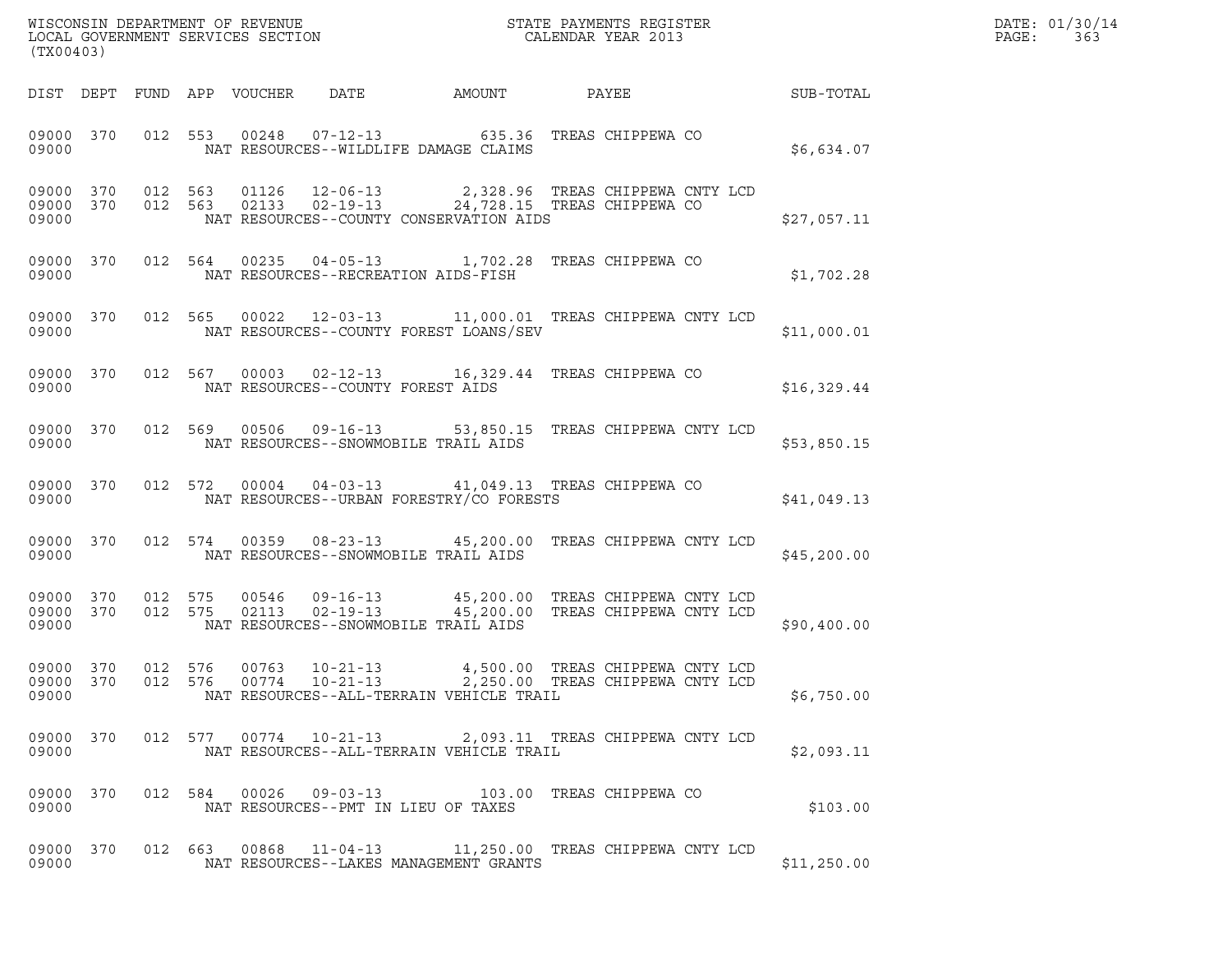WISCONSIN DEPARTMENT OF REVENUE
LOCAL GOVERNMENT SERVICES SECTION
(TX00403)

STATE PAYMENTS REGISTER
CALENDAR YEAR 2013

DATE: 01/30/14
PAGE: 363

| DIST | DEPT | FUND | APP | VOUCHER | DATE | AMOUNT | PAYEE | SUB-TOTAL |
|---|---|---|---|---|---|---|---|---|
| 09000 | 370 | 012 | 553 | 00248 | 07-12-13 | 635.36 | TREAS CHIPPEWA CO | |
| 09000 | | | | | NAT RESOURCES--WILDLIFE DAMAGE CLAIMS | | | $6,634.07 |
| 09000 | 370 | 012 | 563 | 01126 | 12-06-13 | 2,328.96 | TREAS CHIPPEWA CNTY LCD | |
| 09000 | 370 | 012 | 563 | 02133 | 02-19-13 | 24,728.15 | TREAS CHIPPEWA CO | |
| 09000 | | | | | NAT RESOURCES--COUNTY CONSERVATION AIDS | | | $27,057.11 |
| 09000 | 370 | 012 | 564 | 00235 | 04-05-13 | 1,702.28 | TREAS CHIPPEWA CO | |
| 09000 | | | | | NAT RESOURCES--RECREATION AIDS-FISH | | | $1,702.28 |
| 09000 | 370 | 012 | 565 | 00022 | 12-03-13 | 11,000.01 | TREAS CHIPPEWA CNTY LCD | |
| 09000 | | | | | NAT RESOURCES--COUNTY FOREST LOANS/SEV | | | $11,000.01 |
| 09000 | 370 | 012 | 567 | 00003 | 02-12-13 | 16,329.44 | TREAS CHIPPEWA CO | |
| 09000 | | | | | NAT RESOURCES--COUNTY FOREST AIDS | | | $16,329.44 |
| 09000 | 370 | 012 | 569 | 00506 | 09-16-13 | 53,850.15 | TREAS CHIPPEWA CNTY LCD | |
| 09000 | | | | | NAT RESOURCES--SNOWMOBILE TRAIL AIDS | | | $53,850.15 |
| 09000 | 370 | 012 | 572 | 00004 | 04-03-13 | 41,049.13 | TREAS CHIPPEWA CO | |
| 09000 | | | | | NAT RESOURCES--URBAN FORESTRY/CO FORESTS | | | $41,049.13 |
| 09000 | 370 | 012 | 574 | 00359 | 08-23-13 | 45,200.00 | TREAS CHIPPEWA CNTY LCD | |
| 09000 | | | | | NAT RESOURCES--SNOWMOBILE TRAIL AIDS | | | $45,200.00 |
| 09000 | 370 | 012 | 575 | 00546 | 09-16-13 | 45,200.00 | TREAS CHIPPEWA CNTY LCD | |
| 09000 | 370 | 012 | 575 | 02113 | 02-19-13 | 45,200.00 | TREAS CHIPPEWA CNTY LCD | |
| 09000 | | | | | NAT RESOURCES--SNOWMOBILE TRAIL AIDS | | | $90,400.00 |
| 09000 | 370 | 012 | 576 | 00763 | 10-21-13 | 4,500.00 | TREAS CHIPPEWA CNTY LCD | |
| 09000 | 370 | 012 | 576 | 00774 | 10-21-13 | 2,250.00 | TREAS CHIPPEWA CNTY LCD | |
| 09000 | | | | | NAT RESOURCES--ALL-TERRAIN VEHICLE TRAIL | | | $6,750.00 |
| 09000 | 370 | 012 | 577 | 00774 | 10-21-13 | 2,093.11 | TREAS CHIPPEWA CNTY LCD | |
| 09000 | | | | | NAT RESOURCES--ALL-TERRAIN VEHICLE TRAIL | | | $2,093.11 |
| 09000 | 370 | 012 | 584 | 00026 | 09-03-13 | 103.00 | TREAS CHIPPEWA CO | |
| 09000 | | | | | NAT RESOURCES--PMT IN LIEU OF TAXES | | | $103.00 |
| 09000 | 370 | 012 | 663 | 00868 | 11-04-13 | 11,250.00 | TREAS CHIPPEWA CNTY LCD | |
| 09000 | | | | | NAT RESOURCES--LAKES MANAGEMENT GRANTS | | | $11,250.00 |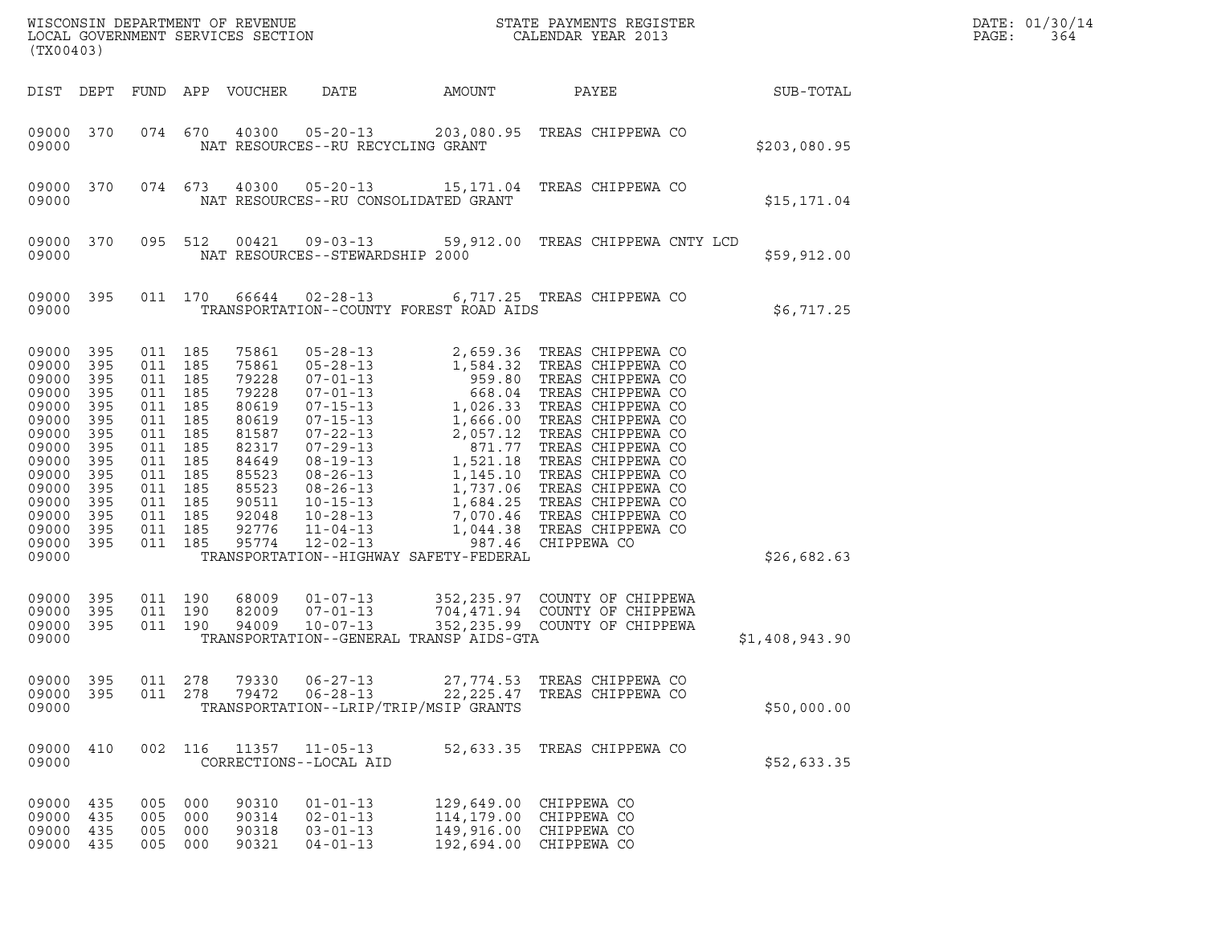WISCONSIN DEPARTMENT OF REVENUE
LOCAL GOVERNMENT SERVICES SECTION
(TX00403)

STATE PAYMENTS REGISTER
CALENDAR YEAR 2013

DATE: 01/30/14
PAGE: 364

| DIST | DEPT | FUND | APP | VOUCHER | DATE | AMOUNT | PAYEE | SUB-TOTAL |
|---|---|---|---|---|---|---|---|---|
| 09000 | 370 | 074 | 670 | 40300 | 05-20-13 | 203,080.95 | TREAS CHIPPEWA CO | |
| 09000 | | | | NAT RESOURCES--RU RECYCLING GRANT | | | | $203,080.95 |
| 09000 | 370 | 074 | 673 | 40300 | 05-20-13 | 15,171.04 | TREAS CHIPPEWA CO | |
| 09000 | | | | NAT RESOURCES--RU CONSOLIDATED GRANT | | | | $15,171.04 |
| 09000 | 370 | 095 | 512 | 00421 | 09-03-13 | 59,912.00 | TREAS CHIPPEWA CNTY LCD | |
| 09000 | | | | NAT RESOURCES--STEWARDSHIP 2000 | | | | $59,912.00 |
| 09000 | 395 | 011 | 170 | 66644 | 02-28-13 | 6,717.25 | TREAS CHIPPEWA CO | |
| 09000 | | | | TRANSPORTATION--COUNTY FOREST ROAD AIDS | | | | $6,717.25 |
| 09000 | 395 | 011 | 185 | 75861 | 05-28-13 | 2,659.36 | TREAS CHIPPEWA CO | |
| 09000 | 395 | 011 | 185 | 75861 | 05-28-13 | 1,584.32 | TREAS CHIPPEWA CO | |
| 09000 | 395 | 011 | 185 | 79228 | 07-01-13 | 959.80 | TREAS CHIPPEWA CO | |
| 09000 | 395 | 011 | 185 | 79228 | 07-01-13 | 668.04 | TREAS CHIPPEWA CO | |
| 09000 | 395 | 011 | 185 | 80619 | 07-15-13 | 1,026.33 | TREAS CHIPPEWA CO | |
| 09000 | 395 | 011 | 185 | 80619 | 07-15-13 | 1,666.00 | TREAS CHIPPEWA CO | |
| 09000 | 395 | 011 | 185 | 81587 | 07-22-13 | 2,057.12 | TREAS CHIPPEWA CO | |
| 09000 | 395 | 011 | 185 | 82317 | 07-29-13 | 871.77 | TREAS CHIPPEWA CO | |
| 09000 | 395 | 011 | 185 | 84649 | 08-19-13 | 1,521.18 | TREAS CHIPPEWA CO | |
| 09000 | 395 | 011 | 185 | 85523 | 08-26-13 | 1,145.10 | TREAS CHIPPEWA CO | |
| 09000 | 395 | 011 | 185 | 85523 | 08-26-13 | 1,737.06 | TREAS CHIPPEWA CO | |
| 09000 | 395 | 011 | 185 | 90511 | 10-15-13 | 1,684.25 | TREAS CHIPPEWA CO | |
| 09000 | 395 | 011 | 185 | 92048 | 10-28-13 | 7,070.46 | TREAS CHIPPEWA CO | |
| 09000 | 395 | 011 | 185 | 92776 | 11-04-13 | 1,044.38 | TREAS CHIPPEWA CO | |
| 09000 | 395 | 011 | 185 | 95774 | 12-02-13 | 987.46 | CHIPPEWA CO | |
| 09000 | | | | TRANSPORTATION--HIGHWAY SAFETY-FEDERAL | | | | $26,682.63 |
| 09000 | 395 | 011 | 190 | 68009 | 01-07-13 | 352,235.97 | COUNTY OF CHIPPEWA | |
| 09000 | 395 | 011 | 190 | 82009 | 07-01-13 | 704,471.94 | COUNTY OF CHIPPEWA | |
| 09000 | 395 | 011 | 190 | 94009 | 10-07-13 | 352,235.99 | COUNTY OF CHIPPEWA | |
| 09000 | | | | TRANSPORTATION--GENERAL TRANSP AIDS-GTA | | | | $1,408,943.90 |
| 09000 | 395 | 011 | 278 | 79330 | 06-27-13 | 27,774.53 | TREAS CHIPPEWA CO | |
| 09000 | 395 | 011 | 278 | 79472 | 06-28-13 | 22,225.47 | TREAS CHIPPEWA CO | |
| 09000 | | | | TRANSPORTATION--LRIP/TRIP/MSIP GRANTS | | | | $50,000.00 |
| 09000 | 410 | 002 | 116 | 11357 | 11-05-13 | 52,633.35 | TREAS CHIPPEWA CO | |
| 09000 | | | | CORRECTIONS--LOCAL AID | | | | $52,633.35 |
| 09000 | 435 | 005 | 000 | 90310 | 01-01-13 | 129,649.00 | CHIPPEWA CO | |
| 09000 | 435 | 005 | 000 | 90314 | 02-01-13 | 114,179.00 | CHIPPEWA CO | |
| 09000 | 435 | 005 | 000 | 90318 | 03-01-13 | 149,916.00 | CHIPPEWA CO | |
| 09000 | 435 | 005 | 000 | 90321 | 04-01-13 | 192,694.00 | CHIPPEWA CO | |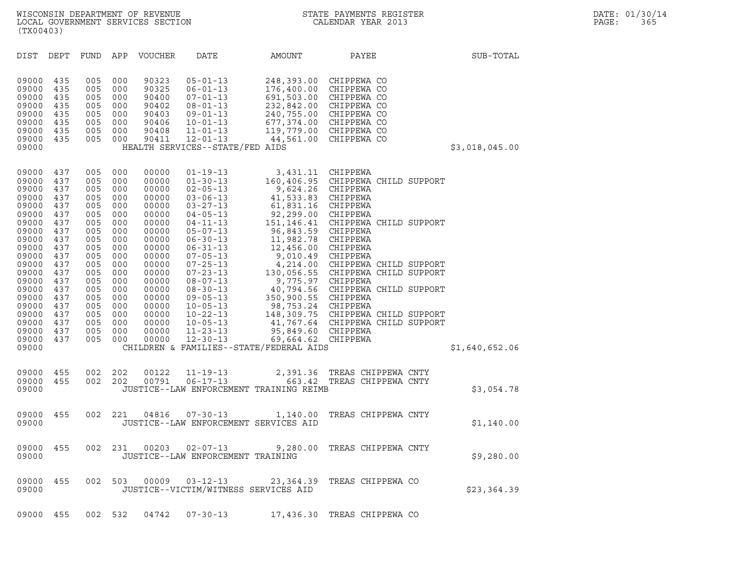| DIST | DEPT | FUND | APP | VOUCHER | DATE | AMOUNT | PAYEE | SUB-TOTAL |
|---|---|---|---|---|---|---|---|---|
| 09000 | 435 | 005 | 000 | 90323 | 05-01-13 | 248,393.00 | CHIPPEWA CO | |
| 09000 | 435 | 005 | 000 | 90325 | 06-01-13 | 176,400.00 | CHIPPEWA CO | |
| 09000 | 435 | 005 | 000 | 90400 | 07-01-13 | 691,503.00 | CHIPPEWA CO | |
| 09000 | 435 | 005 | 000 | 90402 | 08-01-13 | 232,842.00 | CHIPPEWA CO | |
| 09000 | 435 | 005 | 000 | 90403 | 09-01-13 | 240,755.00 | CHIPPEWA CO | |
| 09000 | 435 | 005 | 000 | 90406 | 10-01-13 | 677,374.00 | CHIPPEWA CO | |
| 09000 | 435 | 005 | 000 | 90408 | 11-01-13 | 119,779.00 | CHIPPEWA CO | |
| 09000 | 435 | 005 | 000 | 90411 | 12-01-13 | 44,561.00 | CHIPPEWA CO | |
| 09000 | | | | | HEALTH SERVICES--STATE/FED AIDS | | | $3,018,045.00 |
| 09000 | 437 | 005 | 000 | 00000 | 01-19-13 | 3,431.11 | CHIPPEWA | |
| 09000 | 437 | 005 | 000 | 00000 | 01-30-13 | 160,406.95 | CHIPPEWA CHILD SUPPORT | |
| 09000 | 437 | 005 | 000 | 00000 | 02-05-13 | 9,624.26 | CHIPPEWA | |
| 09000 | 437 | 005 | 000 | 00000 | 03-06-13 | 41,533.83 | CHIPPEWA | |
| 09000 | 437 | 005 | 000 | 00000 | 03-27-13 | 61,831.16 | CHIPPEWA | |
| 09000 | 437 | 005 | 000 | 00000 | 04-05-13 | 92,299.00 | CHIPPEWA | |
| 09000 | 437 | 005 | 000 | 00000 | 04-11-13 | 151,146.41 | CHIPPEWA CHILD SUPPORT | |
| 09000 | 437 | 005 | 000 | 00000 | 05-07-13 | 96,843.59 | CHIPPEWA | |
| 09000 | 437 | 005 | 000 | 00000 | 06-30-13 | 11,982.78 | CHIPPEWA | |
| 09000 | 437 | 005 | 000 | 00000 | 06-31-13 | 12,456.00 | CHIPPEWA | |
| 09000 | 437 | 005 | 000 | 00000 | 07-05-13 | 9,010.49 | CHIPPEWA | |
| 09000 | 437 | 005 | 000 | 00000 | 07-25-13 | 4,214.00 | CHIPPEWA CHILD SUPPORT | |
| 09000 | 437 | 005 | 000 | 00000 | 07-23-13 | 130,056.55 | CHIPPEWA CHILD SUPPORT | |
| 09000 | 437 | 005 | 000 | 00000 | 08-07-13 | 9,775.97 | CHIPPEWA | |
| 09000 | 437 | 005 | 000 | 00000 | 08-30-13 | 40,794.56 | CHIPPEWA CHILD SUPPORT | |
| 09000 | 437 | 005 | 000 | 00000 | 09-05-13 | 350,900.55 | CHIPPEWA | |
| 09000 | 437 | 005 | 000 | 00000 | 10-05-13 | 98,753.24 | CHIPPEWA | |
| 09000 | 437 | 005 | 000 | 00000 | 10-22-13 | 148,309.75 | CHIPPEWA CHILD SUPPORT | |
| 09000 | 437 | 005 | 000 | 00000 | 10-05-13 | 41,767.64 | CHIPPEWA CHILD SUPPORT | |
| 09000 | 437 | 005 | 000 | 00000 | 11-23-13 | 95,849.60 | CHIPPEWA | |
| 09000 | 437 | 005 | 000 | 00000 | 12-30-13 | 69,664.62 | CHIPPEWA | |
| 09000 | | | | | CHILDREN & FAMILIES--STATE/FEDERAL AIDS | | | $1,640,652.06 |
| 09000 | 455 | 002 | 202 | 00122 | 11-19-13 | 2,391.36 | TREAS CHIPPEWA CNTY | |
| 09000 | 455 | 002 | 202 | 00791 | 06-17-13 | 663.42 | TREAS CHIPPEWA CNTY | |
| 09000 | | | | | JUSTICE--LAW ENFORCEMENT TRAINING REIMB | | | $3,054.78 |
| 09000 | 455 | 002 | 221 | 04816 | 07-30-13 | 1,140.00 | TREAS CHIPPEWA CNTY | |
| 09000 | | | | | JUSTICE--LAW ENFORCEMENT SERVICES AID | | | $1,140.00 |
| 09000 | 455 | 002 | 231 | 00203 | 02-07-13 | 9,280.00 | TREAS CHIPPEWA CNTY | |
| 09000 | | | | | JUSTICE--LAW ENFORCEMENT TRAINING | | | $9,280.00 |
| 09000 | 455 | 002 | 503 | 00009 | 03-12-13 | 23,364.39 | TREAS CHIPPEWA CO | |
| 09000 | | | | | JUSTICE--VICTIM/WITNESS SERVICES AID | | | $23,364.39 |
| 09000 | 455 | 002 | 532 | 04742 | 07-30-13 | 17,436.30 | TREAS CHIPPEWA CO | |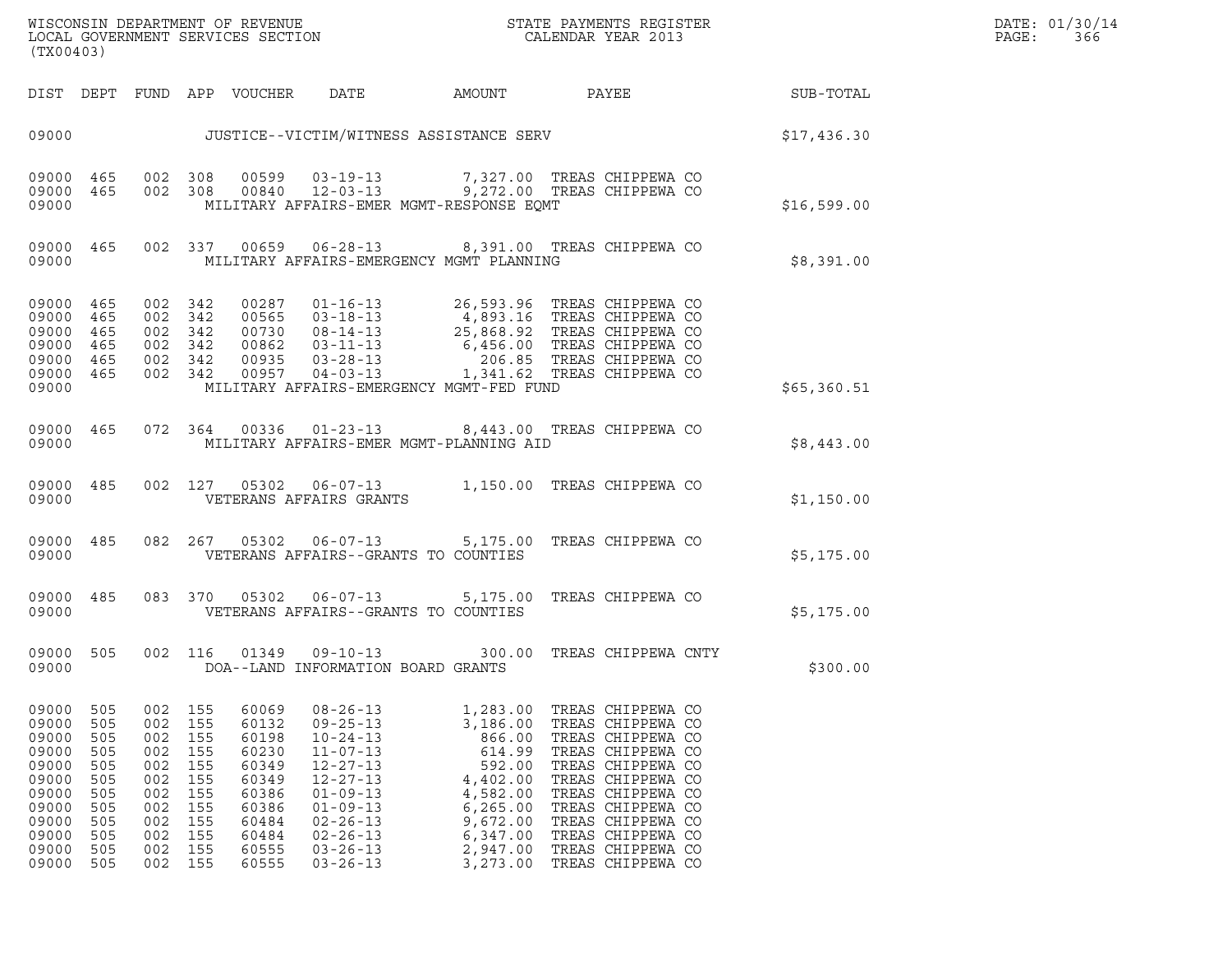| DIST | DEPT | FUND | APP | VOUCHER | DATE | AMOUNT | PAYEE | SUB-TOTAL |
|---|---|---|---|---|---|---|---|---|
| 09000 | | | | JUSTICE--VICTIM/WITNESS ASSISTANCE SERV | | | | $17,436.30 |
| 09000 | 465 | 002 | 308 | 00599 | 03-19-13 | 7,327.00 | TREAS CHIPPEWA CO | |
| 09000 | 465 | 002 | 308 | 00840 | 12-03-13 | 9,272.00 | TREAS CHIPPEWA CO | |
| 09000 | | | | MILITARY AFFAIRS-EMER MGMT-RESPONSE EQMT | | | | $16,599.00 |
| 09000 | 465 | 002 | 337 | 00659 | 06-28-13 | 8,391.00 | TREAS CHIPPEWA CO | |
| 09000 | | | | MILITARY AFFAIRS-EMERGENCY MGMT PLANNING | | | | $8,391.00 |
| 09000 | 465 | 002 | 342 | 00287 | 01-16-13 | 26,593.96 | TREAS CHIPPEWA CO | |
| 09000 | 465 | 002 | 342 | 00565 | 03-18-13 | 4,893.16 | TREAS CHIPPEWA CO | |
| 09000 | 465 | 002 | 342 | 00730 | 08-14-13 | 25,868.92 | TREAS CHIPPEWA CO | |
| 09000 | 465 | 002 | 342 | 00862 | 03-11-13 | 6,456.00 | TREAS CHIPPEWA CO | |
| 09000 | 465 | 002 | 342 | 00935 | 03-28-13 | 206.85 | TREAS CHIPPEWA CO | |
| 09000 | 465 | 002 | 342 | 00957 | 04-03-13 | 1,341.62 | TREAS CHIPPEWA CO | |
| 09000 | | | | MILITARY AFFAIRS-EMERGENCY MGMT-FED FUND | | | | $65,360.51 |
| 09000 | 465 | 072 | 364 | 00336 | 01-23-13 | 8,443.00 | TREAS CHIPPEWA CO | |
| 09000 | | | | MILITARY AFFAIRS-EMER MGMT-PLANNING AID | | | | $8,443.00 |
| 09000 | 485 | 002 | 127 | 05302 | 06-07-13 | 1,150.00 | TREAS CHIPPEWA CO | |
| 09000 | | | | VETERANS AFFAIRS GRANTS | | | | $1,150.00 |
| 09000 | 485 | 082 | 267 | 05302 | 06-07-13 | 5,175.00 | TREAS CHIPPEWA CO | |
| 09000 | | | | VETERANS AFFAIRS--GRANTS TO COUNTIES | | | | $5,175.00 |
| 09000 | 485 | 083 | 370 | 05302 | 06-07-13 | 5,175.00 | TREAS CHIPPEWA CO | |
| 09000 | | | | VETERANS AFFAIRS--GRANTS TO COUNTIES | | | | $5,175.00 |
| 09000 | 505 | 002 | 116 | 01349 | 09-10-13 | 300.00 | TREAS CHIPPEWA CNTY | |
| 09000 | | | | DOA--LAND INFORMATION BOARD GRANTS | | | | $300.00 |
| 09000 | 505 | 002 | 155 | 60069 | 08-26-13 | 1,283.00 | TREAS CHIPPEWA CO | |
| 09000 | 505 | 002 | 155 | 60132 | 09-25-13 | 3,186.00 | TREAS CHIPPEWA CO | |
| 09000 | 505 | 002 | 155 | 60198 | 10-24-13 | 866.00 | TREAS CHIPPEWA CO | |
| 09000 | 505 | 002 | 155 | 60230 | 11-07-13 | 614.99 | TREAS CHIPPEWA CO | |
| 09000 | 505 | 002 | 155 | 60349 | 12-27-13 | 592.00 | TREAS CHIPPEWA CO | |
| 09000 | 505 | 002 | 155 | 60349 | 12-27-13 | 4,402.00 | TREAS CHIPPEWA CO | |
| 09000 | 505 | 002 | 155 | 60386 | 01-09-13 | 4,582.00 | TREAS CHIPPEWA CO | |
| 09000 | 505 | 002 | 155 | 60386 | 01-09-13 | 6,265.00 | TREAS CHIPPEWA CO | |
| 09000 | 505 | 002 | 155 | 60484 | 02-26-13 | 9,672.00 | TREAS CHIPPEWA CO | |
| 09000 | 505 | 002 | 155 | 60484 | 02-26-13 | 6,347.00 | TREAS CHIPPEWA CO | |
| 09000 | 505 | 002 | 155 | 60555 | 03-26-13 | 2,947.00 | TREAS CHIPPEWA CO | |
| 09000 | 505 | 002 | 155 | 60555 | 03-26-13 | 3,273.00 | TREAS CHIPPEWA CO | |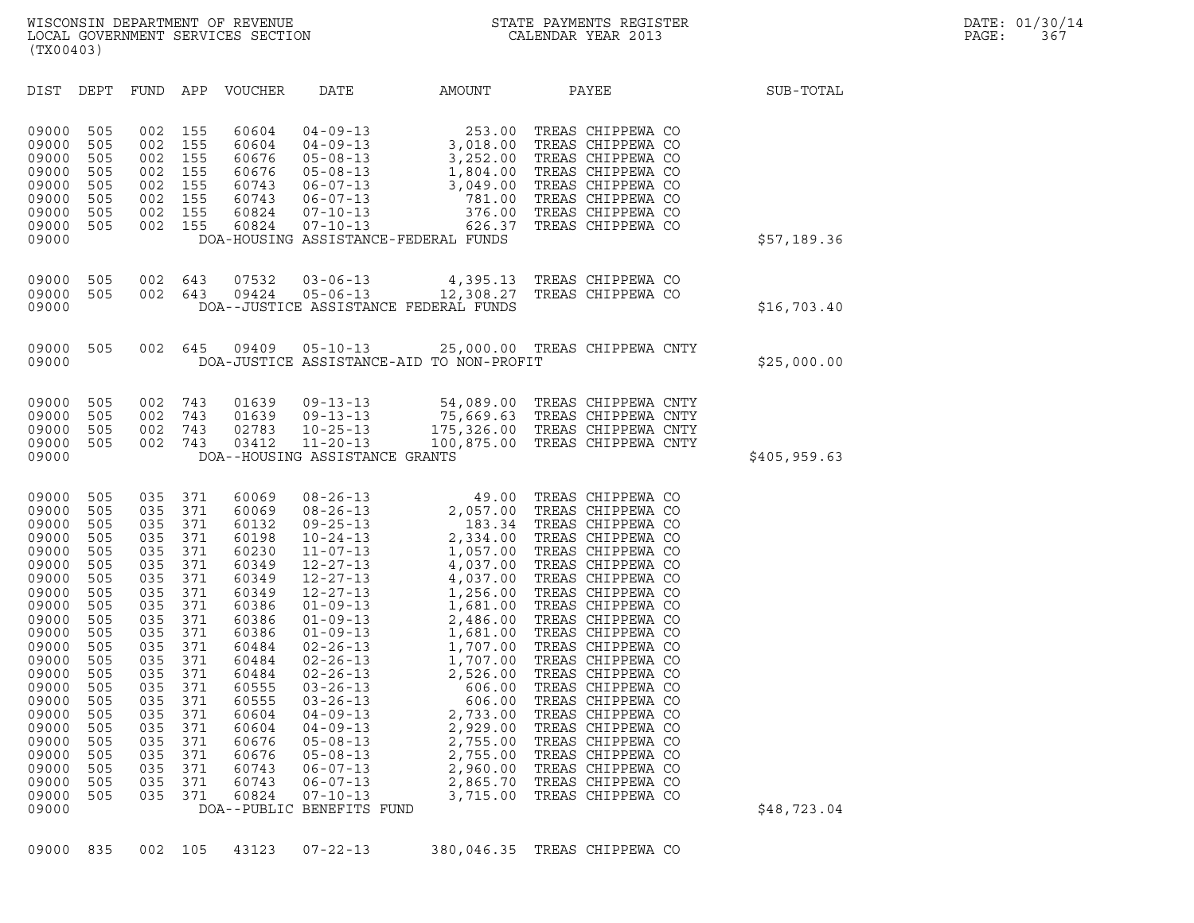WISCONSIN DEPARTMENT OF REVENUE
LOCAL GOVERNMENT SERVICES SECTION
(TX00403)

STATE PAYMENTS REGISTER
CALENDAR YEAR 2013

DATE: 01/30/14
PAGE: 367

| DIST | DEPT | FUND | APP | VOUCHER | DATE | AMOUNT | PAYEE | SUB-TOTAL |
|---|---|---|---|---|---|---|---|---|
| 09000 | 505 | 002 | 155 | 60604 | 04-09-13 | 253.00 | TREAS CHIPPEWA CO | |
| 09000 | 505 | 002 | 155 | 60604 | 04-09-13 | 3,018.00 | TREAS CHIPPEWA CO | |
| 09000 | 505 | 002 | 155 | 60676 | 05-08-13 | 3,252.00 | TREAS CHIPPEWA CO | |
| 09000 | 505 | 002 | 155 | 60676 | 05-08-13 | 1,804.00 | TREAS CHIPPEWA CO | |
| 09000 | 505 | 002 | 155 | 60743 | 06-07-13 | 3,049.00 | TREAS CHIPPEWA CO | |
| 09000 | 505 | 002 | 155 | 60743 | 06-07-13 | 781.00 | TREAS CHIPPEWA CO | |
| 09000 | 505 | 002 | 155 | 60824 | 07-10-13 | 376.00 | TREAS CHIPPEWA CO | |
| 09000 | 505 | 002 | 155 | 60824 | 07-10-13 | 626.37 | TREAS CHIPPEWA CO | |
| 09000 | | | | | DOA-HOUSING ASSISTANCE-FEDERAL FUNDS | | | $57,189.36 |
| 09000 | 505 | 002 | 643 | 07532 | 03-06-13 | 4,395.13 | TREAS CHIPPEWA CO | |
| 09000 | 505 | 002 | 643 | 09424 | 05-06-13 | 12,308.27 | TREAS CHIPPEWA CO | |
| 09000 | | | | | DOA--JUSTICE ASSISTANCE FEDERAL FUNDS | | | $16,703.40 |
| 09000 | 505 | 002 | 645 | 09409 | 05-10-13 | 25,000.00 | TREAS CHIPPEWA CNTY | |
| 09000 | | | | | DOA-JUSTICE ASSISTANCE-AID TO NON-PROFIT | | | $25,000.00 |
| 09000 | 505 | 002 | 743 | 01639 | 09-13-13 | 54,089.00 | TREAS CHIPPEWA CNTY | |
| 09000 | 505 | 002 | 743 | 01639 | 09-13-13 | 75,669.63 | TREAS CHIPPEWA CNTY | |
| 09000 | 505 | 002 | 743 | 02783 | 10-25-13 | 175,326.00 | TREAS CHIPPEWA CNTY | |
| 09000 | 505 | 002 | 743 | 03412 | 11-20-13 | 100,875.00 | TREAS CHIPPEWA CNTY | |
| 09000 | | | | | DOA--HOUSING ASSISTANCE GRANTS | | | $405,959.63 |
| 09000 | 505 | 035 | 371 | 60069 | 08-26-13 | 49.00 | TREAS CHIPPEWA CO | |
| 09000 | 505 | 035 | 371 | 60069 | 08-26-13 | 2,057.00 | TREAS CHIPPEWA CO | |
| 09000 | 505 | 035 | 371 | 60132 | 09-25-13 | 183.34 | TREAS CHIPPEWA CO | |
| 09000 | 505 | 035 | 371 | 60198 | 10-24-13 | 2,334.00 | TREAS CHIPPEWA CO | |
| 09000 | 505 | 035 | 371 | 60230 | 11-07-13 | 1,057.00 | TREAS CHIPPEWA CO | |
| 09000 | 505 | 035 | 371 | 60349 | 12-27-13 | 4,037.00 | TREAS CHIPPEWA CO | |
| 09000 | 505 | 035 | 371 | 60349 | 12-27-13 | 4,037.00 | TREAS CHIPPEWA CO | |
| 09000 | 505 | 035 | 371 | 60349 | 12-27-13 | 1,256.00 | TREAS CHIPPEWA CO | |
| 09000 | 505 | 035 | 371 | 60386 | 01-09-13 | 1,681.00 | TREAS CHIPPEWA CO | |
| 09000 | 505 | 035 | 371 | 60386 | 01-09-13 | 2,486.00 | TREAS CHIPPEWA CO | |
| 09000 | 505 | 035 | 371 | 60386 | 01-09-13 | 1,681.00 | TREAS CHIPPEWA CO | |
| 09000 | 505 | 035 | 371 | 60484 | 02-26-13 | 1,707.00 | TREAS CHIPPEWA CO | |
| 09000 | 505 | 035 | 371 | 60484 | 02-26-13 | 1,707.00 | TREAS CHIPPEWA CO | |
| 09000 | 505 | 035 | 371 | 60484 | 02-26-13 | 2,526.00 | TREAS CHIPPEWA CO | |
| 09000 | 505 | 035 | 371 | 60555 | 03-26-13 | 606.00 | TREAS CHIPPEWA CO | |
| 09000 | 505 | 035 | 371 | 60555 | 03-26-13 | 606.00 | TREAS CHIPPEWA CO | |
| 09000 | 505 | 035 | 371 | 60604 | 04-09-13 | 2,733.00 | TREAS CHIPPEWA CO | |
| 09000 | 505 | 035 | 371 | 60604 | 04-09-13 | 2,929.00 | TREAS CHIPPEWA CO | |
| 09000 | 505 | 035 | 371 | 60676 | 05-08-13 | 2,755.00 | TREAS CHIPPEWA CO | |
| 09000 | 505 | 035 | 371 | 60676 | 05-08-13 | 2,755.00 | TREAS CHIPPEWA CO | |
| 09000 | 505 | 035 | 371 | 60743 | 06-07-13 | 2,960.00 | TREAS CHIPPEWA CO | |
| 09000 | 505 | 035 | 371 | 60743 | 06-07-13 | 2,865.70 | TREAS CHIPPEWA CO | |
| 09000 | 505 | 035 | 371 | 60824 | 07-10-13 | 3,715.00 | TREAS CHIPPEWA CO | |
| 09000 | | | | | DOA--PUBLIC BENEFITS FUND | | | $48,723.04 |
| 09000 | 835 | 002 | 105 | 43123 | 07-22-13 | 380,046.35 | TREAS CHIPPEWA CO | |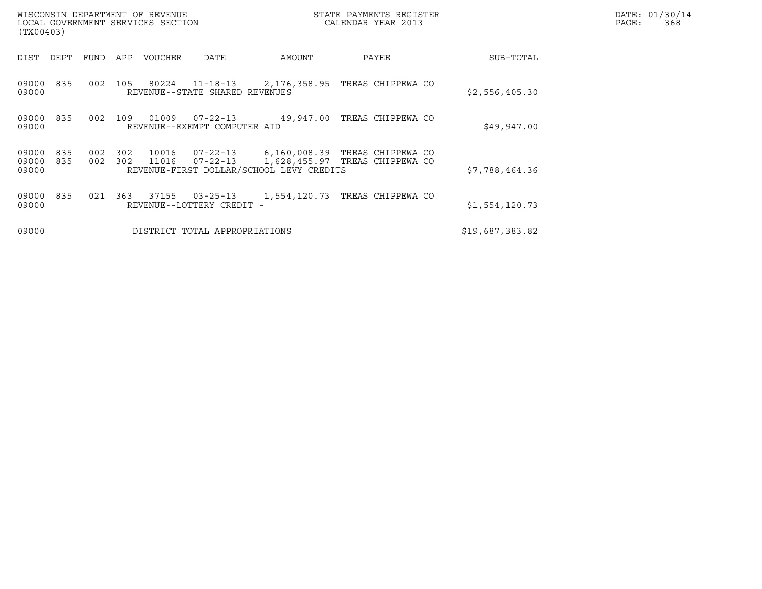WISCONSIN DEPARTMENT OF REVENUE
LOCAL GOVERNMENT SERVICES SECTION
(TX00403)

STATE PAYMENTS REGISTER
CALENDAR YEAR 2013

DATE: 01/30/14

| DIST | DEPT | FUND | APP | VOUCHER | DATE | AMOUNT | PAYEE | SUB-TOTAL |
|---|---|---|---|---|---|---|---|---|
| 09000 | 835 | 002 | 105 | 80224 | 11-18-13 | 2,176,358.95 | TREAS CHIPPEWA CO | |
| 09000 | | | | REVENUE--STATE SHARED REVENUES | | | | $2,556,405.30 |
| 09000 | 835 | 002 | 109 | 01009 | 07-22-13 | 49,947.00 | TREAS CHIPPEWA CO | |
| 09000 | | | | REVENUE--EXEMPT COMPUTER AID | | | | $49,947.00 |
| 09000 | 835 | 002 | 302 | 10016 | 07-22-13 | 6,160,008.39 | TREAS CHIPPEWA CO | |
| 09000 | 835 | 002 | 302 | 11016 | 07-22-13 | 1,628,455.97 | TREAS CHIPPEWA CO | |
| 09000 | | | | REVENUE-FIRST DOLLAR/SCHOOL LEVY CREDITS | | | | $7,788,464.36 |
| 09000 | 835 | 021 | 363 | 37155 | 03-25-13 | 1,554,120.73 | TREAS CHIPPEWA CO | |
| 09000 | | | | REVENUE--LOTTERY CREDIT - | | | | $1,554,120.73 |
| 09000 | | | | DISTRICT TOTAL APPROPRIATIONS | | | | $19,687,383.82 |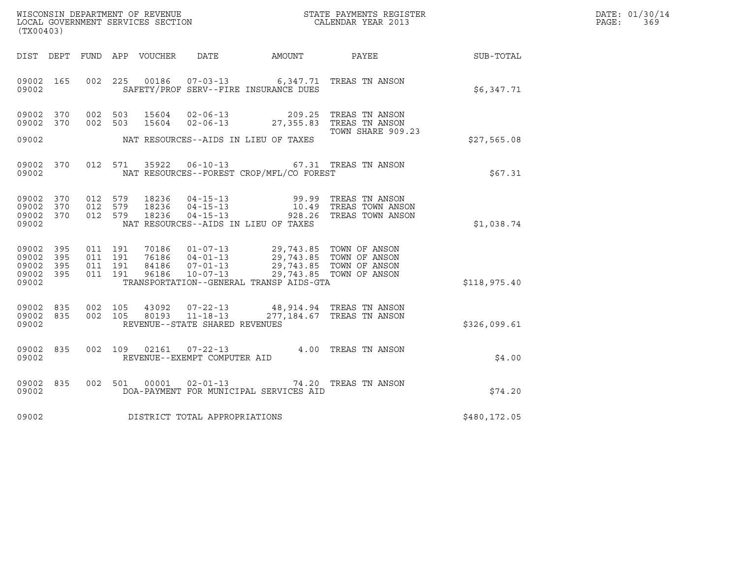WISCONSIN DEPARTMENT OF REVENUE
LOCAL GOVERNMENT SERVICES SECTION
(TX00403)

STATE PAYMENTS REGISTER
CALENDAR YEAR 2013

DATE: 01/30/14
PAGE: 369

| DIST | DEPT | FUND | APP | VOUCHER | DATE | AMOUNT | PAYEE | SUB-TOTAL |
|---|---|---|---|---|---|---|---|---|
| 09002 | 165 | 002 | 225 | 00186 | 07-03-13 | 6,347.71 | TREAS TN ANSON | |
| 09002 | | | | | SAFETY/PROF SERV--FIRE INSURANCE DUES | | | $6,347.71 |
| 09002 | 370 | 002 | 503 | 15604 | 02-06-13 | 209.25 | TREAS TN ANSON | |
| 09002 | 370 | 002 | 503 | 15604 | 02-06-13 | 27,355.83 | TREAS TN ANSON | |
| | | | | | | | TOWN SHARE 909.23 | |
| 09002 | | | | | NAT RESOURCES--AIDS IN LIEU OF TAXES | | | $27,565.08 |
| 09002 | 370 | 012 | 571 | 35922 | 06-10-13 | 67.31 | TREAS TN ANSON | |
| 09002 | | | | | NAT RESOURCES--FOREST CROP/MFL/CO FOREST | | | $67.31 |
| 09002 | 370 | 012 | 579 | 18236 | 04-15-13 | 99.99 | TREAS TN ANSON | |
| 09002 | 370 | 012 | 579 | 18236 | 04-15-13 | 10.49 | TREAS TOWN ANSON | |
| 09002 | 370 | 012 | 579 | 18236 | 04-15-13 | 928.26 | TREAS TOWN ANSON | |
| 09002 | | | | | NAT RESOURCES--AIDS IN LIEU OF TAXES | | | $1,038.74 |
| 09002 | 395 | 011 | 191 | 70186 | 01-07-13 | 29,743.85 | TOWN OF ANSON | |
| 09002 | 395 | 011 | 191 | 76186 | 04-01-13 | 29,743.85 | TOWN OF ANSON | |
| 09002 | 395 | 011 | 191 | 84186 | 07-01-13 | 29,743.85 | TOWN OF ANSON | |
| 09002 | 395 | 011 | 191 | 96186 | 10-07-13 | 29,743.85 | TOWN OF ANSON | |
| 09002 | | | | | TRANSPORTATION--GENERAL TRANSP AIDS-GTA | | | $118,975.40 |
| 09002 | 835 | 002 | 105 | 43092 | 07-22-13 | 48,914.94 | TREAS TN ANSON | |
| 09002 | 835 | 002 | 105 | 80193 | 11-18-13 | 277,184.67 | TREAS TN ANSON | |
| 09002 | | | | | REVENUE--STATE SHARED REVENUES | | | $326,099.61 |
| 09002 | 835 | 002 | 109 | 02161 | 07-22-13 | 4.00 | TREAS TN ANSON | |
| 09002 | | | | | REVENUE--EXEMPT COMPUTER AID | | | $4.00 |
| 09002 | 835 | 002 | 501 | 00001 | 02-01-13 | 74.20 | TREAS TN ANSON | |
| 09002 | | | | | DOA-PAYMENT FOR MUNICIPAL SERVICES AID | | | $74.20 |
| 09002 | | | | | DISTRICT TOTAL APPROPRIATIONS | | | $480,172.05 |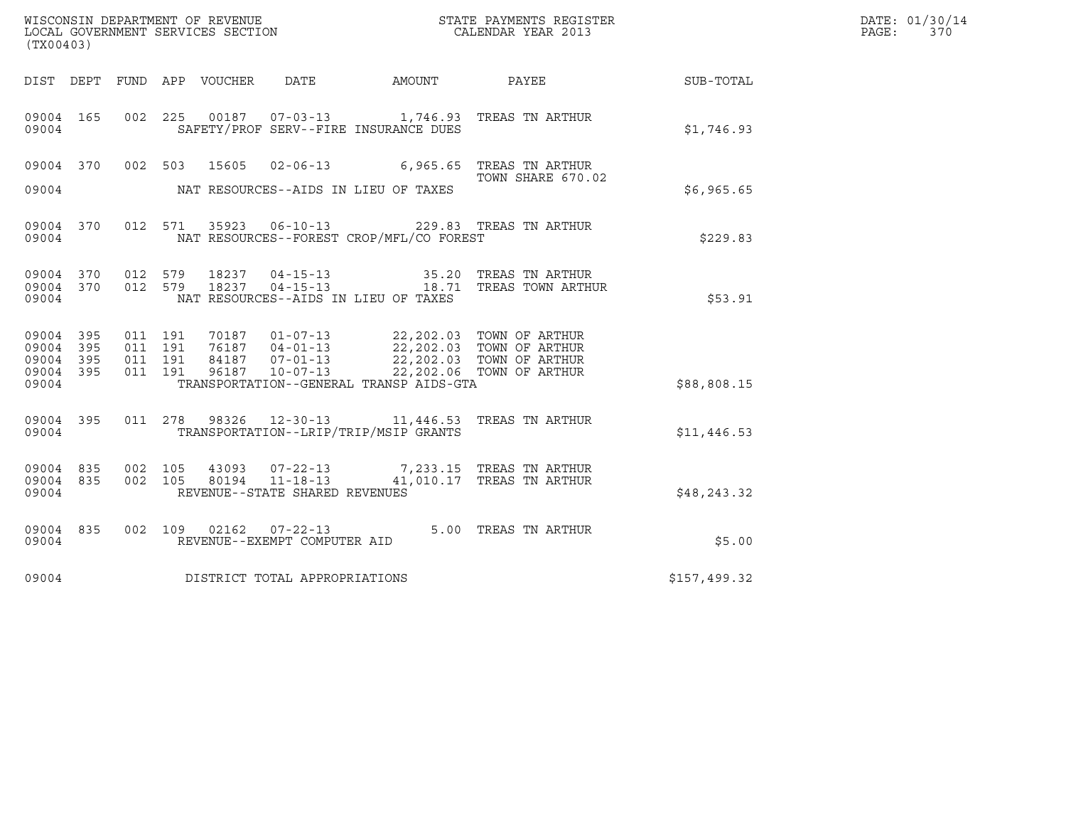WISCONSIN DEPARTMENT OF REVENUE
LOCAL GOVERNMENT SERVICES SECTION
(TX00403)

STATE PAYMENTS REGISTER
CALENDAR YEAR 2013

DATE: 01/30/14
PAGE: 370

| DIST | DEPT | FUND | APP | VOUCHER | DATE | AMOUNT | PAYEE | SUB-TOTAL |
|---|---|---|---|---|---|---|---|---|
| 09004 | 165 | 002 | 225 | 00187 | 07-03-13 | 1,746.93 | TREAS TN ARTHUR | |
| 09004 | | | | | SAFETY/PROF SERV--FIRE INSURANCE DUES | | | $1,746.93 |
| 09004 | 370 | 002 | 503 | 15605 | 02-06-13 | 6,965.65 | TREAS TN ARTHUR TOWN SHARE 670.02 | |
| 09004 | | | | | NAT RESOURCES--AIDS IN LIEU OF TAXES | | | $6,965.65 |
| 09004 | 370 | 012 | 571 | 35923 | 06-10-13 | 229.83 | TREAS TN ARTHUR | |
| 09004 | | | | | NAT RESOURCES--FOREST CROP/MFL/CO FOREST | | | $229.83 |
| 09004 | 370 | 012 | 579 | 18237 | 04-15-13 | 35.20 | TREAS TN ARTHUR | |
| 09004 | 370 | 012 | 579 | 18237 | 04-15-13 | 18.71 | TREAS TOWN ARTHUR | |
| 09004 | | | | | NAT RESOURCES--AIDS IN LIEU OF TAXES | | | $53.91 |
| 09004 | 395 | 011 | 191 | 70187 | 01-07-13 | 22,202.03 | TOWN OF ARTHUR | |
| 09004 | 395 | 011 | 191 | 76187 | 04-01-13 | 22,202.03 | TOWN OF ARTHUR | |
| 09004 | 395 | 011 | 191 | 84187 | 07-01-13 | 22,202.03 | TOWN OF ARTHUR | |
| 09004 | 395 | 011 | 191 | 96187 | 10-07-13 | 22,202.06 | TOWN OF ARTHUR | |
| 09004 | | | | | TRANSPORTATION--GENERAL TRANSP AIDS-GTA | | | $88,808.15 |
| 09004 | 395 | 011 | 278 | 98326 | 12-30-13 | 11,446.53 | TREAS TN ARTHUR | |
| 09004 | | | | | TRANSPORTATION--LRIP/TRIP/MSIP GRANTS | | | $11,446.53 |
| 09004 | 835 | 002 | 105 | 43093 | 07-22-13 | 7,233.15 | TREAS TN ARTHUR | |
| 09004 | 835 | 002 | 105 | 80194 | 11-18-13 | 41,010.17 | TREAS TN ARTHUR | |
| 09004 | | | | | REVENUE--STATE SHARED REVENUES | | | $48,243.32 |
| 09004 | 835 | 002 | 109 | 02162 | 07-22-13 | 5.00 | TREAS TN ARTHUR | |
| 09004 | | | | | REVENUE--EXEMPT COMPUTER AID | | | $5.00 |
| 09004 | | | | | DISTRICT TOTAL APPROPRIATIONS | | | $157,499.32 |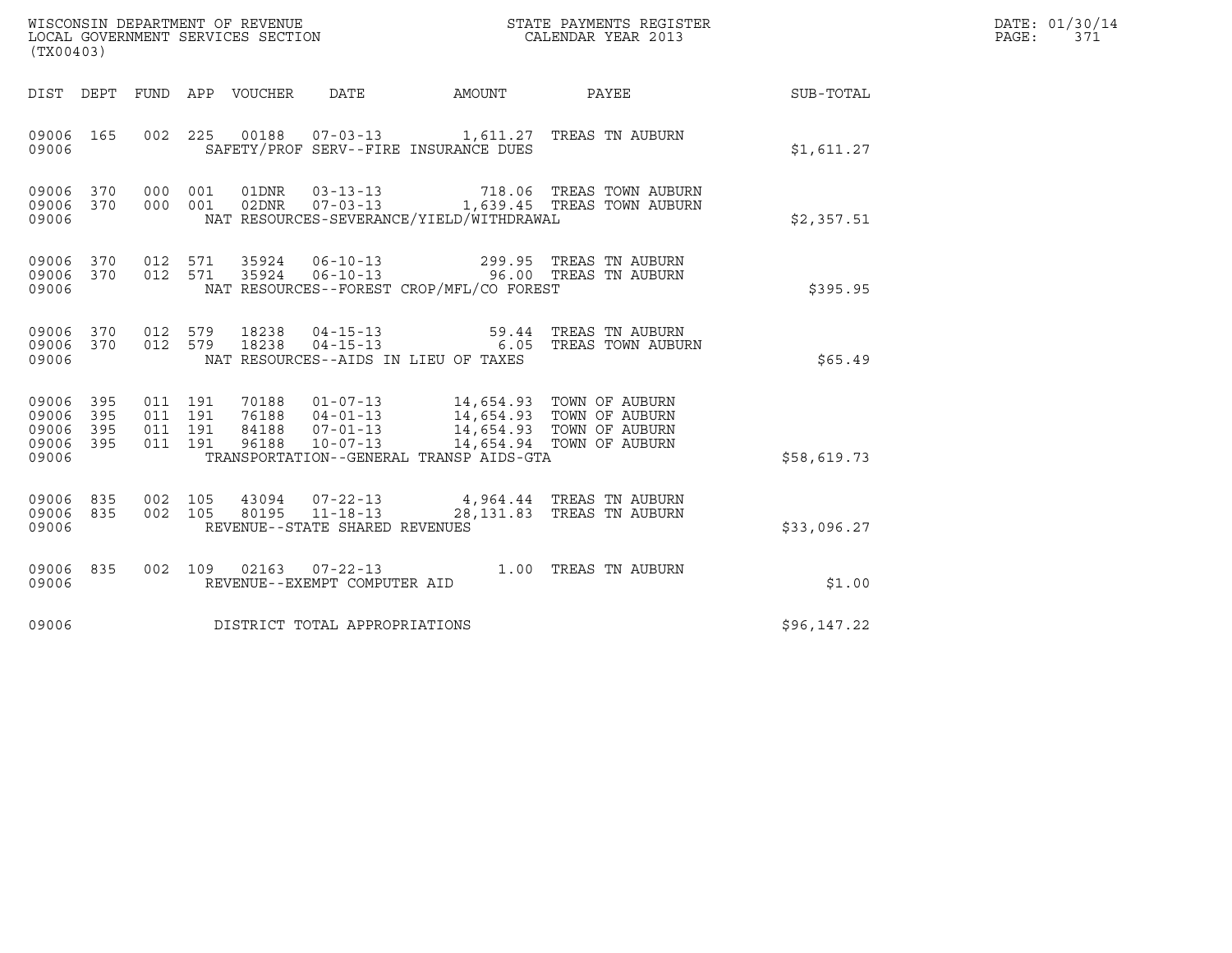WISCONSIN DEPARTMENT OF REVENUE
LOCAL GOVERNMENT SERVICES SECTION
(TX00403)

STATE PAYMENTS REGISTER
CALENDAR YEAR 2013

DATE: 01/30/14
PAGE: 371

| DIST | DEPT | FUND | APP | VOUCHER | DATE | AMOUNT | PAYEE | SUB-TOTAL |
|---|---|---|---|---|---|---|---|---|
| 09006 | 165 | 002 | 225 | 00188 | 07-03-13 | 1,611.27 | TREAS TN AUBURN | |
| 09006 | | | | SAFETY/PROF SERV--FIRE INSURANCE DUES | | | | $1,611.27 |
| 09006 | 370 | 000 | 001 | 01DNR | 03-13-13 | 718.06 | TREAS TOWN AUBURN | |
| 09006 | 370 | 000 | 001 | 02DNR | 07-03-13 | 1,639.45 | TREAS TOWN AUBURN | |
| 09006 | | | | NAT RESOURCES-SEVERANCE/YIELD/WITHDRAWAL | | | | $2,357.51 |
| 09006 | 370 | 012 | 571 | 35924 | 06-10-13 | 299.95 | TREAS TN AUBURN | |
| 09006 | 370 | 012 | 571 | 35924 | 06-10-13 | 96.00 | TREAS TN AUBURN | |
| 09006 | | | | NAT RESOURCES--FOREST CROP/MFL/CO FOREST | | | | $395.95 |
| 09006 | 370 | 012 | 579 | 18238 | 04-15-13 | 59.44 | TREAS TN AUBURN | |
| 09006 | 370 | 012 | 579 | 18238 | 04-15-13 | 6.05 | TREAS TOWN AUBURN | |
| 09006 | | | | NAT RESOURCES--AIDS IN LIEU OF TAXES | | | | $65.49 |
| 09006 | 395 | 011 | 191 | 70188 | 01-07-13 | 14,654.93 | TOWN OF AUBURN | |
| 09006 | 395 | 011 | 191 | 76188 | 04-01-13 | 14,654.93 | TOWN OF AUBURN | |
| 09006 | 395 | 011 | 191 | 84188 | 07-01-13 | 14,654.93 | TOWN OF AUBURN | |
| 09006 | 395 | 011 | 191 | 96188 | 10-07-13 | 14,654.94 | TOWN OF AUBURN | |
| 09006 | | | | TRANSPORTATION--GENERAL TRANSP AIDS-GTA | | | | $58,619.73 |
| 09006 | 835 | 002 | 105 | 43094 | 07-22-13 | 4,964.44 | TREAS TN AUBURN | |
| 09006 | 835 | 002 | 105 | 80195 | 11-18-13 | 28,131.83 | TREAS TN AUBURN | |
| 09006 | | | | REVENUE--STATE SHARED REVENUES | | | | $33,096.27 |
| 09006 | 835 | 002 | 109 | 02163 | 07-22-13 | 1.00 | TREAS TN AUBURN | |
| 09006 | | | | REVENUE--EXEMPT COMPUTER AID | | | | $1.00 |
| 09006 | | | | DISTRICT TOTAL APPROPRIATIONS | | | | $96,147.22 |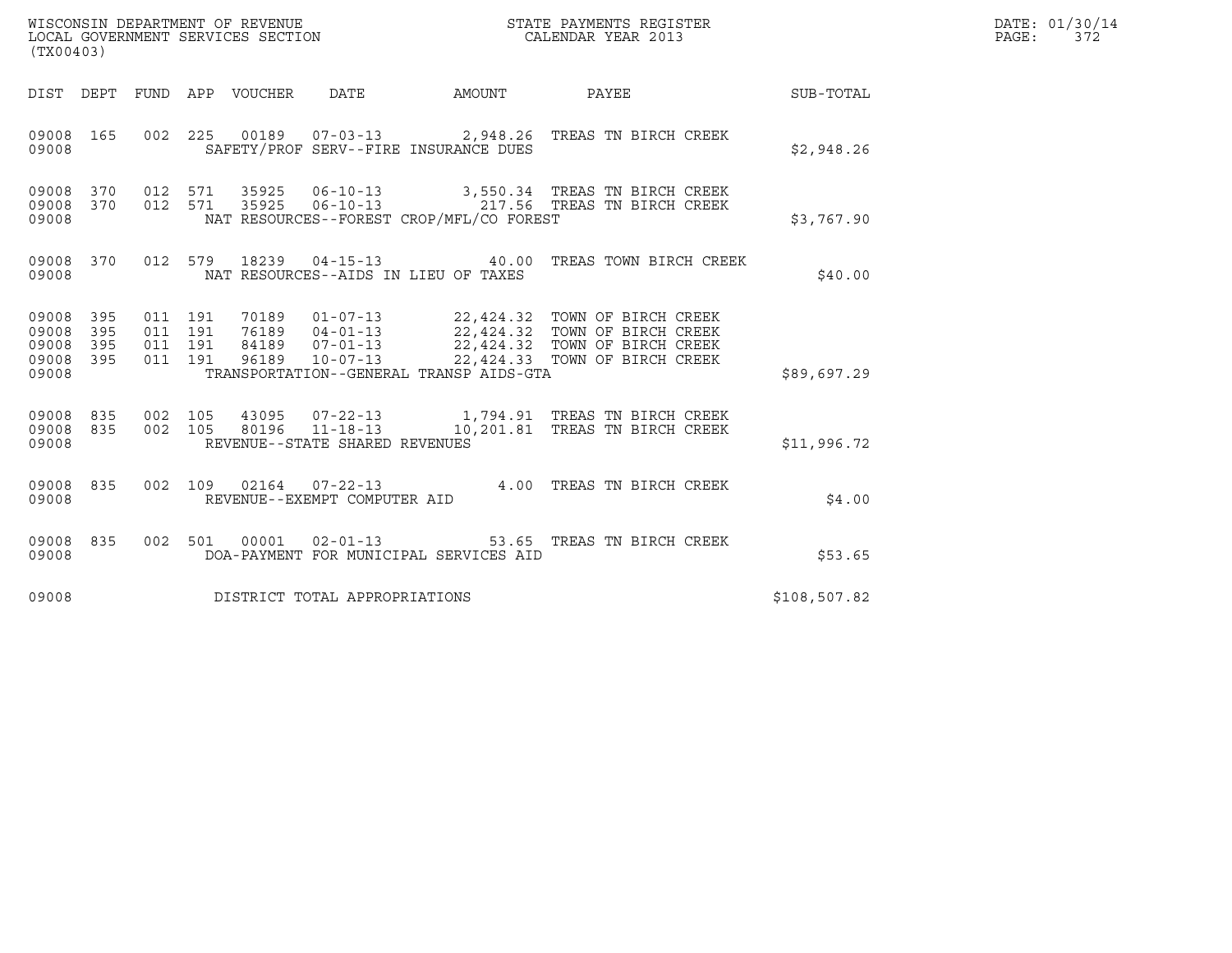WISCONSIN DEPARTMENT OF REVENUE
LOCAL GOVERNMENT SERVICES SECTION
(TX00403)

STATE PAYMENTS REGISTER
CALENDAR YEAR 2013

DATE: 01/30/14
PAGE: 372

| DIST | DEPT | FUND | APP | VOUCHER | DATE | AMOUNT | PAYEE | SUB-TOTAL |
|---|---|---|---|---|---|---|---|---|
| 09008 | 165 | 002 | 225 | 00189 | 07-03-13 | 2,948.26 | TREAS TN BIRCH CREEK | |
| 09008 | | | | SAFETY/PROF SERV--FIRE INSURANCE DUES | | | | $2,948.26 |
| 09008 | 370 | 012 | 571 | 35925 | 06-10-13 | 3,550.34 | TREAS TN BIRCH CREEK | |
| 09008 | 370 | 012 | 571 | 35925 | 06-10-13 | 217.56 | TREAS TN BIRCH CREEK | |
| 09008 | | | | NAT RESOURCES--FOREST CROP/MFL/CO FOREST | | | | $3,767.90 |
| 09008 | 370 | 012 | 579 | 18239 | 04-15-13 | 40.00 | TREAS TOWN BIRCH CREEK | |
| 09008 | | | | NAT RESOURCES--AIDS IN LIEU OF TAXES | | | | $40.00 |
| 09008 | 395 | 011 | 191 | 70189 | 01-07-13 | 22,424.32 | TOWN OF BIRCH CREEK | |
| 09008 | 395 | 011 | 191 | 76189 | 04-01-13 | 22,424.32 | TOWN OF BIRCH CREEK | |
| 09008 | 395 | 011 | 191 | 84189 | 07-01-13 | 22,424.32 | TOWN OF BIRCH CREEK | |
| 09008 | 395 | 011 | 191 | 96189 | 10-07-13 | 22,424.33 | TOWN OF BIRCH CREEK | |
| 09008 | | | | TRANSPORTATION--GENERAL TRANSP AIDS-GTA | | | | $89,697.29 |
| 09008 | 835 | 002 | 105 | 43095 | 07-22-13 | 1,794.91 | TREAS TN BIRCH CREEK | |
| 09008 | 835 | 002 | 105 | 80196 | 11-18-13 | 10,201.81 | TREAS TN BIRCH CREEK | |
| 09008 | | | | REVENUE--STATE SHARED REVENUES | | | | $11,996.72 |
| 09008 | 835 | 002 | 109 | 02164 | 07-22-13 | 4.00 | TREAS TN BIRCH CREEK | |
| 09008 | | | | REVENUE--EXEMPT COMPUTER AID | | | | $4.00 |
| 09008 | 835 | 002 | 501 | 00001 | 02-01-13 | 53.65 | TREAS TN BIRCH CREEK | |
| 09008 | | | | DOA-PAYMENT FOR MUNICIPAL SERVICES AID | | | | $53.65 |
| 09008 | | | | DISTRICT TOTAL APPROPRIATIONS | | | | $108,507.82 |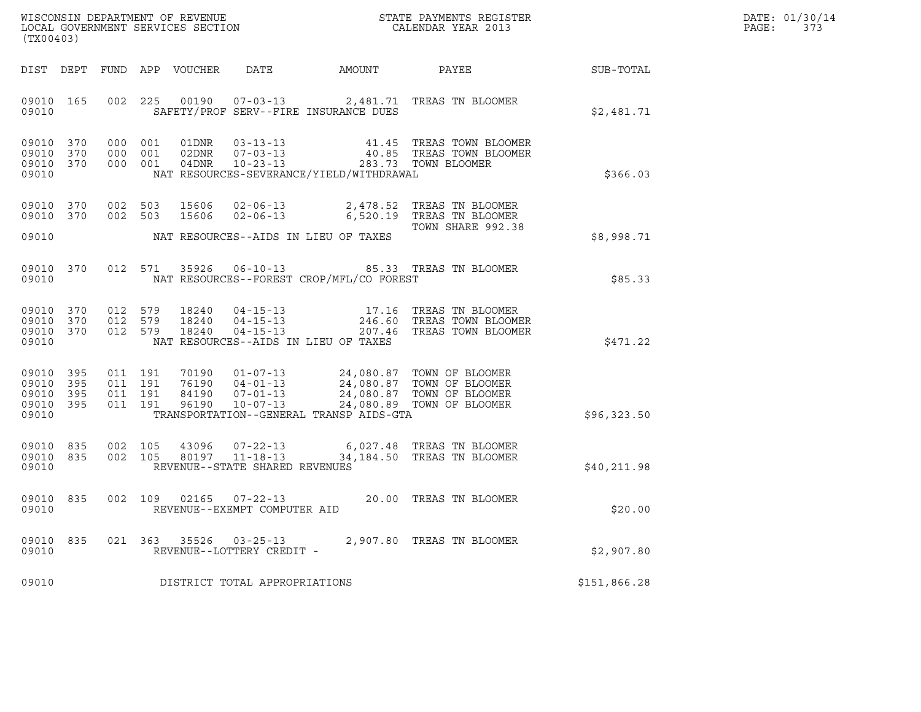WISCONSIN DEPARTMENT OF REVENUE
LOCAL GOVERNMENT SERVICES SECTION
(TX00403)

STATE PAYMENTS REGISTER
CALENDAR YEAR 2013

DATE: 01/30/14

| DIST | DEPT | FUND | APP | VOUCHER | DATE | AMOUNT | PAYEE | SUB-TOTAL |
|---|---|---|---|---|---|---|---|---|
| 09010 | 165 | 002 | 225 | 00190 | 07-03-13 | 2,481.71 | TREAS TN BLOOMER | |
| 09010 | | | | | SAFETY/PROF SERV--FIRE INSURANCE DUES | | | $2,481.71 |
| 09010 | 370 | 000 | 001 | 01DNR | 03-13-13 | 41.45 | TREAS TOWN BLOOMER | |
| 09010 | 370 | 000 | 001 | 02DNR | 07-03-13 | 40.85 | TREAS TOWN BLOOMER | |
| 09010 | 370 | 000 | 001 | 04DNR | 10-23-13 | 283.73 | TOWN BLOOMER | |
| 09010 | | | | | NAT RESOURCES-SEVERANCE/YIELD/WITHDRAWAL | | | $366.03 |
| 09010 | 370 | 002 | 503 | 15606 | 02-06-13 | 2,478.52 | TREAS TN BLOOMER | |
| 09010 | 370 | 002 | 503 | 15606 | 02-06-13 | 6,520.19 | TREAS TN BLOOMER TOWN SHARE 992.38 | |
| 09010 | | | | | NAT RESOURCES--AIDS IN LIEU OF TAXES | | | $8,998.71 |
| 09010 | 370 | 012 | 571 | 35926 | 06-10-13 | 85.33 | TREAS TN BLOOMER | |
| 09010 | | | | | NAT RESOURCES--FOREST CROP/MFL/CO FOREST | | | $85.33 |
| 09010 | 370 | 012 | 579 | 18240 | 04-15-13 | 17.16 | TREAS TN BLOOMER | |
| 09010 | 370 | 012 | 579 | 18240 | 04-15-13 | 246.60 | TREAS TOWN BLOOMER | |
| 09010 | 370 | 012 | 579 | 18240 | 04-15-13 | 207.46 | TREAS TOWN BLOOMER | |
| 09010 | | | | | NAT RESOURCES--AIDS IN LIEU OF TAXES | | | $471.22 |
| 09010 | 395 | 011 | 191 | 70190 | 01-07-13 | 24,080.87 | TOWN OF BLOOMER | |
| 09010 | 395 | 011 | 191 | 76190 | 04-01-13 | 24,080.87 | TOWN OF BLOOMER | |
| 09010 | 395 | 011 | 191 | 84190 | 07-01-13 | 24,080.87 | TOWN OF BLOOMER | |
| 09010 | 395 | 011 | 191 | 96190 | 10-07-13 | 24,080.89 | TOWN OF BLOOMER | |
| 09010 | | | | | TRANSPORTATION--GENERAL TRANSP AIDS-GTA | | | $96,323.50 |
| 09010 | 835 | 002 | 105 | 43096 | 07-22-13 | 6,027.48 | TREAS TN BLOOMER | |
| 09010 | 835 | 002 | 105 | 80197 | 11-18-13 | 34,184.50 | TREAS TN BLOOMER | |
| 09010 | | | | | REVENUE--STATE SHARED REVENUES | | | $40,211.98 |
| 09010 | 835 | 002 | 109 | 02165 | 07-22-13 | 20.00 | TREAS TN BLOOMER | |
| 09010 | | | | | REVENUE--EXEMPT COMPUTER AID | | | $20.00 |
| 09010 | 835 | 021 | 363 | 35526 | 03-25-13 | 2,907.80 | TREAS TN BLOOMER | |
| 09010 | | | | | REVENUE--LOTTERY CREDIT - | | | $2,907.80 |
| 09010 | | | | | DISTRICT TOTAL APPROPRIATIONS | | | $151,866.28 |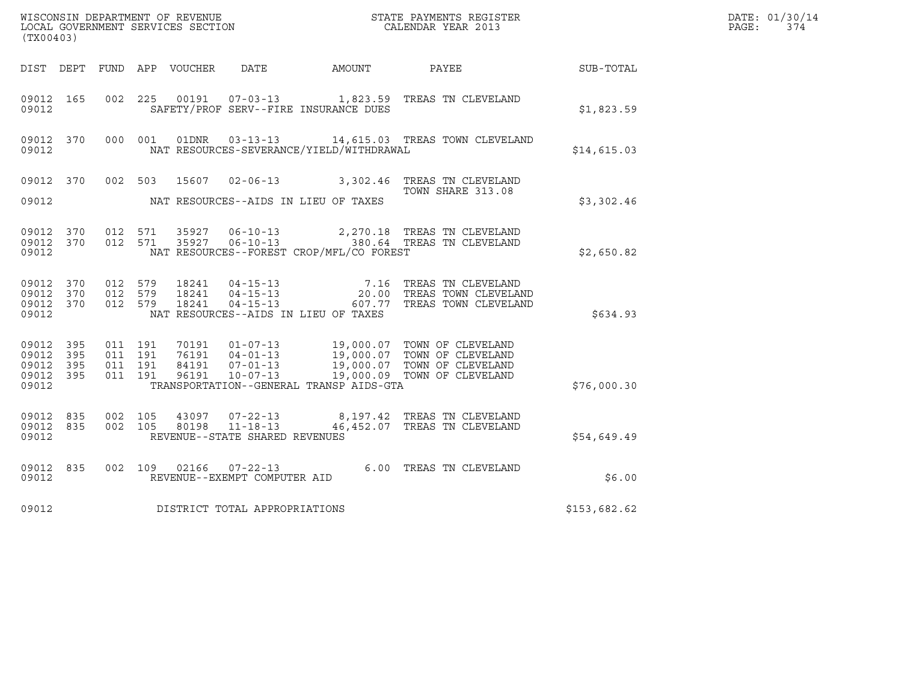WISCONSIN DEPARTMENT OF REVENUE
LOCAL GOVERNMENT SERVICES SECTION
(TX00403)

STATE PAYMENTS REGISTER
CALENDAR YEAR 2013

DATE: 01/30/14
PAGE: 374

| DIST | DEPT | FUND | APP | VOUCHER | DATE | AMOUNT | PAYEE | SUB-TOTAL |
|---|---|---|---|---|---|---|---|---|
| 09012 | 165 | 002 | 225 | 00191 | 07-03-13 | 1,823.59 | TREAS TN CLEVELAND | |
| 09012 | | | | | SAFETY/PROF SERV--FIRE INSURANCE DUES | | | $1,823.59 |
| 09012 | 370 | 000 | 001 | 01DNR | 03-13-13 | 14,615.03 | TREAS TOWN CLEVELAND | |
| 09012 | | | | | NAT RESOURCES-SEVERANCE/YIELD/WITHDRAWAL | | | $14,615.03 |
| 09012 | 370 | 002 | 503 | 15607 | 02-06-13 | 3,302.46 | TREAS TN CLEVELAND TOWN SHARE 313.08 | |
| 09012 | | | | | NAT RESOURCES--AIDS IN LIEU OF TAXES | | | $3,302.46 |
| 09012 | 370 | 012 | 571 | 35927 | 06-10-13 | 2,270.18 | TREAS TN CLEVELAND | |
| 09012 | 370 | 012 | 571 | 35927 | 06-10-13 | 380.64 | TREAS TN CLEVELAND | |
| 09012 | | | | | NAT RESOURCES--FOREST CROP/MFL/CO FOREST | | | $2,650.82 |
| 09012 | 370 | 012 | 579 | 18241 | 04-15-13 | 7.16 | TREAS TN CLEVELAND | |
| 09012 | 370 | 012 | 579 | 18241 | 04-15-13 | 20.00 | TREAS TOWN CLEVELAND | |
| 09012 | 370 | 012 | 579 | 18241 | 04-15-13 | 607.77 | TREAS TOWN CLEVELAND | |
| 09012 | | | | | NAT RESOURCES--AIDS IN LIEU OF TAXES | | | $634.93 |
| 09012 | 395 | 011 | 191 | 70191 | 01-07-13 | 19,000.07 | TOWN OF CLEVELAND | |
| 09012 | 395 | 011 | 191 | 76191 | 04-01-13 | 19,000.07 | TOWN OF CLEVELAND | |
| 09012 | 395 | 011 | 191 | 84191 | 07-01-13 | 19,000.07 | TOWN OF CLEVELAND | |
| 09012 | 395 | 011 | 191 | 96191 | 10-07-13 | 19,000.09 | TOWN OF CLEVELAND | |
| 09012 | | | | | TRANSPORTATION--GENERAL TRANSP AIDS-GTA | | | $76,000.30 |
| 09012 | 835 | 002 | 105 | 43097 | 07-22-13 | 8,197.42 | TREAS TN CLEVELAND | |
| 09012 | 835 | 002 | 105 | 80198 | 11-18-13 | 46,452.07 | TREAS TN CLEVELAND | |
| 09012 | | | | | REVENUE--STATE SHARED REVENUES | | | $54,649.49 |
| 09012 | 835 | 002 | 109 | 02166 | 07-22-13 | 6.00 | TREAS TN CLEVELAND | |
| 09012 | | | | | REVENUE--EXEMPT COMPUTER AID | | | $6.00 |
| 09012 | | | | | DISTRICT TOTAL APPROPRIATIONS | | | $153,682.62 |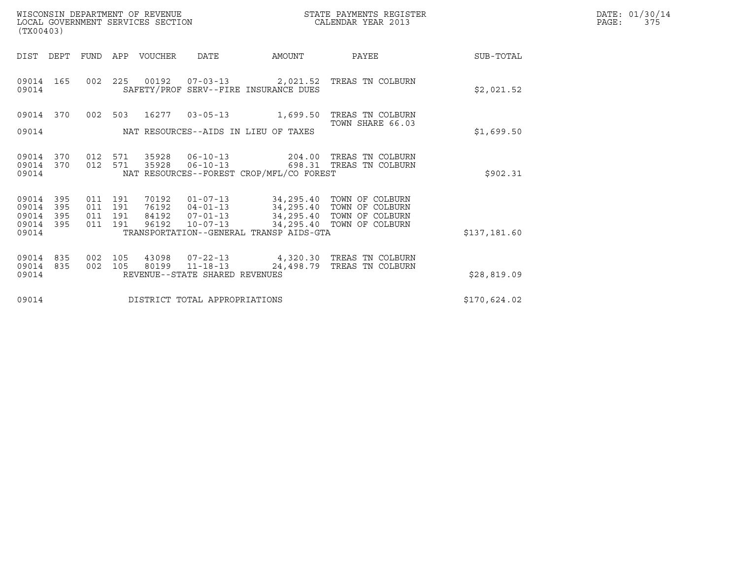WISCONSIN DEPARTMENT OF REVENUE
LOCAL GOVERNMENT SERVICES SECTION
(TX00403)

STATE PAYMENTS REGISTER
CALENDAR YEAR 2013

DATE: 01/30/14

| DIST | DEPT | FUND | APP | VOUCHER | DATE | AMOUNT | PAYEE | SUB-TOTAL |
|---|---|---|---|---|---|---|---|---|
| 09014 | 165 | 002 | 225 | 00192 | 07-03-13 | 2,021.52 | TREAS TN COLBURN | |
| 09014 | | | | | SAFETY/PROF SERV--FIRE INSURANCE DUES | | | $2,021.52 |
| 09014 | 370 | 002 | 503 | 16277 | 03-05-13 | 1,699.50 | TREAS TN COLBURN TOWN SHARE 66.03 | |
| 09014 | | | | | NAT RESOURCES--AIDS IN LIEU OF TAXES | | | $1,699.50 |
| 09014 | 370 | 012 | 571 | 35928 | 06-10-13 | 204.00 | TREAS TN COLBURN | |
| 09014 | 370 | 012 | 571 | 35928 | 06-10-13 | 698.31 | TREAS TN COLBURN | |
| 09014 | | | | | NAT RESOURCES--FOREST CROP/MFL/CO FOREST | | | $902.31 |
| 09014 | 395 | 011 | 191 | 70192 | 01-07-13 | 34,295.40 | TOWN OF COLBURN | |
| 09014 | 395 | 011 | 191 | 76192 | 04-01-13 | 34,295.40 | TOWN OF COLBURN | |
| 09014 | 395 | 011 | 191 | 84192 | 07-01-13 | 34,295.40 | TOWN OF COLBURN | |
| 09014 | 395 | 011 | 191 | 96192 | 10-07-13 | 34,295.40 | TOWN OF COLBURN | |
| 09014 | | | | | TRANSPORTATION--GENERAL TRANSP AIDS-GTA | | | $137,181.60 |
| 09014 | 835 | 002 | 105 | 43098 | 07-22-13 | 4,320.30 | TREAS TN COLBURN | |
| 09014 | 835 | 002 | 105 | 80199 | 11-18-13 | 24,498.79 | TREAS TN COLBURN | |
| 09014 | | | | | REVENUE--STATE SHARED REVENUES | | | $28,819.09 |
| 09014 | | | | | DISTRICT TOTAL APPROPRIATIONS | | | $170,624.02 |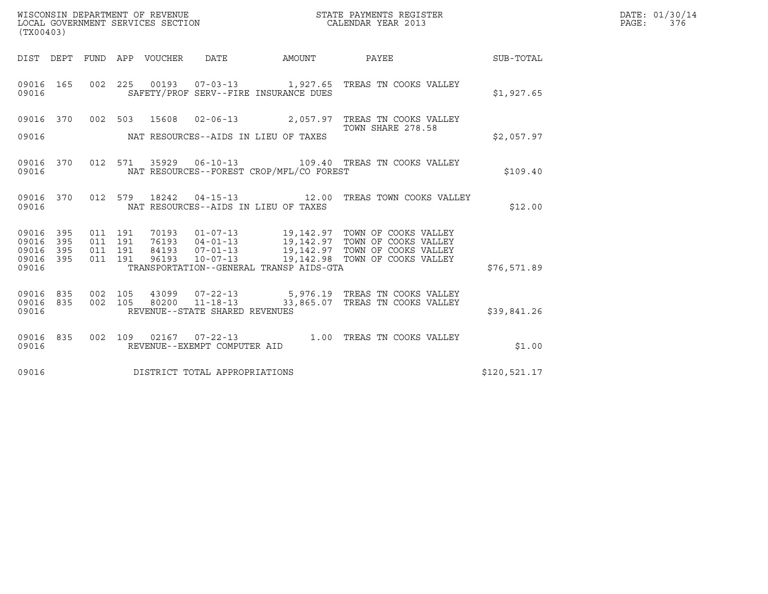WISCONSIN DEPARTMENT OF REVENUE
LOCAL GOVERNMENT SERVICES SECTION
(TX00403)

STATE PAYMENTS REGISTER
CALENDAR YEAR 2013

DATE: 01/30/14

| DIST | DEPT | FUND | APP | VOUCHER | DATE | AMOUNT | PAYEE | SUB-TOTAL |
|---|---|---|---|---|---|---|---|---|
| 09016 | 165 | 002 | 225 | 00193 | 07-03-13 | 1,927.65 | TREAS TN COOKS VALLEY | |
| 09016 | | | | | SAFETY/PROF SERV--FIRE INSURANCE DUES | | | $1,927.65 |
| 09016 | 370 | 002 | 503 | 15608 | 02-06-13 | 2,057.97 | TREAS TN COOKS VALLEY TOWN SHARE 278.58 | |
| 09016 | | | | | NAT RESOURCES--AIDS IN LIEU OF TAXES | | | $2,057.97 |
| 09016 | 370 | 012 | 571 | 35929 | 06-10-13 | 109.40 | TREAS TN COOKS VALLEY | |
| 09016 | | | | | NAT RESOURCES--FOREST CROP/MFL/CO FOREST | | | $109.40 |
| 09016 | 370 | 012 | 579 | 18242 | 04-15-13 | 12.00 | TREAS TOWN COOKS VALLEY | |
| 09016 | | | | | NAT RESOURCES--AIDS IN LIEU OF TAXES | | | $12.00 |
| 09016 | 395 | 011 | 191 | 70193 | 01-07-13 | 19,142.97 | TOWN OF COOKS VALLEY | |
| 09016 | 395 | 011 | 191 | 76193 | 04-01-13 | 19,142.97 | TOWN OF COOKS VALLEY | |
| 09016 | 395 | 011 | 191 | 84193 | 07-01-13 | 19,142.97 | TOWN OF COOKS VALLEY | |
| 09016 | 395 | 011 | 191 | 96193 | 10-07-13 | 19,142.98 | TOWN OF COOKS VALLEY | |
| 09016 | | | | | TRANSPORTATION--GENERAL TRANSP AIDS-GTA | | | $76,571.89 |
| 09016 | 835 | 002 | 105 | 43099 | 07-22-13 | 5,976.19 | TREAS TN COOKS VALLEY | |
| 09016 | 835 | 002 | 105 | 80200 | 11-18-13 | 33,865.07 | TREAS TN COOKS VALLEY | |
| 09016 | | | | | REVENUE--STATE SHARED REVENUES | | | $39,841.26 |
| 09016 | 835 | 002 | 109 | 02167 | 07-22-13 | 1.00 | TREAS TN COOKS VALLEY | |
| 09016 | | | | | REVENUE--EXEMPT COMPUTER AID | | | $1.00 |
| 09016 | | | | | DISTRICT TOTAL APPROPRIATIONS | | | $120,521.17 |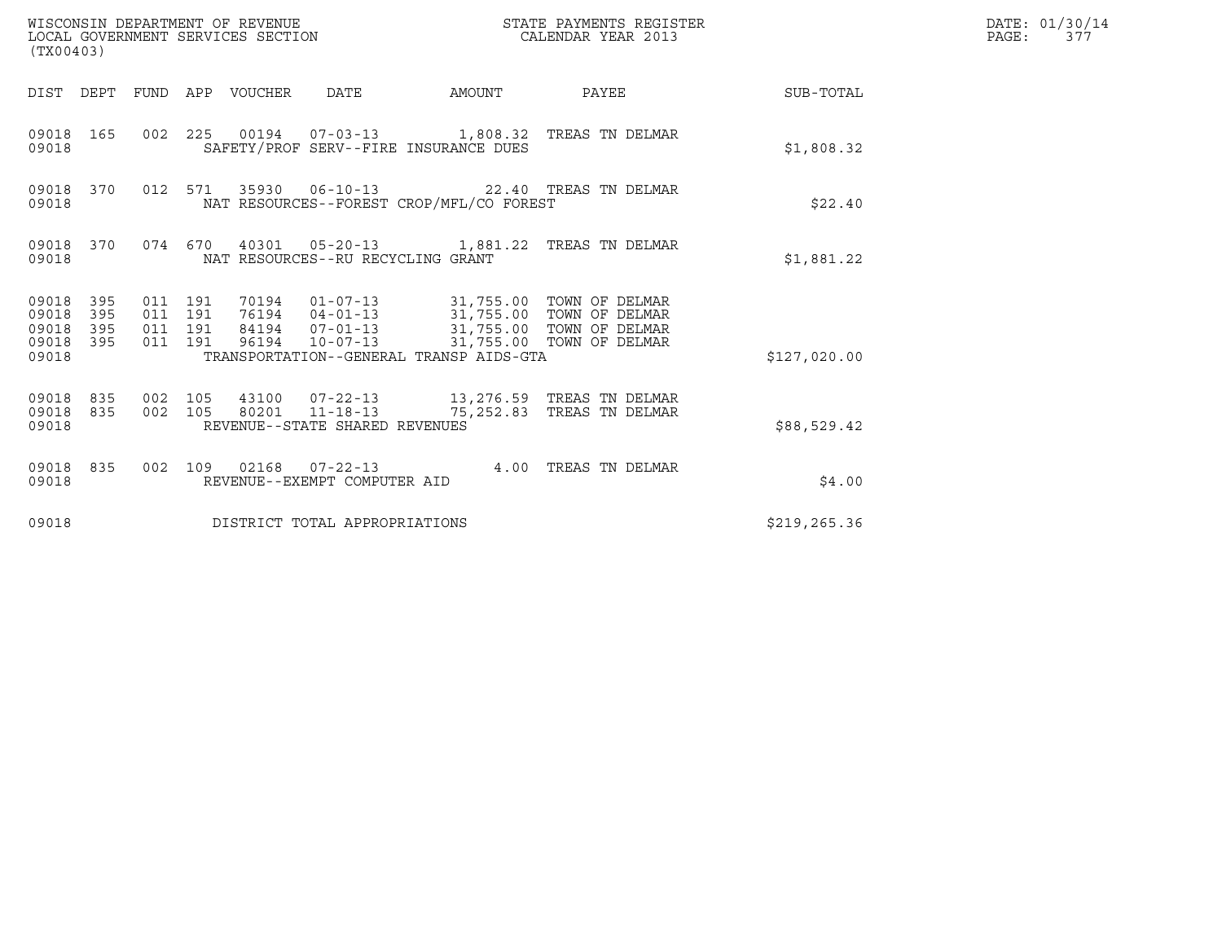WISCONSIN DEPARTMENT OF REVENUE
LOCAL GOVERNMENT SERVICES SECTION
(TX00403)

STATE PAYMENTS REGISTER
CALENDAR YEAR 2013

DATE: 01/30/14
PAGE: 377

| DIST | DEPT | FUND | APP | VOUCHER | DATE | AMOUNT | PAYEE | SUB-TOTAL |
|---|---|---|---|---|---|---|---|---|
| 09018 | 165 | 002 | 225 | 00194 | 07-03-13 | 1,808.32 | TREAS TN DELMAR | |
| 09018 | | | | SAFETY/PROF SERV--FIRE INSURANCE DUES | | | | $1,808.32 |
| 09018 | 370 | 012 | 571 | 35930 | 06-10-13 | 22.40 | TREAS TN DELMAR | |
| 09018 | | | | NAT RESOURCES--FOREST CROP/MFL/CO FOREST | | | | $22.40 |
| 09018 | 370 | 074 | 670 | 40301 | 05-20-13 | 1,881.22 | TREAS TN DELMAR | |
| 09018 | | | | NAT RESOURCES--RU RECYCLING GRANT | | | | $1,881.22 |
| 09018 | 395 | 011 | 191 | 70194 | 01-07-13 | 31,755.00 | TOWN OF DELMAR | |
| 09018 | 395 | 011 | 191 | 76194 | 04-01-13 | 31,755.00 | TOWN OF DELMAR | |
| 09018 | 395 | 011 | 191 | 84194 | 07-01-13 | 31,755.00 | TOWN OF DELMAR | |
| 09018 | 395 | 011 | 191 | 96194 | 10-07-13 | 31,755.00 | TOWN OF DELMAR | |
| 09018 | | | | TRANSPORTATION--GENERAL TRANSP AIDS-GTA | | | | $127,020.00 |
| 09018 | 835 | 002 | 105 | 43100 | 07-22-13 | 13,276.59 | TREAS TN DELMAR | |
| 09018 | 835 | 002 | 105 | 80201 | 11-18-13 | 75,252.83 | TREAS TN DELMAR | |
| 09018 | | | | REVENUE--STATE SHARED REVENUES | | | | $88,529.42 |
| 09018 | 835 | 002 | 109 | 02168 | 07-22-13 | 4.00 | TREAS TN DELMAR | |
| 09018 | | | | REVENUE--EXEMPT COMPUTER AID | | | | $4.00 |
| 09018 | | | | DISTRICT TOTAL APPROPRIATIONS | | | | $219,265.36 |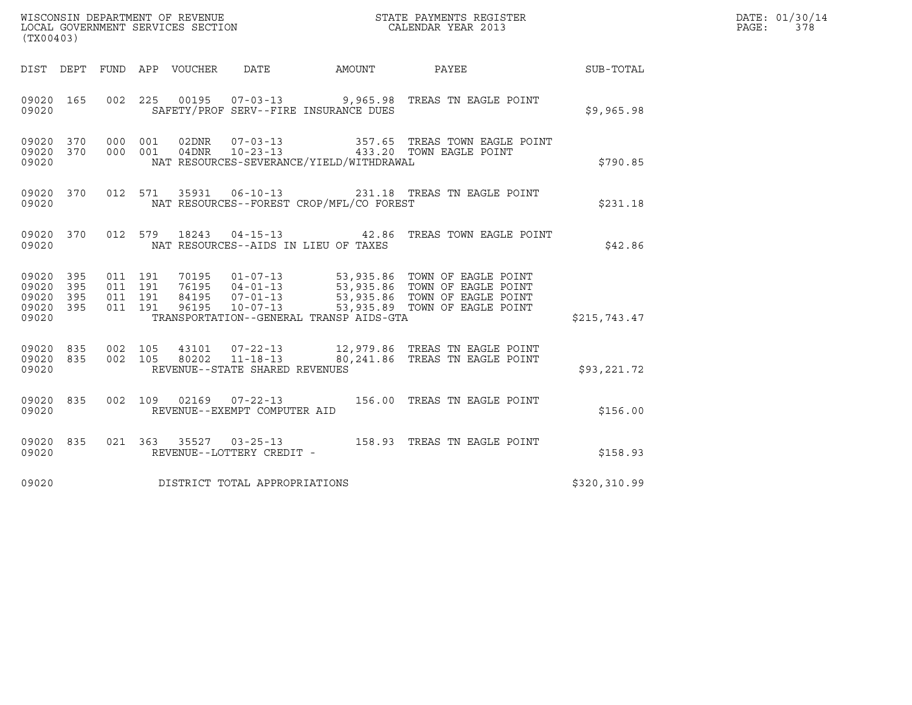WISCONSIN DEPARTMENT OF REVENUE
LOCAL GOVERNMENT SERVICES SECTION
(TX00403)

STATE PAYMENTS REGISTER
CALENDAR YEAR 2013

DATE: 01/30/14
PAGE: 378

| DIST | DEPT | FUND | APP | VOUCHER | DATE | AMOUNT | PAYEE | SUB-TOTAL |
|---|---|---|---|---|---|---|---|---|
| 09020 | 165 | 002 | 225 | 00195 | 07-03-13 | 9,965.98 | TREAS TN EAGLE POINT | |
| 09020 | | | | SAFETY/PROF SERV--FIRE INSURANCE DUES | | | | $9,965.98 |
| 09020 | 370 | 000 | 001 | 02DNR | 07-03-13 | 357.65 | TREAS TOWN EAGLE POINT | |
| 09020 | 370 | 000 | 001 | 04DNR | 10-23-13 | 433.20 | TOWN EAGLE POINT | |
| 09020 | | | | NAT RESOURCES-SEVERANCE/YIELD/WITHDRAWAL | | | | $790.85 |
| 09020 | 370 | 012 | 571 | 35931 | 06-10-13 | 231.18 | TREAS TN EAGLE POINT | |
| 09020 | | | | NAT RESOURCES--FOREST CROP/MFL/CO FOREST | | | | $231.18 |
| 09020 | 370 | 012 | 579 | 18243 | 04-15-13 | 42.86 | TREAS TOWN EAGLE POINT | |
| 09020 | | | | NAT RESOURCES--AIDS IN LIEU OF TAXES | | | | $42.86 |
| 09020 | 395 | 011 | 191 | 70195 | 01-07-13 | 53,935.86 | TOWN OF EAGLE POINT | |
| 09020 | 395 | 011 | 191 | 76195 | 04-01-13 | 53,935.86 | TOWN OF EAGLE POINT | |
| 09020 | 395 | 011 | 191 | 84195 | 07-01-13 | 53,935.86 | TOWN OF EAGLE POINT | |
| 09020 | 395 | 011 | 191 | 96195 | 10-07-13 | 53,935.89 | TOWN OF EAGLE POINT | |
| 09020 | | | | TRANSPORTATION--GENERAL TRANSP AIDS-GTA | | | | $215,743.47 |
| 09020 | 835 | 002 | 105 | 43101 | 07-22-13 | 12,979.86 | TREAS TN EAGLE POINT | |
| 09020 | 835 | 002 | 105 | 80202 | 11-18-13 | 80,241.86 | TREAS TN EAGLE POINT | |
| 09020 | | | | REVENUE--STATE SHARED REVENUES | | | | $93,221.72 |
| 09020 | 835 | 002 | 109 | 02169 | 07-22-13 | 156.00 | TREAS TN EAGLE POINT | |
| 09020 | | | | REVENUE--EXEMPT COMPUTER AID | | | | $156.00 |
| 09020 | 835 | 021 | 363 | 35527 | 03-25-13 | 158.93 | TREAS TN EAGLE POINT | |
| 09020 | | | | REVENUE--LOTTERY CREDIT - | | | | $158.93 |
| 09020 | | | | DISTRICT TOTAL APPROPRIATIONS | | | | $320,310.99 |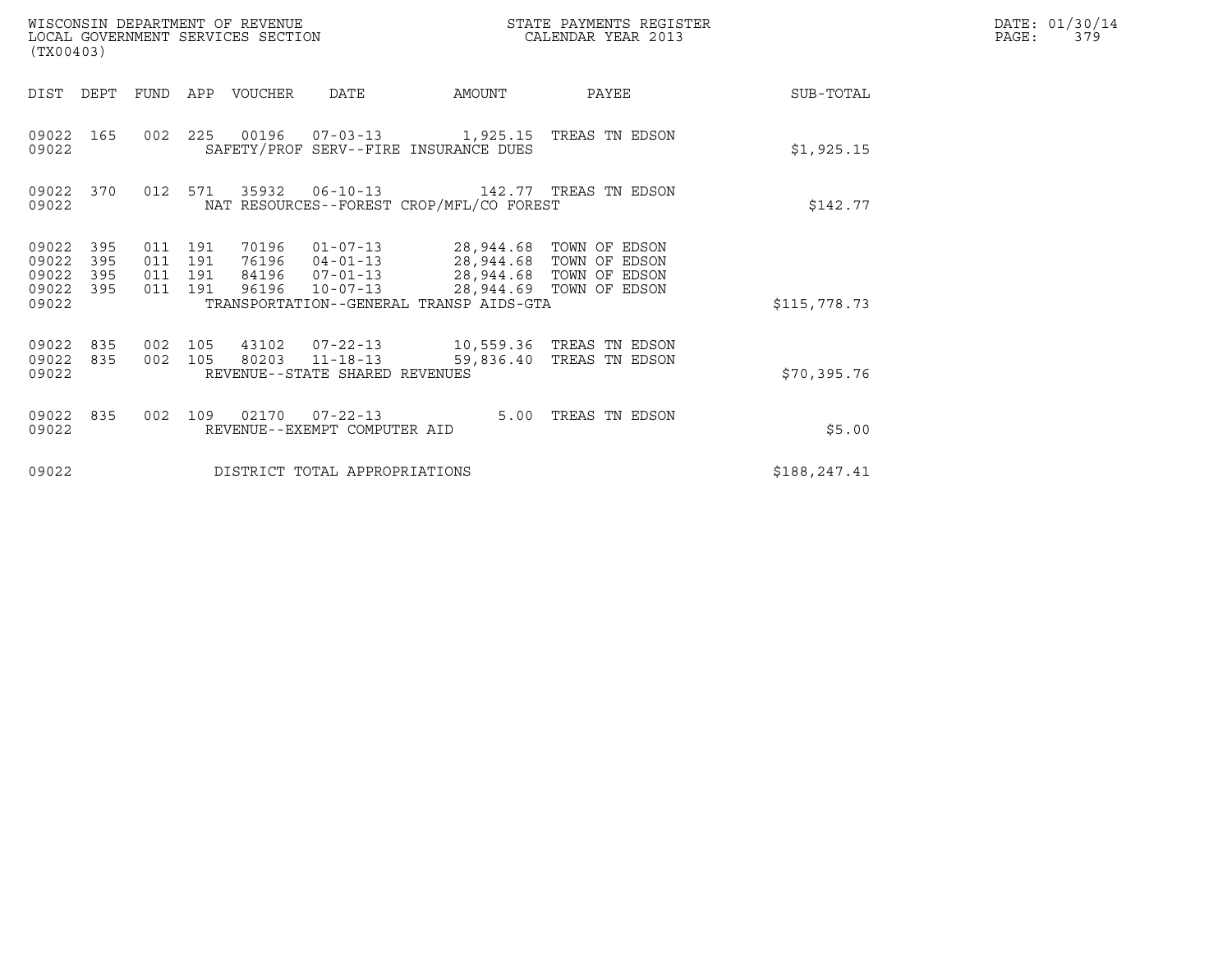WISCONSIN DEPARTMENT OF REVENUE
LOCAL GOVERNMENT SERVICES SECTION
(TX00403)

STATE PAYMENTS REGISTER
CALENDAR YEAR 2013

DATE: 01/30/14
PAGE: 379

| DIST | DEPT | FUND | APP | VOUCHER | DATE | AMOUNT | PAYEE | SUB-TOTAL |
|---|---|---|---|---|---|---|---|---|
| 09022 | 165 | 002 | 225 | 00196 | 07-03-13 | 1,925.15 | TREAS TN EDSON | |
| 09022 | | | | SAFETY/PROF SERV--FIRE INSURANCE DUES | | | | $1,925.15 |
| 09022 | 370 | 012 | 571 | 35932 | 06-10-13 | 142.77 | TREAS TN EDSON | |
| 09022 | | | | NAT RESOURCES--FOREST CROP/MFL/CO FOREST | | | | $142.77 |
| 09022 | 395 | 011 | 191 | 70196 | 01-07-13 | 28,944.68 | TOWN OF EDSON | |
| 09022 | 395 | 011 | 191 | 76196 | 04-01-13 | 28,944.68 | TOWN OF EDSON | |
| 09022 | 395 | 011 | 191 | 84196 | 07-01-13 | 28,944.68 | TOWN OF EDSON | |
| 09022 | 395 | 011 | 191 | 96196 | 10-07-13 | 28,944.69 | TOWN OF EDSON | |
| 09022 | | | | TRANSPORTATION--GENERAL TRANSP AIDS-GTA | | | | $115,778.73 |
| 09022 | 835 | 002 | 105 | 43102 | 07-22-13 | 10,559.36 | TREAS TN EDSON | |
| 09022 | 835 | 002 | 105 | 80203 | 11-18-13 | 59,836.40 | TREAS TN EDSON | |
| 09022 | | | | REVENUE--STATE SHARED REVENUES | | | | $70,395.76 |
| 09022 | 835 | 002 | 109 | 02170 | 07-22-13 | 5.00 | TREAS TN EDSON | |
| 09022 | | | | REVENUE--EXEMPT COMPUTER AID | | | | $5.00 |
| 09022 | | | | DISTRICT TOTAL APPROPRIATIONS | | | | $188,247.41 |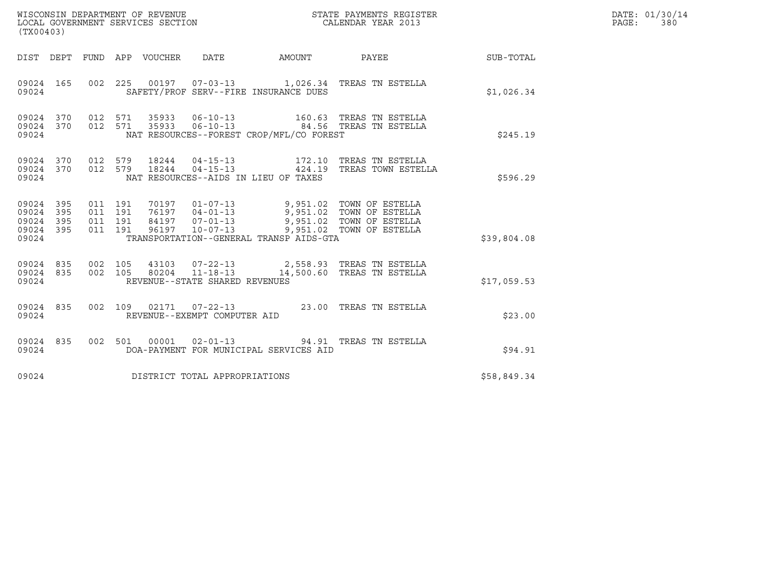WISCONSIN DEPARTMENT OF REVENUE
LOCAL GOVERNMENT SERVICES SECTION
(TX00403)

STATE PAYMENTS REGISTER
CALENDAR YEAR 2013

DATE: 01/30/14
PAGE: 380

| DIST | DEPT | FUND | APP | VOUCHER | DATE | AMOUNT | PAYEE | SUB-TOTAL |
|---|---|---|---|---|---|---|---|---|
| 09024 | 165 | 002 | 225 | 00197 | 07-03-13 | 1,026.34 | TREAS TN ESTELLA | |
| 09024 | | | | | SAFETY/PROF SERV--FIRE INSURANCE DUES | | | $1,026.34 |
| 09024 | 370 | 012 | 571 | 35933 | 06-10-13 | 160.63 | TREAS TN ESTELLA | |
| 09024 | 370 | 012 | 571 | 35933 | 06-10-13 | 84.56 | TREAS TN ESTELLA | |
| 09024 | | | | | NAT RESOURCES--FOREST CROP/MFL/CO FOREST | | | $245.19 |
| 09024 | 370 | 012 | 579 | 18244 | 04-15-13 | 172.10 | TREAS TN ESTELLA | |
| 09024 | 370 | 012 | 579 | 18244 | 04-15-13 | 424.19 | TREAS TOWN ESTELLA | |
| 09024 | | | | | NAT RESOURCES--AIDS IN LIEU OF TAXES | | | $596.29 |
| 09024 | 395 | 011 | 191 | 70197 | 01-07-13 | 9,951.02 | TOWN OF ESTELLA | |
| 09024 | 395 | 011 | 191 | 76197 | 04-01-13 | 9,951.02 | TOWN OF ESTELLA | |
| 09024 | 395 | 011 | 191 | 84197 | 07-01-13 | 9,951.02 | TOWN OF ESTELLA | |
| 09024 | 395 | 011 | 191 | 96197 | 10-07-13 | 9,951.02 | TOWN OF ESTELLA | |
| 09024 | | | | | TRANSPORTATION--GENERAL TRANSP AIDS-GTA | | | $39,804.08 |
| 09024 | 835 | 002 | 105 | 43103 | 07-22-13 | 2,558.93 | TREAS TN ESTELLA | |
| 09024 | 835 | 002 | 105 | 80204 | 11-18-13 | 14,500.60 | TREAS TN ESTELLA | |
| 09024 | | | | | REVENUE--STATE SHARED REVENUES | | | $17,059.53 |
| 09024 | 835 | 002 | 109 | 02171 | 07-22-13 | 23.00 | TREAS TN ESTELLA | |
| 09024 | | | | | REVENUE--EXEMPT COMPUTER AID | | | $23.00 |
| 09024 | 835 | 002 | 501 | 00001 | 02-01-13 | 94.91 | TREAS TN ESTELLA | |
| 09024 | | | | | DOA-PAYMENT FOR MUNICIPAL SERVICES AID | | | $94.91 |
| 09024 | | | | | DISTRICT TOTAL APPROPRIATIONS | | | $58,849.34 |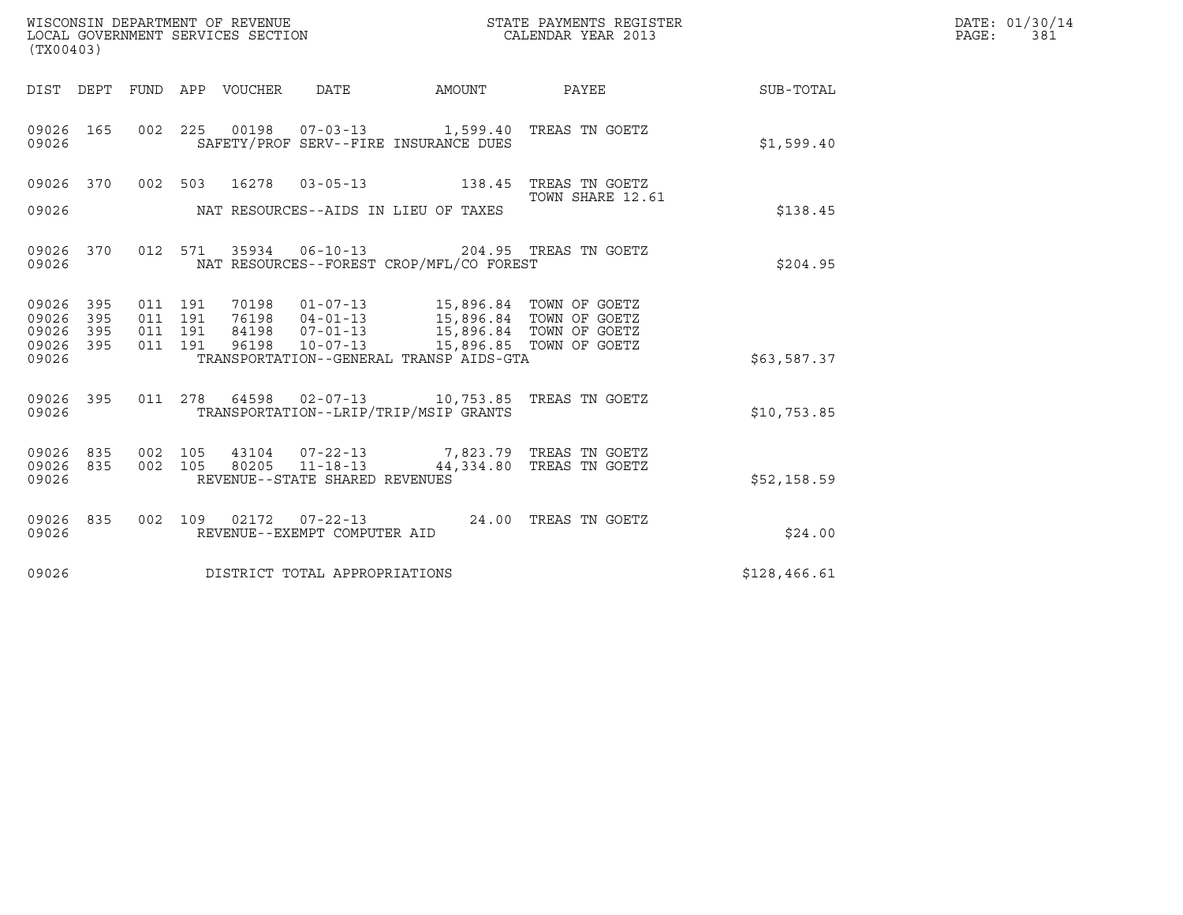WISCONSIN DEPARTMENT OF REVENUE
LOCAL GOVERNMENT SERVICES SECTION
(TX00403)

STATE PAYMENTS REGISTER
CALENDAR YEAR 2013

DATE: 01/30/14
PAGE: 381

| DIST | DEPT | FUND | APP | VOUCHER | DATE | AMOUNT | PAYEE | SUB-TOTAL |
|---|---|---|---|---|---|---|---|---|
| 09026 | 165 | 002 | 225 | 00198 | 07-03-13 | 1,599.40 | TREAS TN GOETZ | |
| 09026 | | | | | SAFETY/PROF SERV--FIRE INSURANCE DUES | | | $1,599.40 |
| 09026 | 370 | 002 | 503 | 16278 | 03-05-13 | 138.45 | TREAS TN GOETZ TOWN SHARE 12.61 | |
| 09026 | | | | | NAT RESOURCES--AIDS IN LIEU OF TAXES | | | $138.45 |
| 09026 | 370 | 012 | 571 | 35934 | 06-10-13 | 204.95 | TREAS TN GOETZ | |
| 09026 | | | | | NAT RESOURCES--FOREST CROP/MFL/CO FOREST | | | $204.95 |
| 09026 | 395 | 011 | 191 | 70198 | 01-07-13 | 15,896.84 | TOWN OF GOETZ | |
| 09026 | 395 | 011 | 191 | 76198 | 04-01-13 | 15,896.84 | TOWN OF GOETZ | |
| 09026 | 395 | 011 | 191 | 84198 | 07-01-13 | 15,896.84 | TOWN OF GOETZ | |
| 09026 | 395 | 011 | 191 | 96198 | 10-07-13 | 15,896.85 | TOWN OF GOETZ | |
| 09026 | | | | | TRANSPORTATION--GENERAL TRANSP AIDS-GTA | | | $63,587.37 |
| 09026 | 395 | 011 | 278 | 64598 | 02-07-13 | 10,753.85 | TREAS TN GOETZ | |
| 09026 | | | | | TRANSPORTATION--LRIP/TRIP/MSIP GRANTS | | | $10,753.85 |
| 09026 | 835 | 002 | 105 | 43104 | 07-22-13 | 7,823.79 | TREAS TN GOETZ | |
| 09026 | 835 | 002 | 105 | 80205 | 11-18-13 | 44,334.80 | TREAS TN GOETZ | |
| 09026 | | | | | REVENUE--STATE SHARED REVENUES | | | $52,158.59 |
| 09026 | 835 | 002 | 109 | 02172 | 07-22-13 | 24.00 | TREAS TN GOETZ | |
| 09026 | | | | | REVENUE--EXEMPT COMPUTER AID | | | $24.00 |
| 09026 | | | | | DISTRICT TOTAL APPROPRIATIONS | | | $128,466.61 |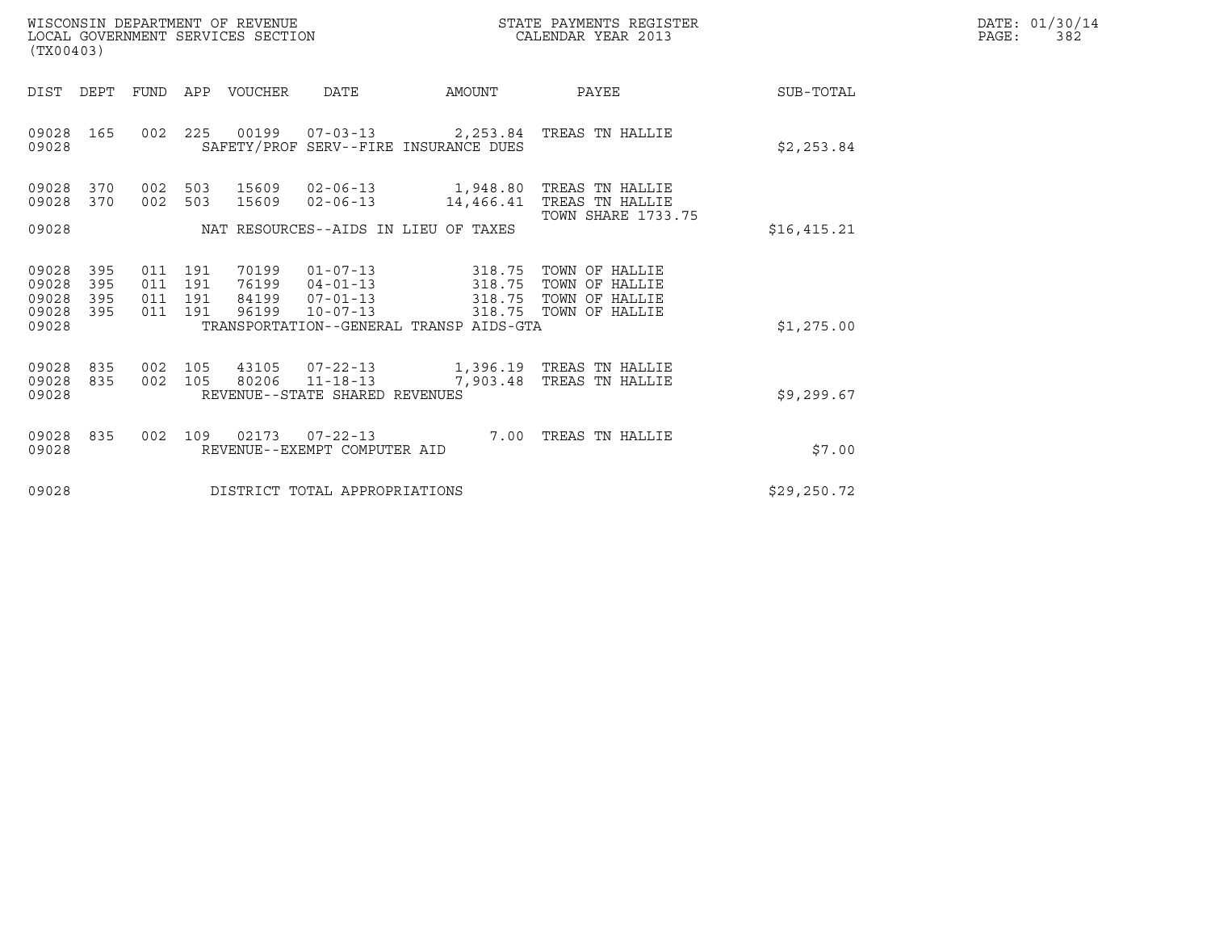WISCONSIN DEPARTMENT OF REVENUE
LOCAL GOVERNMENT SERVICES SECTION
(TX00403)

STATE PAYMENTS REGISTER
CALENDAR YEAR 2013

DATE: 01/30/14
PAGE: 382

| DIST | DEPT | FUND | APP | VOUCHER | DATE | AMOUNT | PAYEE | SUB-TOTAL |
|---|---|---|---|---|---|---|---|---|
| 09028 | 165 | 002 | 225 | 00199 | 07-03-13 | 2,253.84 | TREAS TN HALLIE | |
| 09028 | | | | SAFETY/PROF SERV--FIRE INSURANCE DUES | | | | $2,253.84 |
| 09028 | 370 | 002 | 503 | 15609 | 02-06-13 | 1,948.80 | TREAS TN HALLIE | |
| 09028 | 370 | 002 | 503 | 15609 | 02-06-13 | 14,466.41 | TREAS TN HALLIE TOWN SHARE 1733.75 | |
| 09028 | | | | NAT RESOURCES--AIDS IN LIEU OF TAXES | | | | $16,415.21 |
| 09028 | 395 | 011 | 191 | 70199 | 01-07-13 | 318.75 | TOWN OF HALLIE | |
| 09028 | 395 | 011 | 191 | 76199 | 04-01-13 | 318.75 | TOWN OF HALLIE | |
| 09028 | 395 | 011 | 191 | 84199 | 07-01-13 | 318.75 | TOWN OF HALLIE | |
| 09028 | 395 | 011 | 191 | 96199 | 10-07-13 | 318.75 | TOWN OF HALLIE | |
| 09028 | | | | TRANSPORTATION--GENERAL TRANSP AIDS-GTA | | | | $1,275.00 |
| 09028 | 835 | 002 | 105 | 43105 | 07-22-13 | 1,396.19 | TREAS TN HALLIE | |
| 09028 | 835 | 002 | 105 | 80206 | 11-18-13 | 7,903.48 | TREAS TN HALLIE | |
| 09028 | | | | REVENUE--STATE SHARED REVENUES | | | | $9,299.67 |
| 09028 | 835 | 002 | 109 | 02173 | 07-22-13 | 7.00 | TREAS TN HALLIE | |
| 09028 | | | | REVENUE--EXEMPT COMPUTER AID | | | | $7.00 |
| 09028 | | | | DISTRICT TOTAL APPROPRIATIONS | | | | $29,250.72 |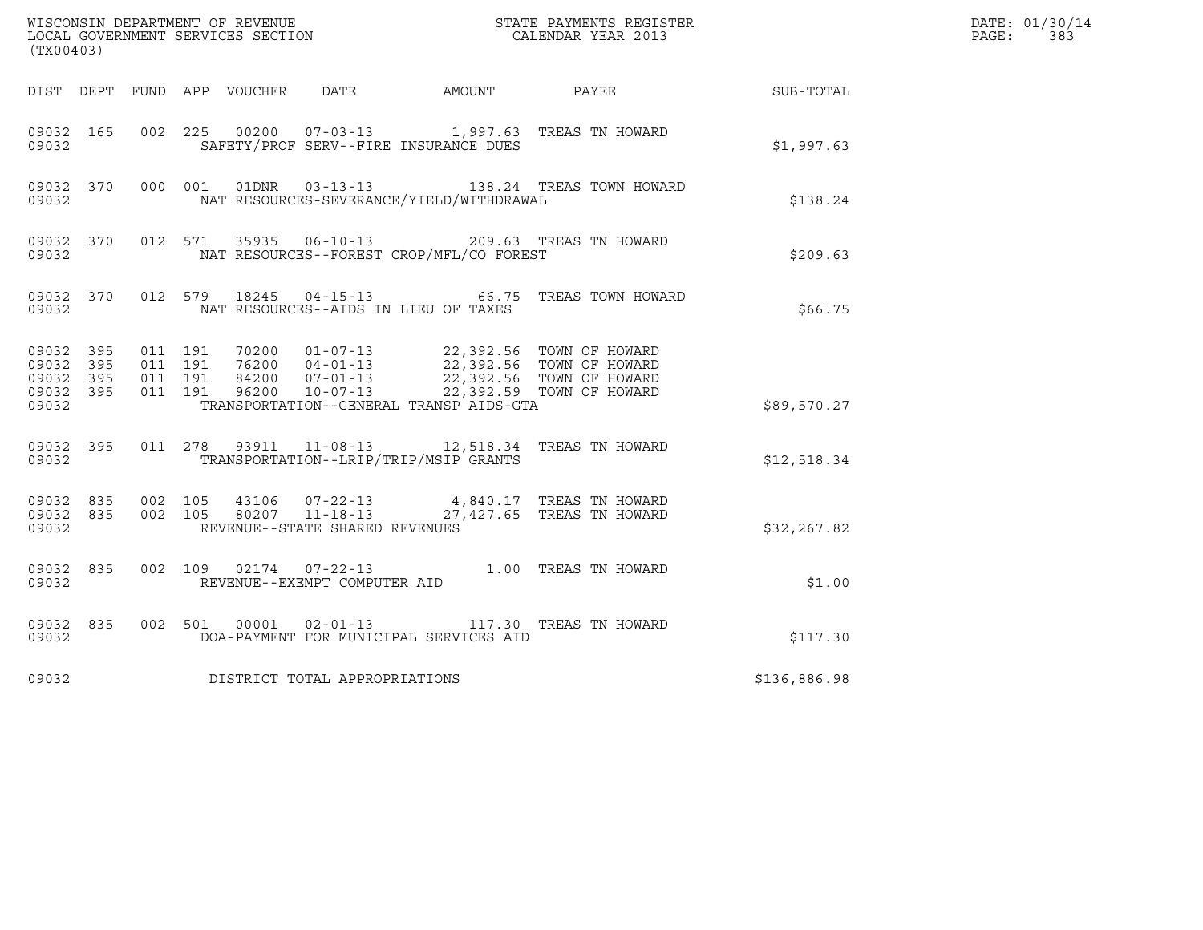WISCONSIN DEPARTMENT OF REVENUE
LOCAL GOVERNMENT SERVICES SECTION
(TX00403)

STATE PAYMENTS REGISTER
CALENDAR YEAR 2013

DATE: 01/30/14
PAGE: 383

| DIST | DEPT | FUND | APP | VOUCHER | DATE | AMOUNT | PAYEE | SUB-TOTAL |
|---|---|---|---|---|---|---|---|---|
| 09032 | 165 | 002 | 225 | 00200 | 07-03-13 | 1,997.63 | TREAS TN HOWARD | |
| 09032 | | | | SAFETY/PROF SERV--FIRE INSURANCE DUES | | | | $1,997.63 |
| 09032 | 370 | 000 | 001 | 01DNR | 03-13-13 | 138.24 | TREAS TOWN HOWARD | |
| 09032 | | | | NAT RESOURCES-SEVERANCE/YIELD/WITHDRAWAL | | | | $138.24 |
| 09032 | 370 | 012 | 571 | 35935 | 06-10-13 | 209.63 | TREAS TN HOWARD | |
| 09032 | | | | NAT RESOURCES--FOREST CROP/MFL/CO FOREST | | | | $209.63 |
| 09032 | 370 | 012 | 579 | 18245 | 04-15-13 | 66.75 | TREAS TOWN HOWARD | |
| 09032 | | | | NAT RESOURCES--AIDS IN LIEU OF TAXES | | | | $66.75 |
| 09032 | 395 | 011 | 191 | 70200 | 01-07-13 | 22,392.56 | TOWN OF HOWARD | |
| 09032 | 395 | 011 | 191 | 76200 | 04-01-13 | 22,392.56 | TOWN OF HOWARD | |
| 09032 | 395 | 011 | 191 | 84200 | 07-01-13 | 22,392.56 | TOWN OF HOWARD | |
| 09032 | 395 | 011 | 191 | 96200 | 10-07-13 | 22,392.59 | TOWN OF HOWARD | |
| 09032 | | | | TRANSPORTATION--GENERAL TRANSP AIDS-GTA | | | | $89,570.27 |
| 09032 | 395 | 011 | 278 | 93911 | 11-08-13 | 12,518.34 | TREAS TN HOWARD | |
| 09032 | | | | TRANSPORTATION--LRIP/TRIP/MSIP GRANTS | | | | $12,518.34 |
| 09032 | 835 | 002 | 105 | 43106 | 07-22-13 | 4,840.17 | TREAS TN HOWARD | |
| 09032 | 835 | 002 | 105 | 80207 | 11-18-13 | 27,427.65 | TREAS TN HOWARD | |
| 09032 | | | | REVENUE--STATE SHARED REVENUES | | | | $32,267.82 |
| 09032 | 835 | 002 | 109 | 02174 | 07-22-13 | 1.00 | TREAS TN HOWARD | |
| 09032 | | | | REVENUE--EXEMPT COMPUTER AID | | | | $1.00 |
| 09032 | 835 | 002 | 501 | 00001 | 02-01-13 | 117.30 | TREAS TN HOWARD | |
| 09032 | | | | DOA-PAYMENT FOR MUNICIPAL SERVICES AID | | | | $117.30 |
| 09032 | | | | DISTRICT TOTAL APPROPRIATIONS | | | | $136,886.98 |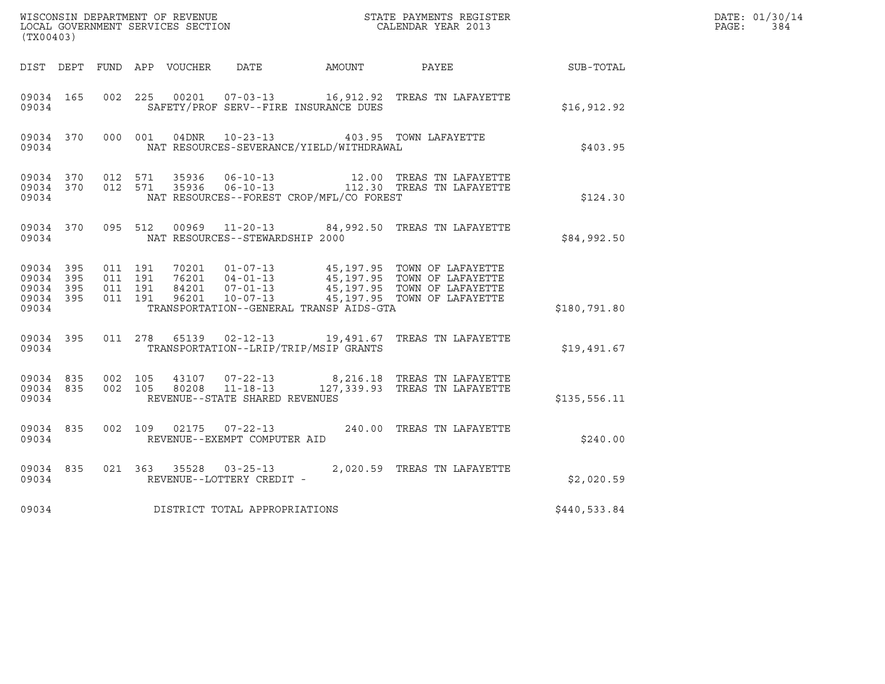WISCONSIN DEPARTMENT OF REVENUE
LOCAL GOVERNMENT SERVICES SECTION
(TX00403)

STATE PAYMENTS REGISTER
CALENDAR YEAR 2013

DATE: 01/30/14
PAGE: 384

| DIST | DEPT | FUND | APP | VOUCHER | DATE | AMOUNT | PAYEE | SUB-TOTAL |
|---|---|---|---|---|---|---|---|---|
| 09034 | 165 | 002 | 225 | 00201 | 07-03-13 | 16,912.92 | TREAS TN LAFAYETTE | |
| 09034 | | | | SAFETY/PROF SERV--FIRE INSURANCE DUES | | | | $16,912.92 |
| 09034 | 370 | 000 | 001 | 04DNR | 10-23-13 | 403.95 | TOWN LAFAYETTE | |
| 09034 | | | | NAT RESOURCES-SEVERANCE/YIELD/WITHDRAWAL | | | | $403.95 |
| 09034 | 370 | 012 | 571 | 35936 | 06-10-13 | 12.00 | TREAS TN LAFAYETTE | |
| 09034 | 370 | 012 | 571 | 35936 | 06-10-13 | 112.30 | TREAS TN LAFAYETTE | |
| 09034 | | | | NAT RESOURCES--FOREST CROP/MFL/CO FOREST | | | | $124.30 |
| 09034 | 370 | 095 | 512 | 00969 | 11-20-13 | 84,992.50 | TREAS TN LAFAYETTE | |
| 09034 | | | | NAT RESOURCES--STEWARDSHIP 2000 | | | | $84,992.50 |
| 09034 | 395 | 011 | 191 | 70201 | 01-07-13 | 45,197.95 | TOWN OF LAFAYETTE | |
| 09034 | 395 | 011 | 191 | 76201 | 04-01-13 | 45,197.95 | TOWN OF LAFAYETTE | |
| 09034 | 395 | 011 | 191 | 84201 | 07-01-13 | 45,197.95 | TOWN OF LAFAYETTE | |
| 09034 | 395 | 011 | 191 | 96201 | 10-07-13 | 45,197.95 | TOWN OF LAFAYETTE | |
| 09034 | | | | TRANSPORTATION--GENERAL TRANSP AIDS-GTA | | | | $180,791.80 |
| 09034 | 395 | 011 | 278 | 65139 | 02-12-13 | 19,491.67 | TREAS TN LAFAYETTE | |
| 09034 | | | | TRANSPORTATION--LRIP/TRIP/MSIP GRANTS | | | | $19,491.67 |
| 09034 | 835 | 002 | 105 | 43107 | 07-22-13 | 8,216.18 | TREAS TN LAFAYETTE | |
| 09034 | 835 | 002 | 105 | 80208 | 11-18-13 | 127,339.93 | TREAS TN LAFAYETTE | |
| 09034 | | | | REVENUE--STATE SHARED REVENUES | | | | $135,556.11 |
| 09034 | 835 | 002 | 109 | 02175 | 07-22-13 | 240.00 | TREAS TN LAFAYETTE | |
| 09034 | | | | REVENUE--EXEMPT COMPUTER AID | | | | $240.00 |
| 09034 | 835 | 021 | 363 | 35528 | 03-25-13 | 2,020.59 | TREAS TN LAFAYETTE | |
| 09034 | | | | REVENUE--LOTTERY CREDIT - | | | | $2,020.59 |
| 09034 | | | | DISTRICT TOTAL APPROPRIATIONS | | | | $440,533.84 |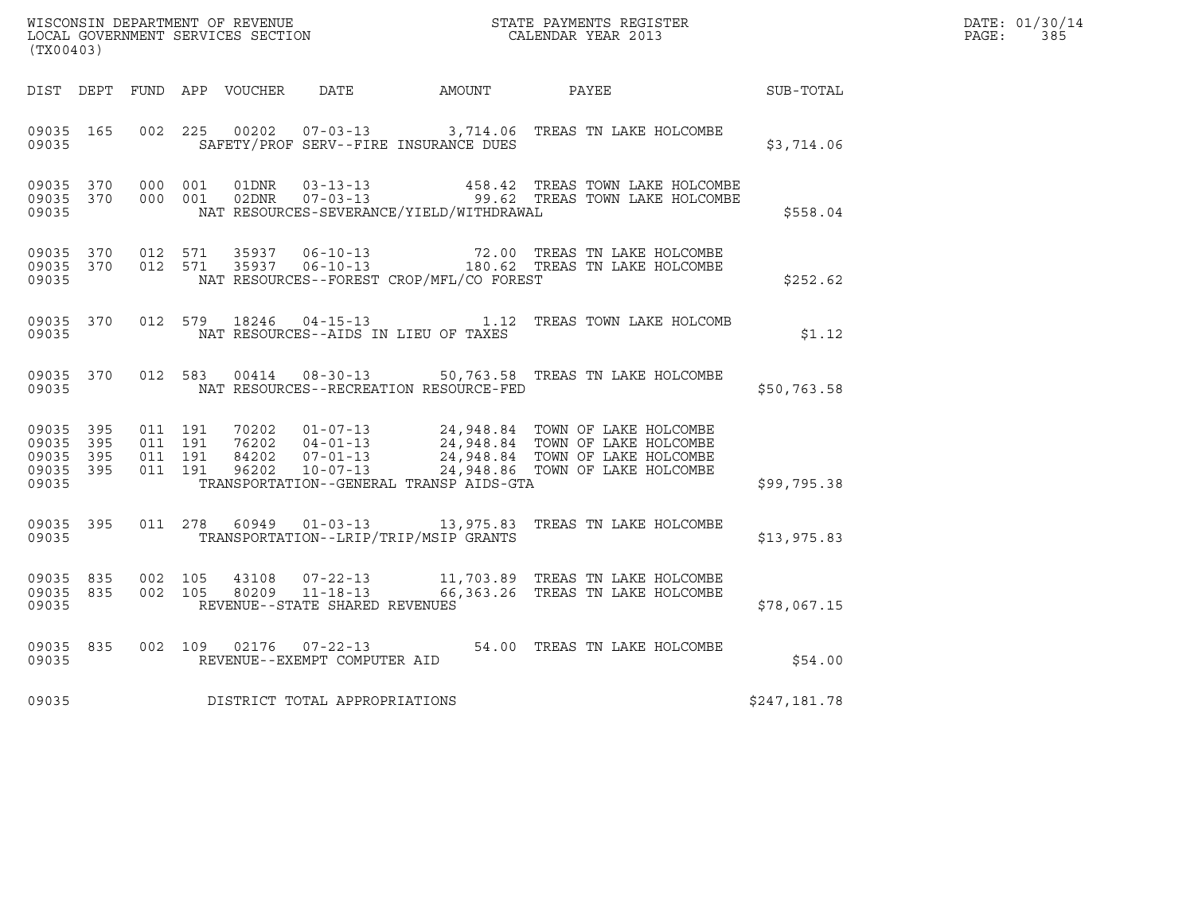WISCONSIN DEPARTMENT OF REVENUE
LOCAL GOVERNMENT SERVICES SECTION
(TX00403)

STATE PAYMENTS REGISTER
CALENDAR YEAR 2013

DATE: 01/30/14
PAGE: 385

| DIST | DEPT | FUND | APP | VOUCHER | DATE | AMOUNT | PAYEE | SUB-TOTAL |
|---|---|---|---|---|---|---|---|---|
| 09035 | 165 | 002 | 225 | 00202 | 07-03-13 | 3,714.06 | TREAS TN LAKE HOLCOMBE | |
| 09035 | | | | | SAFETY/PROF SERV--FIRE INSURANCE DUES | | | $3,714.06 |
| 09035 | 370 | 000 | 001 | 01DNR | 03-13-13 | 458.42 | TREAS TOWN LAKE HOLCOMBE | |
| 09035 | 370 | 000 | 001 | 02DNR | 07-03-13 | 99.62 | TREAS TOWN LAKE HOLCOMBE | |
| 09035 | | | | | NAT RESOURCES-SEVERANCE/YIELD/WITHDRAWAL | | | $558.04 |
| 09035 | 370 | 012 | 571 | 35937 | 06-10-13 | 72.00 | TREAS TN LAKE HOLCOMBE | |
| 09035 | 370 | 012 | 571 | 35937 | 06-10-13 | 180.62 | TREAS TN LAKE HOLCOMBE | |
| 09035 | | | | | NAT RESOURCES--FOREST CROP/MFL/CO FOREST | | | $252.62 |
| 09035 | 370 | 012 | 579 | 18246 | 04-15-13 | 1.12 | TREAS TOWN LAKE HOLCOMB | |
| 09035 | | | | | NAT RESOURCES--AIDS IN LIEU OF TAXES | | | $1.12 |
| 09035 | 370 | 012 | 583 | 00414 | 08-30-13 | 50,763.58 | TREAS TN LAKE HOLCOMBE | |
| 09035 | | | | | NAT RESOURCES--RECREATION RESOURCE-FED | | | $50,763.58 |
| 09035 | 395 | 011 | 191 | 70202 | 01-07-13 | 24,948.84 | TOWN OF LAKE HOLCOMBE | |
| 09035 | 395 | 011 | 191 | 76202 | 04-01-13 | 24,948.84 | TOWN OF LAKE HOLCOMBE | |
| 09035 | 395 | 011 | 191 | 84202 | 07-01-13 | 24,948.84 | TOWN OF LAKE HOLCOMBE | |
| 09035 | 395 | 011 | 191 | 96202 | 10-07-13 | 24,948.86 | TOWN OF LAKE HOLCOMBE | |
| 09035 | | | | | TRANSPORTATION--GENERAL TRANSP AIDS-GTA | | | $99,795.38 |
| 09035 | 395 | 011 | 278 | 60949 | 01-03-13 | 13,975.83 | TREAS TN LAKE HOLCOMBE | |
| 09035 | | | | | TRANSPORTATION--LRIP/TRIP/MSIP GRANTS | | | $13,975.83 |
| 09035 | 835 | 002 | 105 | 43108 | 07-22-13 | 11,703.89 | TREAS TN LAKE HOLCOMBE | |
| 09035 | 835 | 002 | 105 | 80209 | 11-18-13 | 66,363.26 | TREAS TN LAKE HOLCOMBE | |
| 09035 | | | | | REVENUE--STATE SHARED REVENUES | | | $78,067.15 |
| 09035 | 835 | 002 | 109 | 02176 | 07-22-13 | 54.00 | TREAS TN LAKE HOLCOMBE | |
| 09035 | | | | | REVENUE--EXEMPT COMPUTER AID | | | $54.00 |
| 09035 | | | | | DISTRICT TOTAL APPROPRIATIONS | | | $247,181.78 |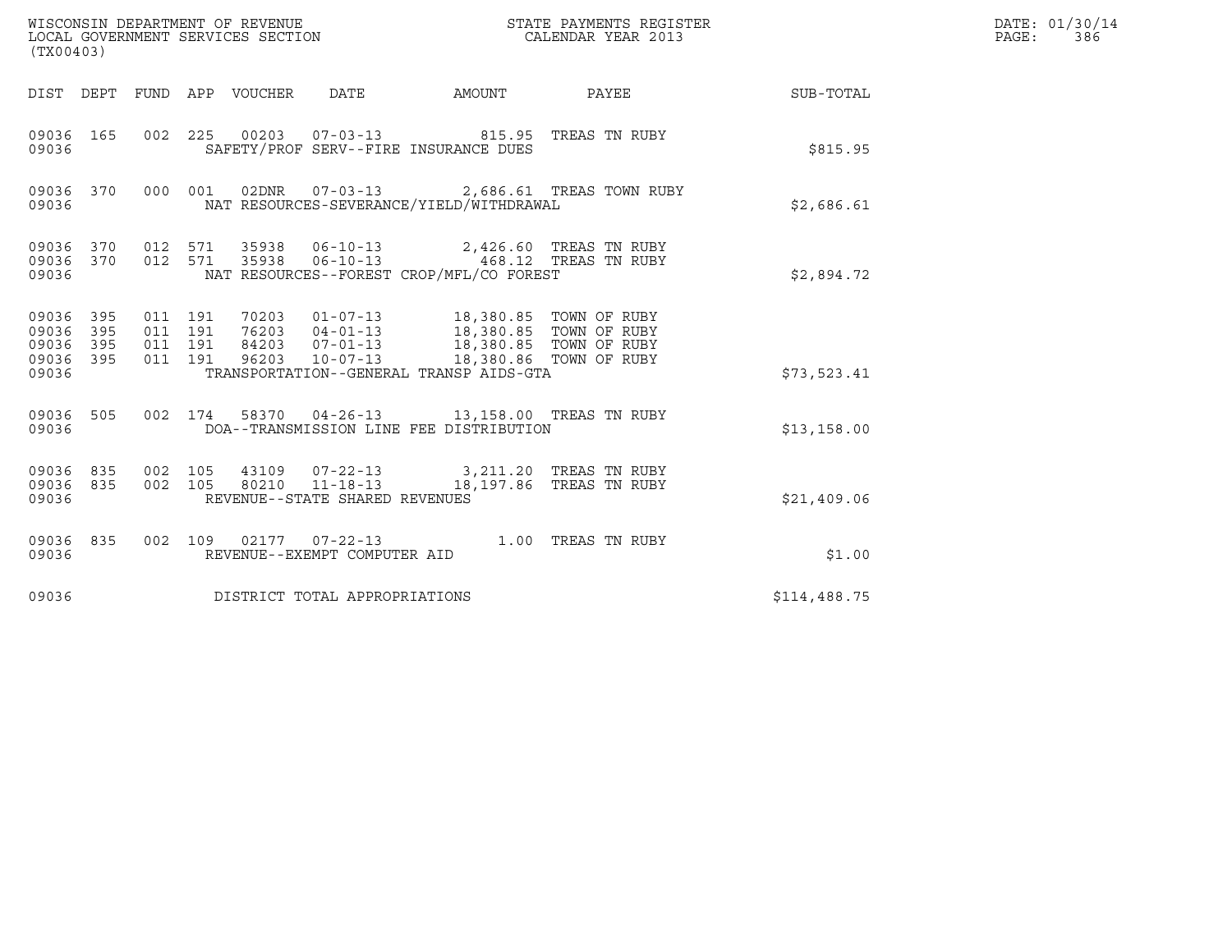WISCONSIN DEPARTMENT OF REVENUE
LOCAL GOVERNMENT SERVICES SECTION
(TX00403)

STATE PAYMENTS REGISTER
CALENDAR YEAR 2013

DATE: 01/30/14
PAGE: 386

| DIST | DEPT | FUND | APP | VOUCHER | DATE | AMOUNT | PAYEE | SUB-TOTAL |
|---|---|---|---|---|---|---|---|---|
| 09036 | 165 | 002 | 225 | 00203 | 07-03-13 | 815.95 | TREAS TN RUBY | |
| 09036 | | | | SAFETY/PROF SERV--FIRE INSURANCE DUES | | | | $815.95 |
| 09036 | 370 | 000 | 001 | 02DNR | 07-03-13 | 2,686.61 | TREAS TOWN RUBY | |
| 09036 | | | | NAT RESOURCES-SEVERANCE/YIELD/WITHDRAWAL | | | | $2,686.61 |
| 09036 | 370 | 012 | 571 | 35938 | 06-10-13 | 2,426.60 | TREAS TN RUBY | |
| 09036 | 370 | 012 | 571 | 35938 | 06-10-13 | 468.12 | TREAS TN RUBY | |
| 09036 | | | | NAT RESOURCES--FOREST CROP/MFL/CO FOREST | | | | $2,894.72 |
| 09036 | 395 | 011 | 191 | 70203 | 01-07-13 | 18,380.85 | TOWN OF RUBY | |
| 09036 | 395 | 011 | 191 | 76203 | 04-01-13 | 18,380.85 | TOWN OF RUBY | |
| 09036 | 395 | 011 | 191 | 84203 | 07-01-13 | 18,380.85 | TOWN OF RUBY | |
| 09036 | 395 | 011 | 191 | 96203 | 10-07-13 | 18,380.86 | TOWN OF RUBY | |
| 09036 | | | | TRANSPORTATION--GENERAL TRANSP AIDS-GTA | | | | $73,523.41 |
| 09036 | 505 | 002 | 174 | 58370 | 04-26-13 | 13,158.00 | TREAS TN RUBY | |
| 09036 | | | | DOA--TRANSMISSION LINE FEE DISTRIBUTION | | | | $13,158.00 |
| 09036 | 835 | 002 | 105 | 43109 | 07-22-13 | 3,211.20 | TREAS TN RUBY | |
| 09036 | 835 | 002 | 105 | 80210 | 11-18-13 | 18,197.86 | TREAS TN RUBY | |
| 09036 | | | | REVENUE--STATE SHARED REVENUES | | | | $21,409.06 |
| 09036 | 835 | 002 | 109 | 02177 | 07-22-13 | 1.00 | TREAS TN RUBY | |
| 09036 | | | | REVENUE--EXEMPT COMPUTER AID | | | | $1.00 |
| 09036 | | | | DISTRICT TOTAL APPROPRIATIONS | | | | $114,488.75 |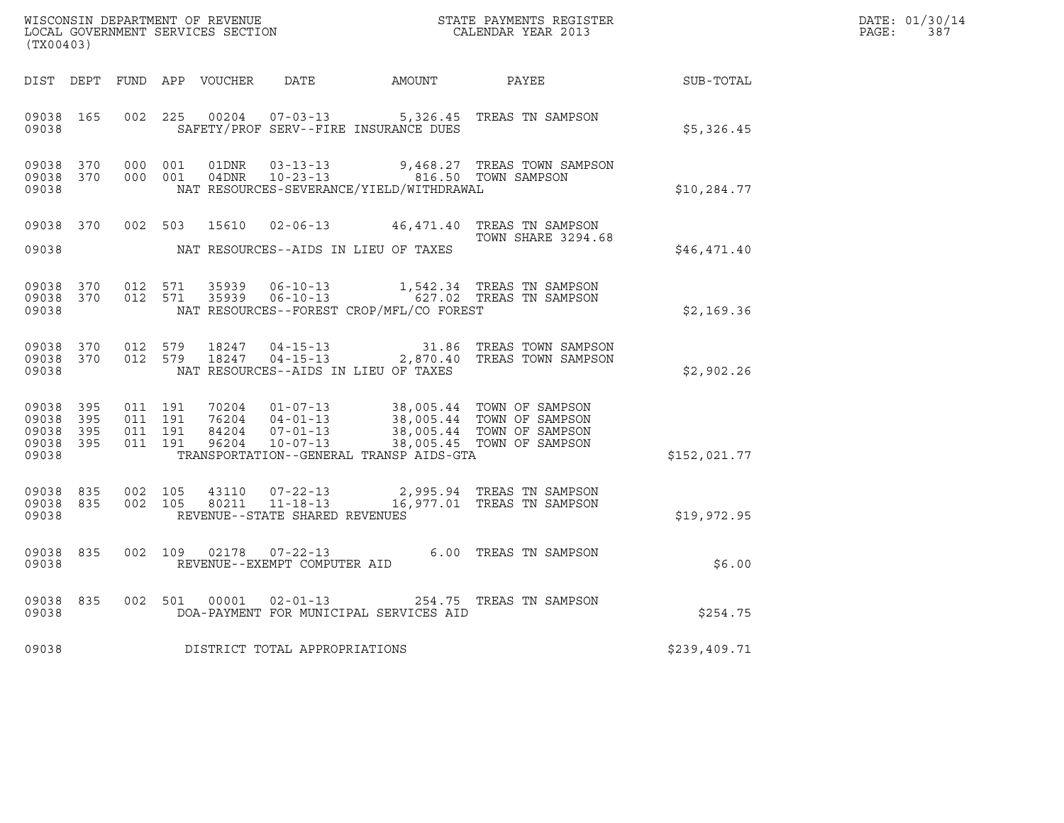WISCONSIN DEPARTMENT OF REVENUE
LOCAL GOVERNMENT SERVICES SECTION
(TX00403)

STATE PAYMENTS REGISTER
CALENDAR YEAR 2013

DATE: 01/30/14
PAGE: 387

| DIST | DEPT | FUND | APP | VOUCHER | DATE | AMOUNT | PAYEE | SUB-TOTAL |
|---|---|---|---|---|---|---|---|---|
| 09038 | 165 | 002 | 225 | 00204 | 07-03-13 | 5,326.45 | TREAS TN SAMPSON | |
| 09038 | | | | | SAFETY/PROF SERV--FIRE INSURANCE DUES | | | $5,326.45 |
| 09038 | 370 | 000 | 001 | 01DNR | 03-13-13 | 9,468.27 | TREAS TOWN SAMPSON | |
| 09038 | 370 | 000 | 001 | 04DNR | 10-23-13 | 816.50 | TOWN SAMPSON | |
| 09038 | | | | | NAT RESOURCES-SEVERANCE/YIELD/WITHDRAWAL | | | $10,284.77 |
| 09038 | 370 | 002 | 503 | 15610 | 02-06-13 | 46,471.40 | TREAS TN SAMPSON TOWN SHARE 3294.68 | |
| 09038 | | | | | NAT RESOURCES--AIDS IN LIEU OF TAXES | | | $46,471.40 |
| 09038 | 370 | 012 | 571 | 35939 | 06-10-13 | 1,542.34 | TREAS TN SAMPSON | |
| 09038 | 370 | 012 | 571 | 35939 | 06-10-13 | 627.02 | TREAS TN SAMPSON | |
| 09038 | | | | | NAT RESOURCES--FOREST CROP/MFL/CO FOREST | | | $2,169.36 |
| 09038 | 370 | 012 | 579 | 18247 | 04-15-13 | 31.86 | TREAS TOWN SAMPSON | |
| 09038 | 370 | 012 | 579 | 18247 | 04-15-13 | 2,870.40 | TREAS TOWN SAMPSON | |
| 09038 | | | | | NAT RESOURCES--AIDS IN LIEU OF TAXES | | | $2,902.26 |
| 09038 | 395 | 011 | 191 | 70204 | 01-07-13 | 38,005.44 | TOWN OF SAMPSON | |
| 09038 | 395 | 011 | 191 | 76204 | 04-01-13 | 38,005.44 | TOWN OF SAMPSON | |
| 09038 | 395 | 011 | 191 | 84204 | 07-01-13 | 38,005.44 | TOWN OF SAMPSON | |
| 09038 | 395 | 011 | 191 | 96204 | 10-07-13 | 38,005.45 | TOWN OF SAMPSON | |
| 09038 | | | | | TRANSPORTATION--GENERAL TRANSP AIDS-GTA | | | $152,021.77 |
| 09038 | 835 | 002 | 105 | 43110 | 07-22-13 | 2,995.94 | TREAS TN SAMPSON | |
| 09038 | 835 | 002 | 105 | 80211 | 11-18-13 | 16,977.01 | TREAS TN SAMPSON | |
| 09038 | | | | | REVENUE--STATE SHARED REVENUES | | | $19,972.95 |
| 09038 | 835 | 002 | 109 | 02178 | 07-22-13 | 6.00 | TREAS TN SAMPSON | |
| 09038 | | | | | REVENUE--EXEMPT COMPUTER AID | | | $6.00 |
| 09038 | 835 | 002 | 501 | 00001 | 02-01-13 | 254.75 | TREAS TN SAMPSON | |
| 09038 | | | | | DOA-PAYMENT FOR MUNICIPAL SERVICES AID | | | $254.75 |
| 09038 | | | | | DISTRICT TOTAL APPROPRIATIONS | | | $239,409.71 |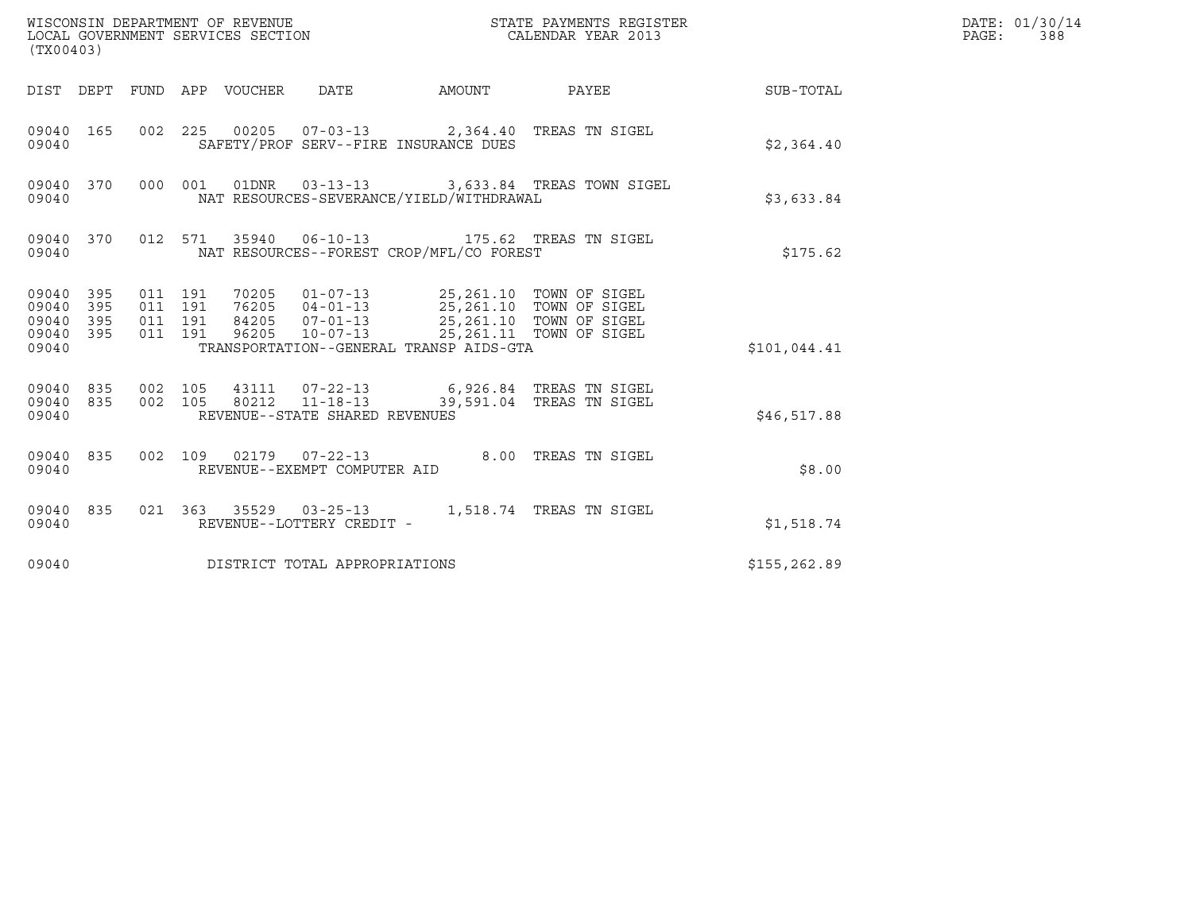WISCONSIN DEPARTMENT OF REVENUE
LOCAL GOVERNMENT SERVICES SECTION
(TX00403)

STATE PAYMENTS REGISTER
CALENDAR YEAR 2013

| DIST | DEPT | FUND | APP | VOUCHER | DATE | AMOUNT | PAYEE | SUB-TOTAL |
|---|---|---|---|---|---|---|---|---|
| 09040 | 165 | 002 | 225 | 00205 | 07-03-13 | 2,364.40 | TREAS TN SIGEL | |
| 09040 | | | | SAFETY/PROF SERV--FIRE INSURANCE DUES | | | | $2,364.40 |
| 09040 | 370 | 000 | 001 | 01DNR | 03-13-13 | 3,633.84 | TREAS TOWN SIGEL | |
| 09040 | | | | NAT RESOURCES-SEVERANCE/YIELD/WITHDRAWAL | | | | $3,633.84 |
| 09040 | 370 | 012 | 571 | 35940 | 06-10-13 | 175.62 | TREAS TN SIGEL | |
| 09040 | | | | NAT RESOURCES--FOREST CROP/MFL/CO FOREST | | | | $175.62 |
| 09040 | 395 | 011 | 191 | 70205 | 01-07-13 | 25,261.10 | TOWN OF SIGEL | |
| 09040 | 395 | 011 | 191 | 76205 | 04-01-13 | 25,261.10 | TOWN OF SIGEL | |
| 09040 | 395 | 011 | 191 | 84205 | 07-01-13 | 25,261.10 | TOWN OF SIGEL | |
| 09040 | 395 | 011 | 191 | 96205 | 10-07-13 | 25,261.11 | TOWN OF SIGEL | |
| 09040 | | | | TRANSPORTATION--GENERAL TRANSP AIDS-GTA | | | | $101,044.41 |
| 09040 | 835 | 002 | 105 | 43111 | 07-22-13 | 6,926.84 | TREAS TN SIGEL | |
| 09040 | 835 | 002 | 105 | 80212 | 11-18-13 | 39,591.04 | TREAS TN SIGEL | |
| 09040 | | | | REVENUE--STATE SHARED REVENUES | | | | $46,517.88 |
| 09040 | 835 | 002 | 109 | 02179 | 07-22-13 | 8.00 | TREAS TN SIGEL | |
| 09040 | | | | REVENUE--EXEMPT COMPUTER AID | | | | $8.00 |
| 09040 | 835 | 021 | 363 | 35529 | 03-25-13 | 1,518.74 | TREAS TN SIGEL | |
| 09040 | | | | REVENUE--LOTTERY CREDIT - | | | | $1,518.74 |
| 09040 | | | | DISTRICT TOTAL APPROPRIATIONS | | | | $155,262.89 |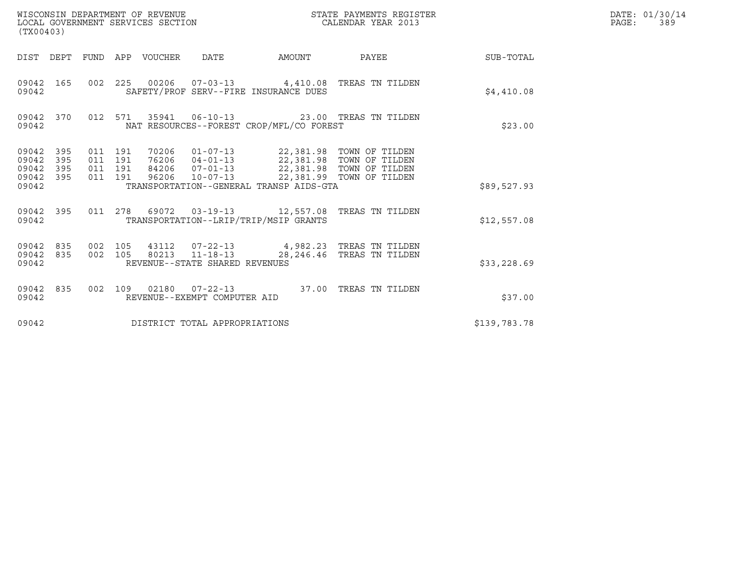WISCONSIN DEPARTMENT OF REVENUE
LOCAL GOVERNMENT SERVICES SECTION
(TX00403)

STATE PAYMENTS REGISTER
CALENDAR YEAR 2013

DATE: 01/30/14
PAGE: 389

| DIST | DEPT | FUND | APP | VOUCHER | DATE | AMOUNT | PAYEE | SUB-TOTAL |
|---|---|---|---|---|---|---|---|---|
| 09042 | 165 | 002 | 225 | 00206 | 07-03-13 | 4,410.08 | TREAS TN TILDEN | |
| 09042 | | | | | SAFETY/PROF SERV--FIRE INSURANCE DUES | | | $4,410.08 |
| 09042 | 370 | 012 | 571 | 35941 | 06-10-13 | 23.00 | TREAS TN TILDEN | |
| 09042 | | | | | NAT RESOURCES--FOREST CROP/MFL/CO FOREST | | | $23.00 |
| 09042 | 395 | 011 | 191 | 70206 | 01-07-13 | 22,381.98 | TOWN OF TILDEN | |
| 09042 | 395 | 011 | 191 | 76206 | 04-01-13 | 22,381.98 | TOWN OF TILDEN | |
| 09042 | 395 | 011 | 191 | 84206 | 07-01-13 | 22,381.98 | TOWN OF TILDEN | |
| 09042 | 395 | 011 | 191 | 96206 | 10-07-13 | 22,381.99 | TOWN OF TILDEN | |
| 09042 | | | | | TRANSPORTATION--GENERAL TRANSP AIDS-GTA | | | $89,527.93 |
| 09042 | 395 | 011 | 278 | 69072 | 03-19-13 | 12,557.08 | TREAS TN TILDEN | |
| 09042 | | | | | TRANSPORTATION--LRIP/TRIP/MSIP GRANTS | | | $12,557.08 |
| 09042 | 835 | 002 | 105 | 43112 | 07-22-13 | 4,982.23 | TREAS TN TILDEN | |
| 09042 | 835 | 002 | 105 | 80213 | 11-18-13 | 28,246.46 | TREAS TN TILDEN | |
| 09042 | | | | | REVENUE--STATE SHARED REVENUES | | | $33,228.69 |
| 09042 | 835 | 002 | 109 | 02180 | 07-22-13 | 37.00 | TREAS TN TILDEN | |
| 09042 | | | | | REVENUE--EXEMPT COMPUTER AID | | | $37.00 |
| 09042 | | | | | DISTRICT TOTAL APPROPRIATIONS | | | $139,783.78 |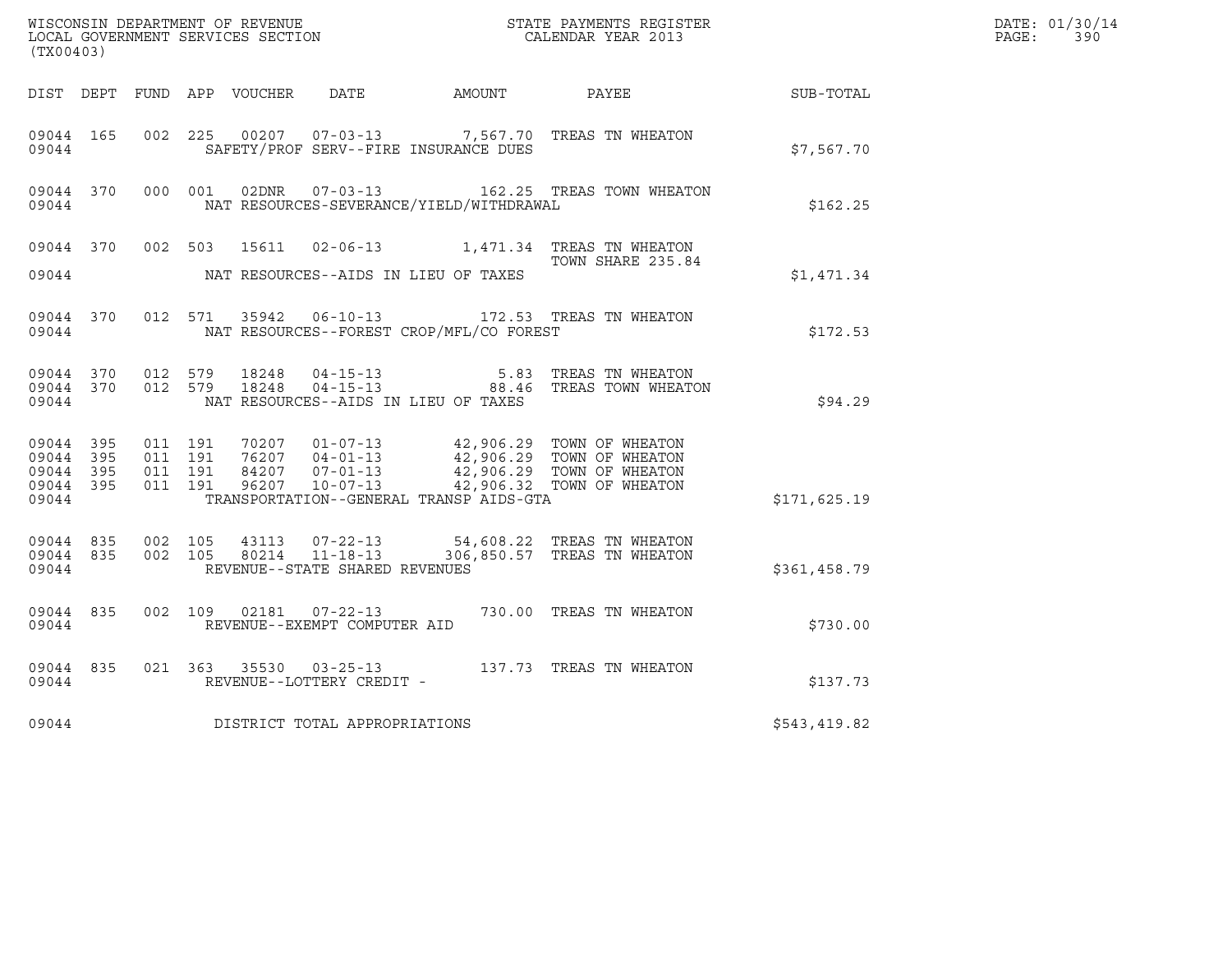WISCONSIN DEPARTMENT OF REVENUE
LOCAL GOVERNMENT SERVICES SECTION
(TX00403)

STATE PAYMENTS REGISTER
CALENDAR YEAR 2013

DATE: 01/30/14
PAGE: 390

| DIST | DEPT | FUND | APP | VOUCHER | DATE | AMOUNT | PAYEE | SUB-TOTAL |
|---|---|---|---|---|---|---|---|---|
| 09044 | 165 | 002 | 225 | 00207 | 07-03-13 | 7,567.70 | TREAS TN WHEATON | |
| 09044 | | | | | SAFETY/PROF SERV--FIRE INSURANCE DUES | | | $7,567.70 |
| 09044 | 370 | 000 | 001 | 02DNR | 07-03-13 | 162.25 | TREAS TOWN WHEATON | |
| 09044 | | | | | NAT RESOURCES-SEVERANCE/YIELD/WITHDRAWAL | | | $162.25 |
| 09044 | 370 | 002 | 503 | 15611 | 02-06-13 | 1,471.34 | TREAS TN WHEATON TOWN SHARE 235.84 | |
| 09044 | | | | | NAT RESOURCES--AIDS IN LIEU OF TAXES | | | $1,471.34 |
| 09044 | 370 | 012 | 571 | 35942 | 06-10-13 | 172.53 | TREAS TN WHEATON | |
| 09044 | | | | | NAT RESOURCES--FOREST CROP/MFL/CO FOREST | | | $172.53 |
| 09044 | 370 | 012 | 579 | 18248 | 04-15-13 | 5.83 | TREAS TN WHEATON | |
| 09044 | 370 | 012 | 579 | 18248 | 04-15-13 | 88.46 | TREAS TOWN WHEATON | |
| 09044 | | | | | NAT RESOURCES--AIDS IN LIEU OF TAXES | | | $94.29 |
| 09044 | 395 | 011 | 191 | 70207 | 01-07-13 | 42,906.29 | TOWN OF WHEATON | |
| 09044 | 395 | 011 | 191 | 76207 | 04-01-13 | 42,906.29 | TOWN OF WHEATON | |
| 09044 | 395 | 011 | 191 | 84207 | 07-01-13 | 42,906.29 | TOWN OF WHEATON | |
| 09044 | 395 | 011 | 191 | 96207 | 10-07-13 | 42,906.32 | TOWN OF WHEATON | |
| 09044 | | | | | TRANSPORTATION--GENERAL TRANSP AIDS-GTA | | | $171,625.19 |
| 09044 | 835 | 002 | 105 | 43113 | 07-22-13 | 54,608.22 | TREAS TN WHEATON | |
| 09044 | 835 | 002 | 105 | 80214 | 11-18-13 | 306,850.57 | TREAS TN WHEATON | |
| 09044 | | | | | REVENUE--STATE SHARED REVENUES | | | $361,458.79 |
| 09044 | 835 | 002 | 109 | 02181 | 07-22-13 | 730.00 | TREAS TN WHEATON | |
| 09044 | | | | | REVENUE--EXEMPT COMPUTER AID | | | $730.00 |
| 09044 | 835 | 021 | 363 | 35530 | 03-25-13 | 137.73 | TREAS TN WHEATON | |
| 09044 | | | | | REVENUE--LOTTERY CREDIT - | | | $137.73 |
| 09044 | | | | | DISTRICT TOTAL APPROPRIATIONS | | | $543,419.82 |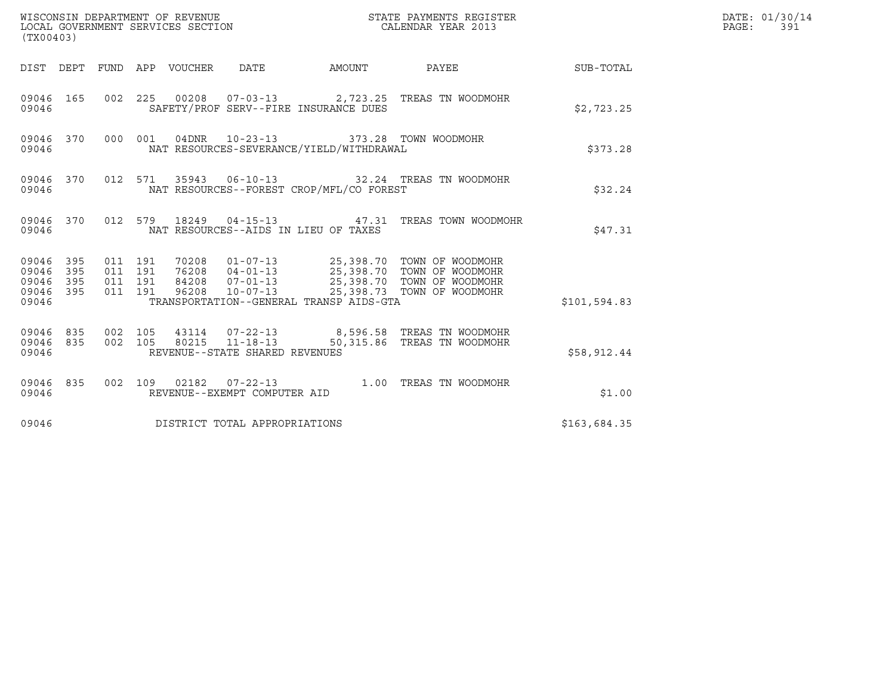WISCONSIN DEPARTMENT OF REVENUE
LOCAL GOVERNMENT SERVICES SECTION
(TX00403)

STATE PAYMENTS REGISTER
CALENDAR YEAR 2013

DATE: 01/30/14
PAGE: 391

| DIST | DEPT | FUND | APP | VOUCHER | DATE | AMOUNT | PAYEE | SUB-TOTAL |
|---|---|---|---|---|---|---|---|---|
| 09046 | 165 | 002 | 225 | 00208 | 07-03-13 | 2,723.25 | TREAS TN WOODMOHR | |
| 09046 | | | | SAFETY/PROF SERV--FIRE INSURANCE DUES | | | | $2,723.25 |
| 09046 | 370 | 000 | 001 | 04DNR | 10-23-13 | 373.28 | TOWN WOODMOHR | |
| 09046 | | | | NAT RESOURCES-SEVERANCE/YIELD/WITHDRAWAL | | | | $373.28 |
| 09046 | 370 | 012 | 571 | 35943 | 06-10-13 | 32.24 | TREAS TN WOODMOHR | |
| 09046 | | | | NAT RESOURCES--FOREST CROP/MFL/CO FOREST | | | | $32.24 |
| 09046 | 370 | 012 | 579 | 18249 | 04-15-13 | 47.31 | TREAS TOWN WOODMOHR | |
| 09046 | | | | NAT RESOURCES--AIDS IN LIEU OF TAXES | | | | $47.31 |
| 09046 | 395 | 011 | 191 | 70208 | 01-07-13 | 25,398.70 | TOWN OF WOODMOHR | |
| 09046 | 395 | 011 | 191 | 76208 | 04-01-13 | 25,398.70 | TOWN OF WOODMOHR | |
| 09046 | 395 | 011 | 191 | 84208 | 07-01-13 | 25,398.70 | TOWN OF WOODMOHR | |
| 09046 | 395 | 011 | 191 | 96208 | 10-07-13 | 25,398.73 | TOWN OF WOODMOHR | |
| 09046 | | | | TRANSPORTATION--GENERAL TRANSP AIDS-GTA | | | | $101,594.83 |
| 09046 | 835 | 002 | 105 | 43114 | 07-22-13 | 8,596.58 | TREAS TN WOODMOHR | |
| 09046 | 835 | 002 | 105 | 80215 | 11-18-13 | 50,315.86 | TREAS TN WOODMOHR | |
| 09046 | | | | REVENUE--STATE SHARED REVENUES | | | | $58,912.44 |
| 09046 | 835 | 002 | 109 | 02182 | 07-22-13 | 1.00 | TREAS TN WOODMOHR | |
| 09046 | | | | REVENUE--EXEMPT COMPUTER AID | | | | $1.00 |
| 09046 | | | | DISTRICT TOTAL APPROPRIATIONS | | | | $163,684.35 |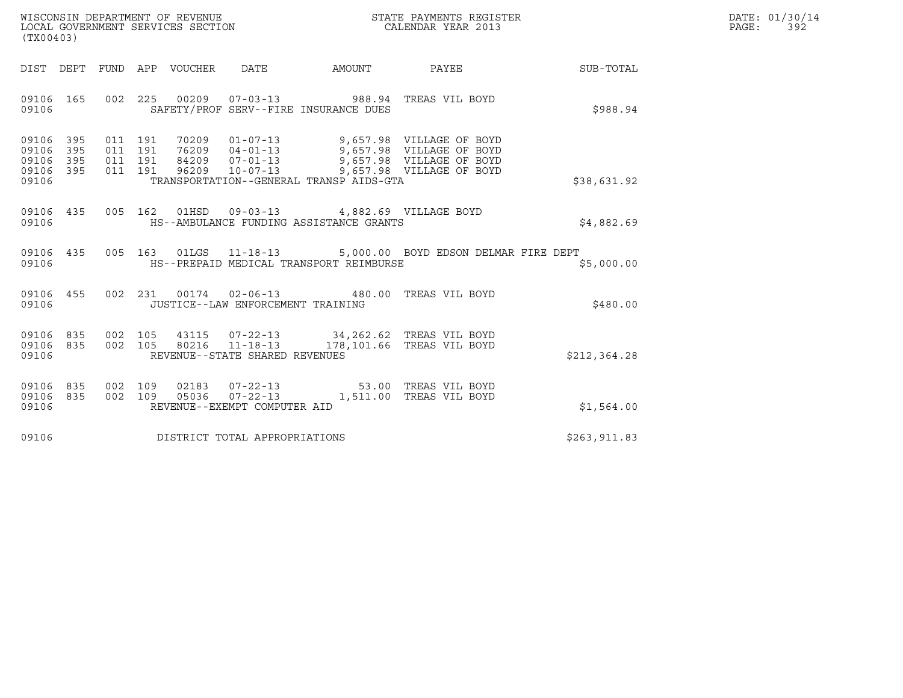WISCONSIN DEPARTMENT OF REVENUE
LOCAL GOVERNMENT SERVICES SECTION
(TX00403)

STATE PAYMENTS REGISTER
CALENDAR YEAR 2013

DATE: 01/30/14
PAGE: 392

| DIST | DEPT | FUND | APP | VOUCHER | DATE | AMOUNT | PAYEE | SUB-TOTAL |
|---|---|---|---|---|---|---|---|---|
| 09106 | 165 | 002 | 225 | 00209 | 07-03-13 | 988.94 | TREAS VIL BOYD | |
| 09106 | | | | | SAFETY/PROF SERV--FIRE INSURANCE DUES | | | $988.94 |
| 09106 | 395 | 011 | 191 | 70209 | 01-07-13 | 9,657.98 | VILLAGE OF BOYD | |
| 09106 | 395 | 011 | 191 | 76209 | 04-01-13 | 9,657.98 | VILLAGE OF BOYD | |
| 09106 | 395 | 011 | 191 | 84209 | 07-01-13 | 9,657.98 | VILLAGE OF BOYD | |
| 09106 | 395 | 011 | 191 | 96209 | 10-07-13 | 9,657.98 | VILLAGE OF BOYD | |
| 09106 | | | | | TRANSPORTATION--GENERAL TRANSP AIDS-GTA | | | $38,631.92 |
| 09106 | 435 | 005 | 162 | 01HSD | 09-03-13 | 4,882.69 | VILLAGE BOYD | |
| 09106 | | | | | HS--AMBULANCE FUNDING ASSISTANCE GRANTS | | | $4,882.69 |
| 09106 | 435 | 005 | 163 | 01LGS | 11-18-13 | 5,000.00 | BOYD EDSON DELMAR FIRE DEPT | |
| 09106 | | | | | HS--PREPAID MEDICAL TRANSPORT REIMBURSE | | | $5,000.00 |
| 09106 | 455 | 002 | 231 | 00174 | 02-06-13 | 480.00 | TREAS VIL BOYD | |
| 09106 | | | | | JUSTICE--LAW ENFORCEMENT TRAINING | | | $480.00 |
| 09106 | 835 | 002 | 105 | 43115 | 07-22-13 | 34,262.62 | TREAS VIL BOYD | |
| 09106 | 835 | 002 | 105 | 80216 | 11-18-13 | 178,101.66 | TREAS VIL BOYD | |
| 09106 | | | | | REVENUE--STATE SHARED REVENUES | | | $212,364.28 |
| 09106 | 835 | 002 | 109 | 02183 | 07-22-13 | 53.00 | TREAS VIL BOYD | |
| 09106 | 835 | 002 | 109 | 05036 | 07-22-13 | 1,511.00 | TREAS VIL BOYD | |
| 09106 | | | | | REVENUE--EXEMPT COMPUTER AID | | | $1,564.00 |
| 09106 | | | | | DISTRICT TOTAL APPROPRIATIONS | | | $263,911.83 |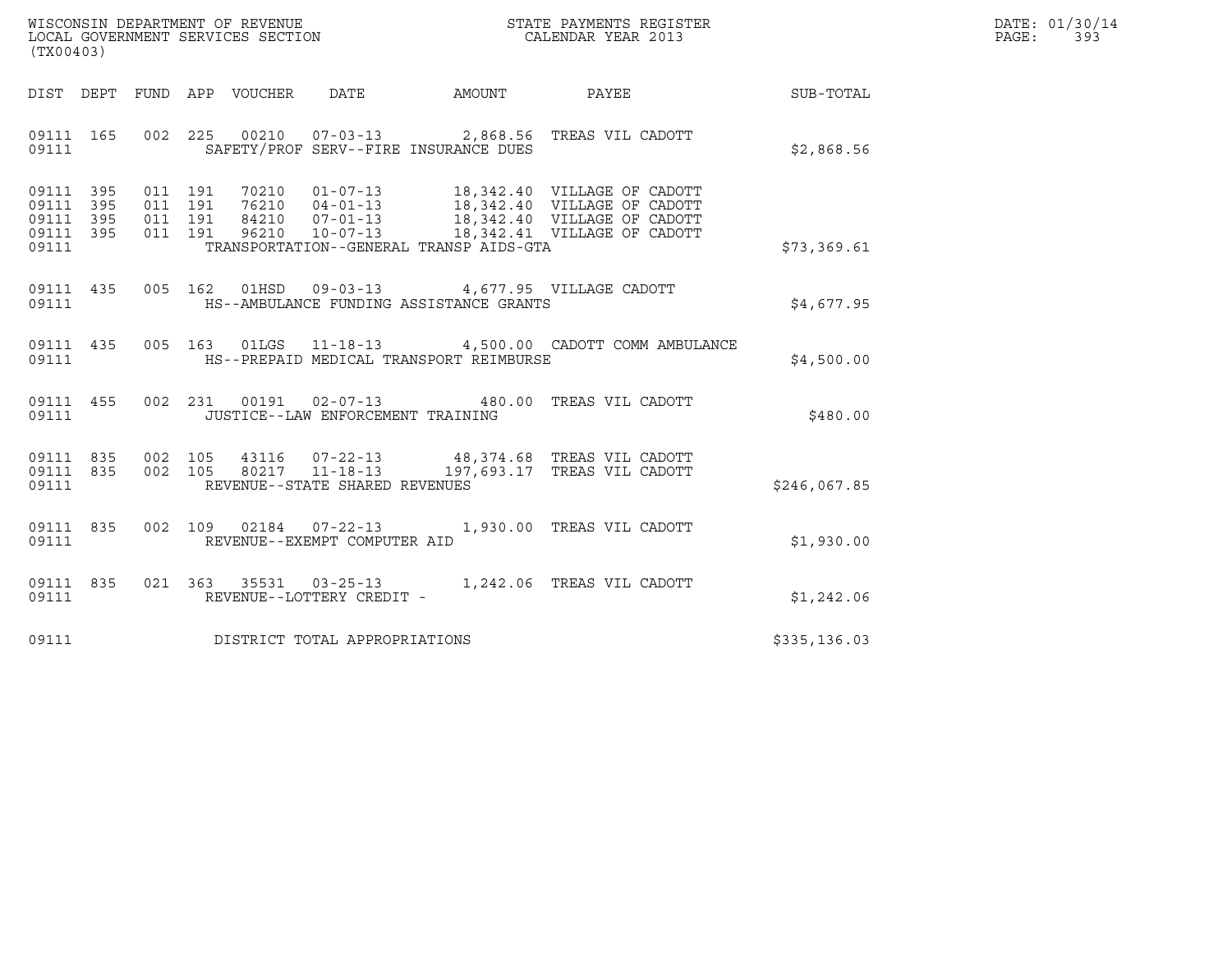WISCONSIN DEPARTMENT OF REVENUE
LOCAL GOVERNMENT SERVICES SECTION
(TX00403)

STATE PAYMENTS REGISTER
CALENDAR YEAR 2013

DATE: 01/30/14
PAGE: 393

| DIST | DEPT | FUND | APP | VOUCHER | DATE | AMOUNT | PAYEE | SUB-TOTAL |
|---|---|---|---|---|---|---|---|---|
| 09111 | 165 | 002 | 225 | 00210 | 07-03-13 | 2,868.56 | TREAS VIL CADOTT | |
| 09111 | | | | SAFETY/PROF SERV--FIRE INSURANCE DUES | | | | $2,868.56 |
| 09111 | 395 | 011 | 191 | 70210 | 01-07-13 | 18,342.40 | VILLAGE OF CADOTT | |
| 09111 | 395 | 011 | 191 | 76210 | 04-01-13 | 18,342.40 | VILLAGE OF CADOTT | |
| 09111 | 395 | 011 | 191 | 84210 | 07-01-13 | 18,342.40 | VILLAGE OF CADOTT | |
| 09111 | 395 | 011 | 191 | 96210 | 10-07-13 | 18,342.41 | VILLAGE OF CADOTT | |
| 09111 | | | | TRANSPORTATION--GENERAL TRANSP AIDS-GTA | | | | $73,369.61 |
| 09111 | 435 | 005 | 162 | 01HSD | 09-03-13 | 4,677.95 | VILLAGE CADOTT | |
| 09111 | | | | HS--AMBULANCE FUNDING ASSISTANCE GRANTS | | | | $4,677.95 |
| 09111 | 435 | 005 | 163 | 01LGS | 11-18-13 | 4,500.00 | CADOTT COMM AMBULANCE | |
| 09111 | | | | HS--PREPAID MEDICAL TRANSPORT REIMBURSE | | | | $4,500.00 |
| 09111 | 455 | 002 | 231 | 00191 | 02-07-13 | 480.00 | TREAS VIL CADOTT | |
| 09111 | | | | JUSTICE--LAW ENFORCEMENT TRAINING | | | | $480.00 |
| 09111 | 835 | 002 | 105 | 43116 | 07-22-13 | 48,374.68 | TREAS VIL CADOTT | |
| 09111 | 835 | 002 | 105 | 80217 | 11-18-13 | 197,693.17 | TREAS VIL CADOTT | |
| 09111 | | | | REVENUE--STATE SHARED REVENUES | | | | $246,067.85 |
| 09111 | 835 | 002 | 109 | 02184 | 07-22-13 | 1,930.00 | TREAS VIL CADOTT | |
| 09111 | | | | REVENUE--EXEMPT COMPUTER AID | | | | $1,930.00 |
| 09111 | 835 | 021 | 363 | 35531 | 03-25-13 | 1,242.06 | TREAS VIL CADOTT | |
| 09111 | | | | REVENUE--LOTTERY CREDIT - | | | | $1,242.06 |
| 09111 | | | | DISTRICT TOTAL APPROPRIATIONS | | | | $335,136.03 |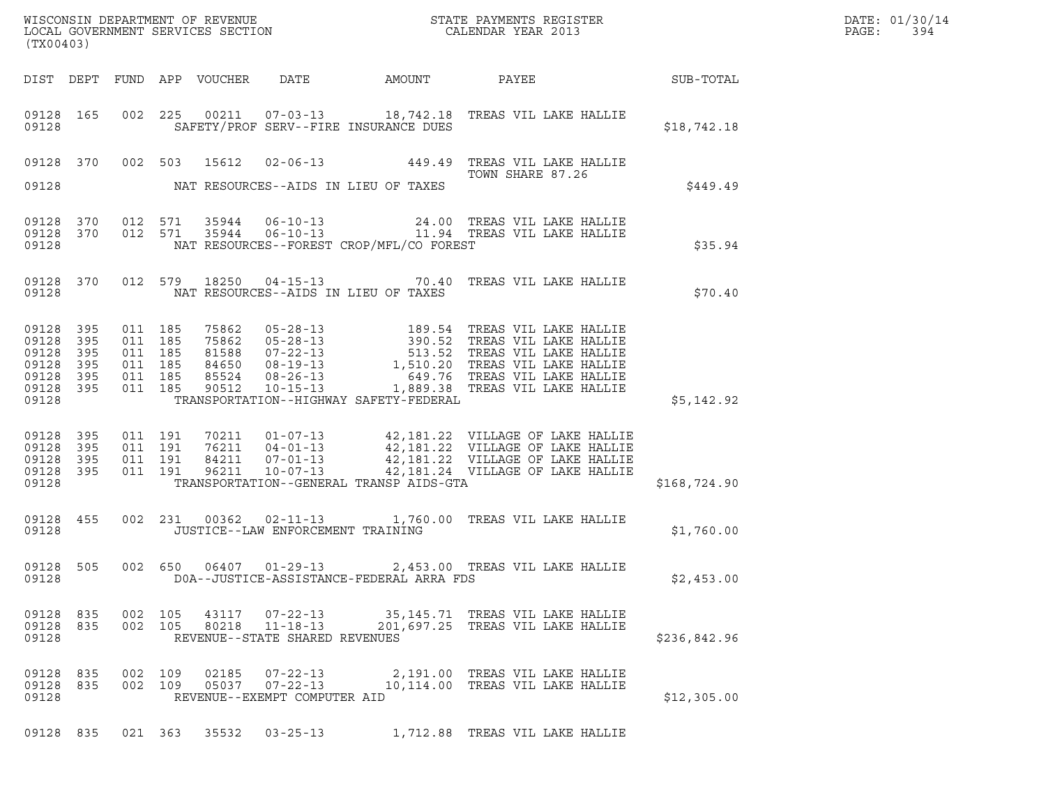WISCONSIN DEPARTMENT OF REVENUE
LOCAL GOVERNMENT SERVICES SECTION
(TX00403)

STATE PAYMENTS REGISTER
CALENDAR YEAR 2013

DATE: 01/30/14
PAGE: 394

| DIST | DEPT | FUND | APP | VOUCHER | DATE | AMOUNT | PAYEE | SUB-TOTAL |
|---|---|---|---|---|---|---|---|---|
| 09128 | 165 | 002 | 225 | 00211 | 07-03-13 | 18,742.18 | TREAS VIL LAKE HALLIE | |
| 09128 | | | | | SAFETY/PROF SERV--FIRE INSURANCE DUES | | | $18,742.18 |
| 09128 | 370 | 002 | 503 | 15612 | 02-06-13 | 449.49 | TREAS VIL LAKE HALLIE<br>TOWN SHARE 87.26 | |
| 09128 | | | | | NAT RESOURCES--AIDS IN LIEU OF TAXES | | | $449.49 |
| 09128 | 370 | 012 | 571 | 35944 | 06-10-13 | 24.00 | TREAS VIL LAKE HALLIE | |
| 09128 | 370 | 012 | 571 | 35944 | 06-10-13 | 11.94 | TREAS VIL LAKE HALLIE | |
| 09128 | | | | | NAT RESOURCES--FOREST CROP/MFL/CO FOREST | | | $35.94 |
| 09128 | 370 | 012 | 579 | 18250 | 04-15-13 | 70.40 | TREAS VIL LAKE HALLIE | |
| 09128 | | | | | NAT RESOURCES--AIDS IN LIEU OF TAXES | | | $70.40 |
| 09128 | 395 | 011 | 185 | 75862 | 05-28-13 | 189.54 | TREAS VIL LAKE HALLIE | |
| 09128 | 395 | 011 | 185 | 75862 | 05-28-13 | 390.52 | TREAS VIL LAKE HALLIE | |
| 09128 | 395 | 011 | 185 | 81588 | 07-22-13 | 513.52 | TREAS VIL LAKE HALLIE | |
| 09128 | 395 | 011 | 185 | 84650 | 08-19-13 | 1,510.20 | TREAS VIL LAKE HALLIE | |
| 09128 | 395 | 011 | 185 | 85524 | 08-26-13 | 649.76 | TREAS VIL LAKE HALLIE | |
| 09128 | 395 | 011 | 185 | 90512 | 10-15-13 | 1,889.38 | TREAS VIL LAKE HALLIE | |
| 09128 | | | | | TRANSPORTATION--HIGHWAY SAFETY-FEDERAL | | | $5,142.92 |
| 09128 | 395 | 011 | 191 | 70211 | 01-07-13 | 42,181.22 | VILLAGE OF LAKE HALLIE | |
| 09128 | 395 | 011 | 191 | 76211 | 04-01-13 | 42,181.22 | VILLAGE OF LAKE HALLIE | |
| 09128 | 395 | 011 | 191 | 84211 | 07-01-13 | 42,181.22 | VILLAGE OF LAKE HALLIE | |
| 09128 | 395 | 011 | 191 | 96211 | 10-07-13 | 42,181.24 | VILLAGE OF LAKE HALLIE | |
| 09128 | | | | | TRANSPORTATION--GENERAL TRANSP AIDS-GTA | | | $168,724.90 |
| 09128 | 455 | 002 | 231 | 00362 | 02-11-13 | 1,760.00 | TREAS VIL LAKE HALLIE | |
| 09128 | | | | | JUSTICE--LAW ENFORCEMENT TRAINING | | | $1,760.00 |
| 09128 | 505 | 002 | 650 | 06407 | 01-29-13 | 2,453.00 | TREAS VIL LAKE HALLIE | |
| 09128 | | | | | DOA--JUSTICE-ASSISTANCE-FEDERAL ARRA FDS | | | $2,453.00 |
| 09128 | 835 | 002 | 105 | 43117 | 07-22-13 | 35,145.71 | TREAS VIL LAKE HALLIE | |
| 09128 | 835 | 002 | 105 | 80218 | 11-18-13 | 201,697.25 | TREAS VIL LAKE HALLIE | |
| 09128 | | | | | REVENUE--STATE SHARED REVENUES | | | $236,842.96 |
| 09128 | 835 | 002 | 109 | 02185 | 07-22-13 | 2,191.00 | TREAS VIL LAKE HALLIE | |
| 09128 | 835 | 002 | 109 | 05037 | 07-22-13 | 10,114.00 | TREAS VIL LAKE HALLIE | |
| 09128 | | | | | REVENUE--EXEMPT COMPUTER AID | | | $12,305.00 |
| 09128 | 835 | 021 | 363 | 35532 | 03-25-13 | 1,712.88 | TREAS VIL LAKE HALLIE | |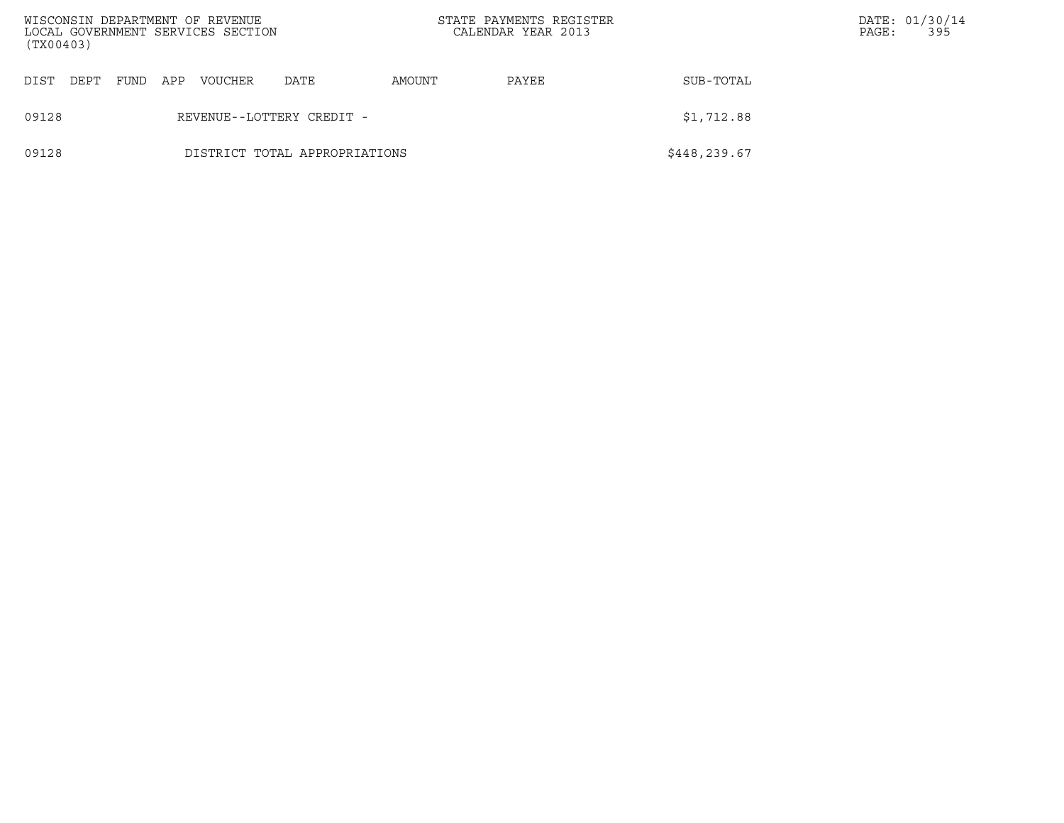| DIST | DEPT | FUND | APP | VOUCHER | DATE | AMOUNT | PAYEE | SUB-TOTAL |
|---|---|---|---|---|---|---|---|---|
| 09128 | | | | REVENUE--LOTTERY CREDIT - | | | | $1,712.88 |
| 09128 | | | | DISTRICT TOTAL APPROPRIATIONS | | | | $448,239.67 |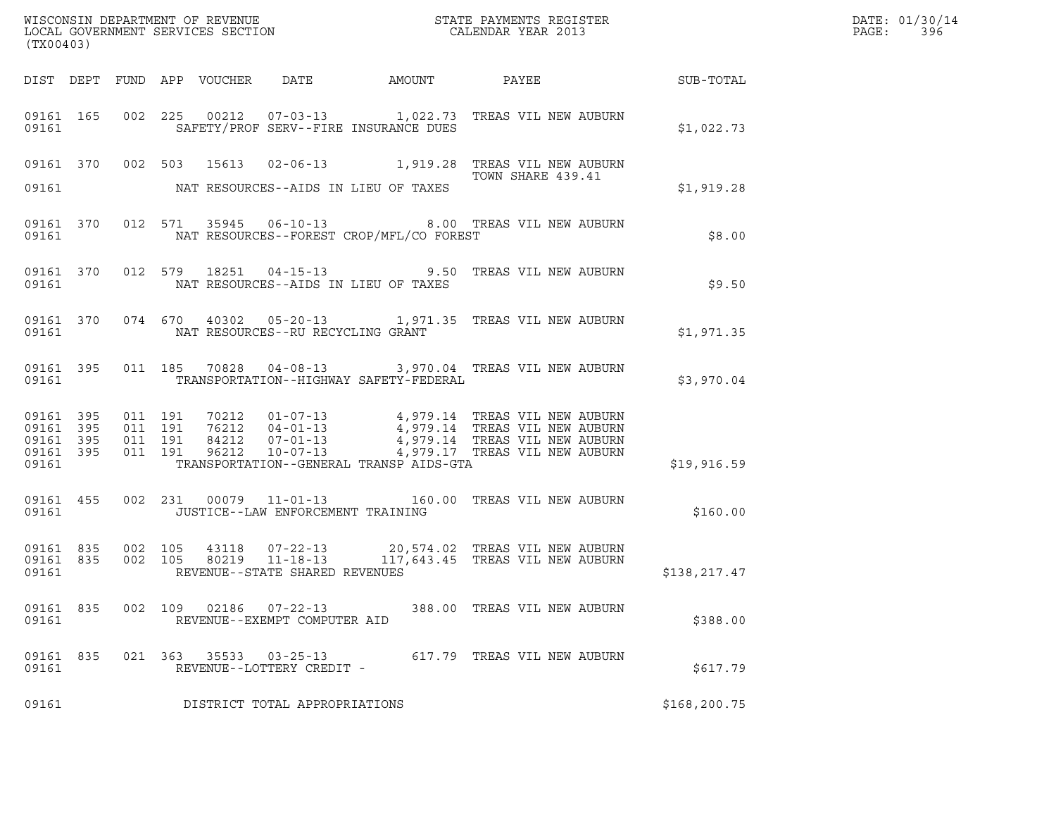WISCONSIN DEPARTMENT OF REVENUE
LOCAL GOVERNMENT SERVICES SECTION
(TX00403)

STATE PAYMENTS REGISTER
CALENDAR YEAR 2013

| DIST | DEPT | FUND | APP | VOUCHER | DATE | AMOUNT | PAYEE | SUB-TOTAL |
|---|---|---|---|---|---|---|---|---|
| 09161 | 165 | 002 | 225 | 00212 | 07-03-13 | 1,022.73 | TREAS VIL NEW AUBURN | |
| 09161 | | | | SAFETY/PROF SERV--FIRE INSURANCE DUES | | | | $1,022.73 |
| 09161 | 370 | 002 | 503 | 15613 | 02-06-13 | 1,919.28 | TREAS VIL NEW AUBURN TOWN SHARE 439.41 | |
| 09161 | | | | NAT RESOURCES--AIDS IN LIEU OF TAXES | | | | $1,919.28 |
| 09161 | 370 | 012 | 571 | 35945 | 06-10-13 | 8.00 | TREAS VIL NEW AUBURN | |
| 09161 | | | | NAT RESOURCES--FOREST CROP/MFL/CO FOREST | | | | $8.00 |
| 09161 | 370 | 012 | 579 | 18251 | 04-15-13 | 9.50 | TREAS VIL NEW AUBURN | |
| 09161 | | | | NAT RESOURCES--AIDS IN LIEU OF TAXES | | | | $9.50 |
| 09161 | 370 | 074 | 670 | 40302 | 05-20-13 | 1,971.35 | TREAS VIL NEW AUBURN | |
| 09161 | | | | NAT RESOURCES--RU RECYCLING GRANT | | | | $1,971.35 |
| 09161 | 395 | 011 | 185 | 70828 | 04-08-13 | 3,970.04 | TREAS VIL NEW AUBURN | |
| 09161 | | | | TRANSPORTATION--HIGHWAY SAFETY-FEDERAL | | | | $3,970.04 |
| 09161 | 395 | 011 | 191 | 70212 | 01-07-13 | 4,979.14 | TREAS VIL NEW AUBURN | |
| 09161 | 395 | 011 | 191 | 76212 | 04-01-13 | 4,979.14 | TREAS VIL NEW AUBURN | |
| 09161 | 395 | 011 | 191 | 84212 | 07-01-13 | 4,979.14 | TREAS VIL NEW AUBURN | |
| 09161 | 395 | 011 | 191 | 96212 | 10-07-13 | 4,979.17 | TREAS VIL NEW AUBURN | |
| 09161 | | | | TRANSPORTATION--GENERAL TRANSP AIDS-GTA | | | | $19,916.59 |
| 09161 | 455 | 002 | 231 | 00079 | 11-01-13 | 160.00 | TREAS VIL NEW AUBURN | |
| 09161 | | | | JUSTICE--LAW ENFORCEMENT TRAINING | | | | $160.00 |
| 09161 | 835 | 002 | 105 | 43118 | 07-22-13 | 20,574.02 | TREAS VIL NEW AUBURN | |
| 09161 | 835 | 002 | 105 | 80219 | 11-18-13 | 117,643.45 | TREAS VIL NEW AUBURN | |
| 09161 | | | | REVENUE--STATE SHARED REVENUES | | | | $138,217.47 |
| 09161 | 835 | 002 | 109 | 02186 | 07-22-13 | 388.00 | TREAS VIL NEW AUBURN | |
| 09161 | | | | REVENUE--EXEMPT COMPUTER AID | | | | $388.00 |
| 09161 | 835 | 021 | 363 | 35533 | 03-25-13 | 617.79 | TREAS VIL NEW AUBURN | |
| 09161 | | | | REVENUE--LOTTERY CREDIT - | | | | $617.79 |
| 09161 | | | | DISTRICT TOTAL APPROPRIATIONS | | | | $168,200.75 |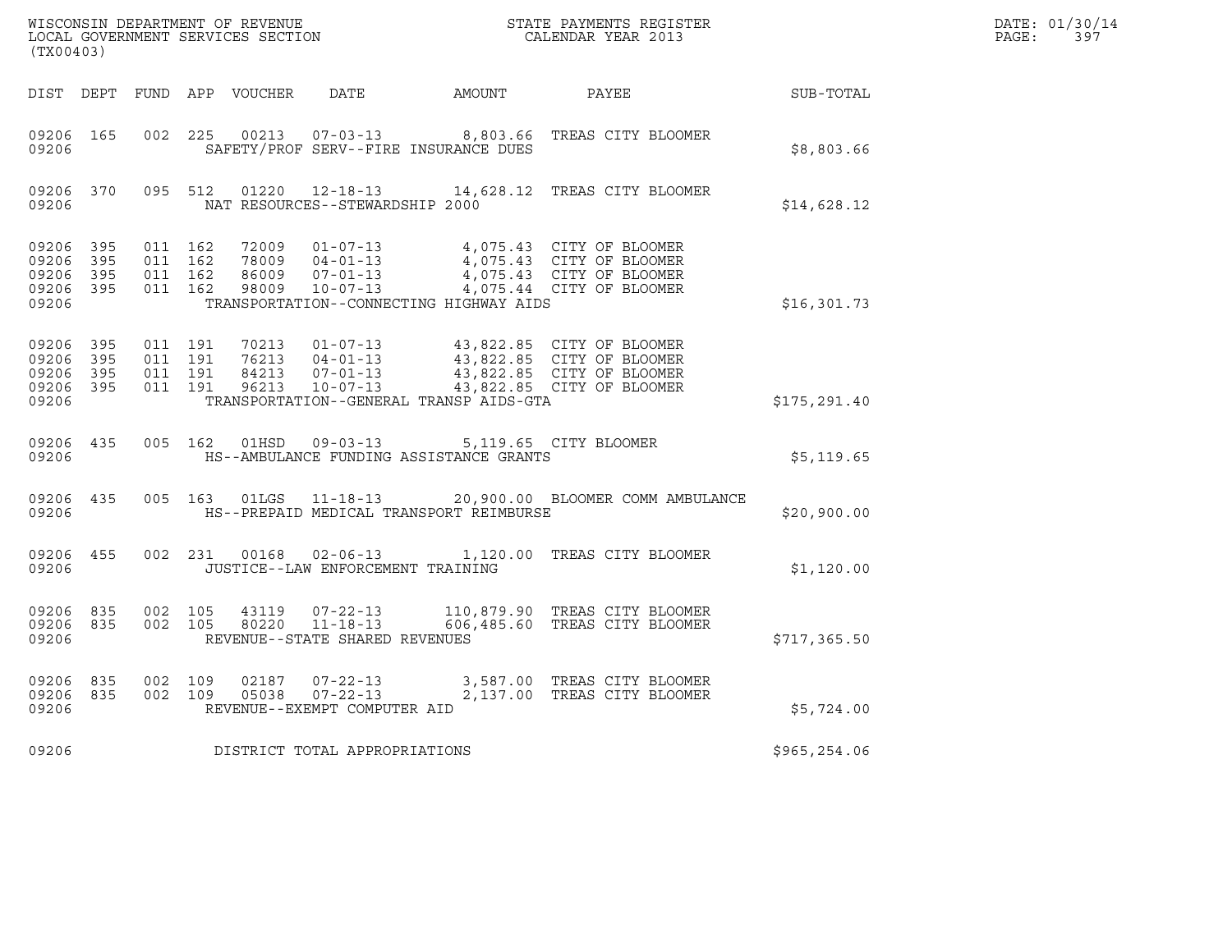WISCONSIN DEPARTMENT OF REVENUE
LOCAL GOVERNMENT SERVICES SECTION
(TX00403)

STATE PAYMENTS REGISTER
CALENDAR YEAR 2013

DATE: 01/30/14
PAGE: 397

| DIST | DEPT | FUND | APP | VOUCHER | DATE | AMOUNT | PAYEE | SUB-TOTAL |
|---|---|---|---|---|---|---|---|---|
| 09206 | 165 | 002 | 225 | 00213 | 07-03-13 | 8,803.66 | TREAS CITY BLOOMER | |
| 09206 | | | | | SAFETY/PROF SERV--FIRE INSURANCE DUES | | | $8,803.66 |
| 09206 | 370 | 095 | 512 | 01220 | 12-18-13 | 14,628.12 | TREAS CITY BLOOMER | |
| 09206 | | | | | NAT RESOURCES--STEWARDSHIP 2000 | | | $14,628.12 |
| 09206 | 395 | 011 | 162 | 72009 | 01-07-13 | 4,075.43 | CITY OF BLOOMER | |
| 09206 | 395 | 011 | 162 | 78009 | 04-01-13 | 4,075.43 | CITY OF BLOOMER | |
| 09206 | 395 | 011 | 162 | 86009 | 07-01-13 | 4,075.43 | CITY OF BLOOMER | |
| 09206 | 395 | 011 | 162 | 98009 | 10-07-13 | 4,075.44 | CITY OF BLOOMER | |
| 09206 | | | | | TRANSPORTATION--CONNECTING HIGHWAY AIDS | | | $16,301.73 |
| 09206 | 395 | 011 | 191 | 70213 | 01-07-13 | 43,822.85 | CITY OF BLOOMER | |
| 09206 | 395 | 011 | 191 | 76213 | 04-01-13 | 43,822.85 | CITY OF BLOOMER | |
| 09206 | 395 | 011 | 191 | 84213 | 07-01-13 | 43,822.85 | CITY OF BLOOMER | |
| 09206 | 395 | 011 | 191 | 96213 | 10-07-13 | 43,822.85 | CITY OF BLOOMER | |
| 09206 | | | | | TRANSPORTATION--GENERAL TRANSP AIDS-GTA | | | $175,291.40 |
| 09206 | 435 | 005 | 162 | 01HSD | 09-03-13 | 5,119.65 | CITY BLOOMER | |
| 09206 | | | | | HS--AMBULANCE FUNDING ASSISTANCE GRANTS | | | $5,119.65 |
| 09206 | 435 | 005 | 163 | 01LGS | 11-18-13 | 20,900.00 | BLOOMER COMM AMBULANCE | |
| 09206 | | | | | HS--PREPAID MEDICAL TRANSPORT REIMBURSE | | | $20,900.00 |
| 09206 | 455 | 002 | 231 | 00168 | 02-06-13 | 1,120.00 | TREAS CITY BLOOMER | |
| 09206 | | | | | JUSTICE--LAW ENFORCEMENT TRAINING | | | $1,120.00 |
| 09206 | 835 | 002 | 105 | 43119 | 07-22-13 | 110,879.90 | TREAS CITY BLOOMER | |
| 09206 | 835 | 002 | 105 | 80220 | 11-18-13 | 606,485.60 | TREAS CITY BLOOMER | |
| 09206 | | | | | REVENUE--STATE SHARED REVENUES | | | $717,365.50 |
| 09206 | 835 | 002 | 109 | 02187 | 07-22-13 | 3,587.00 | TREAS CITY BLOOMER | |
| 09206 | 835 | 002 | 109 | 05038 | 07-22-13 | 2,137.00 | TREAS CITY BLOOMER | |
| 09206 | | | | | REVENUE--EXEMPT COMPUTER AID | | | $5,724.00 |
| 09206 | | | | | DISTRICT TOTAL APPROPRIATIONS | | | $965,254.06 |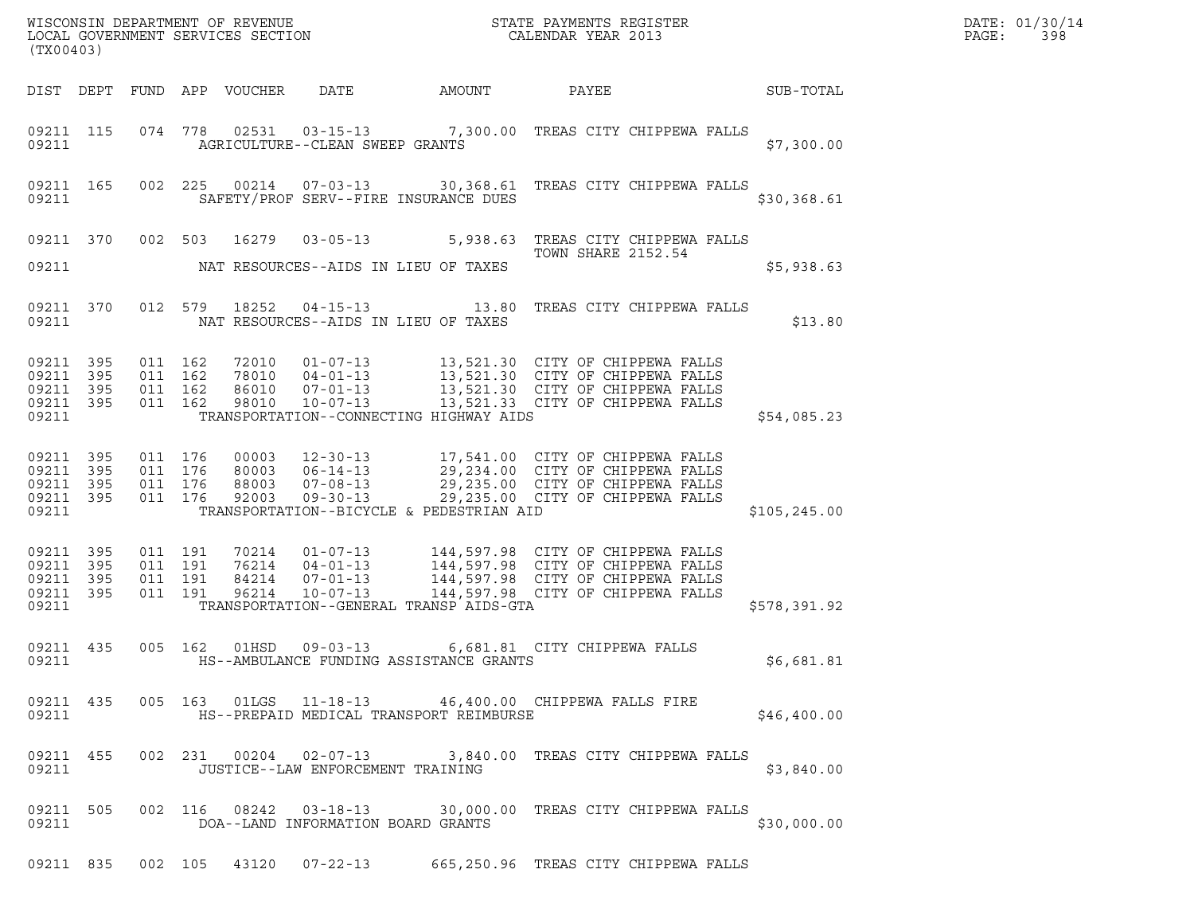WISCONSIN DEPARTMENT OF REVENUE
LOCAL GOVERNMENT SERVICES SECTION
(TX00403)

STATE PAYMENTS REGISTER
CALENDAR YEAR 2013

| DIST | DEPT | FUND | APP | VOUCHER | DATE | AMOUNT | PAYEE | SUB-TOTAL |
|---|---|---|---|---|---|---|---|---|
| 09211 | 115 | 074 | 778 | 02531 | 03-15-13 | 7,300.00 | TREAS CITY CHIPPEWA FALLS | |
| 09211 | | | | AGRICULTURE--CLEAN SWEEP GRANTS | | | | $7,300.00 |
| 09211 | 165 | 002 | 225 | 00214 | 07-03-13 | 30,368.61 | TREAS CITY CHIPPEWA FALLS | |
| 09211 | | | | SAFETY/PROF SERV--FIRE INSURANCE DUES | | | | $30,368.61 |
| 09211 | 370 | 002 | 503 | 16279 | 03-05-13 | 5,938.63 | TREAS CITY CHIPPEWA FALLS TOWN SHARE 2152.54 | |
| 09211 | | | | NAT RESOURCES--AIDS IN LIEU OF TAXES | | | | $5,938.63 |
| 09211 | 370 | 012 | 579 | 18252 | 04-15-13 | 13.80 | TREAS CITY CHIPPEWA FALLS | |
| 09211 | | | | NAT RESOURCES--AIDS IN LIEU OF TAXES | | | | $13.80 |
| 09211 | 395 | 011 | 162 | 72010 | 01-07-13 | 13,521.30 | CITY OF CHIPPEWA FALLS | |
| 09211 | 395 | 011 | 162 | 78010 | 04-01-13 | 13,521.30 | CITY OF CHIPPEWA FALLS | |
| 09211 | 395 | 011 | 162 | 86010 | 07-01-13 | 13,521.30 | CITY OF CHIPPEWA FALLS | |
| 09211 | 395 | 011 | 162 | 98010 | 10-07-13 | 13,521.33 | CITY OF CHIPPEWA FALLS | |
| 09211 | | | | TRANSPORTATION--CONNECTING HIGHWAY AIDS | | | | $54,085.23 |
| 09211 | 395 | 011 | 176 | 00003 | 12-30-13 | 17,541.00 | CITY OF CHIPPEWA FALLS | |
| 09211 | 395 | 011 | 176 | 80003 | 06-14-13 | 29,234.00 | CITY OF CHIPPEWA FALLS | |
| 09211 | 395 | 011 | 176 | 88003 | 07-08-13 | 29,235.00 | CITY OF CHIPPEWA FALLS | |
| 09211 | 395 | 011 | 176 | 92003 | 09-30-13 | 29,235.00 | CITY OF CHIPPEWA FALLS | |
| 09211 | | | | TRANSPORTATION--BICYCLE & PEDESTRIAN AID | | | | $105,245.00 |
| 09211 | 395 | 011 | 191 | 70214 | 01-07-13 | 144,597.98 | CITY OF CHIPPEWA FALLS | |
| 09211 | 395 | 011 | 191 | 76214 | 04-01-13 | 144,597.98 | CITY OF CHIPPEWA FALLS | |
| 09211 | 395 | 011 | 191 | 84214 | 07-01-13 | 144,597.98 | CITY OF CHIPPEWA FALLS | |
| 09211 | 395 | 011 | 191 | 96214 | 10-07-13 | 144,597.98 | CITY OF CHIPPEWA FALLS | |
| 09211 | | | | TRANSPORTATION--GENERAL TRANSP AIDS-GTA | | | | $578,391.92 |
| 09211 | 435 | 005 | 162 | 01HSD | 09-03-13 | 6,681.81 | CITY CHIPPEWA FALLS | |
| 09211 | | | | HS--AMBULANCE FUNDING ASSISTANCE GRANTS | | | | $6,681.81 |
| 09211 | 435 | 005 | 163 | 01LGS | 11-18-13 | 46,400.00 | CHIPPEWA FALLS FIRE | |
| 09211 | | | | HS--PREPAID MEDICAL TRANSPORT REIMBURSE | | | | $46,400.00 |
| 09211 | 455 | 002 | 231 | 00204 | 02-07-13 | 3,840.00 | TREAS CITY CHIPPEWA FALLS | |
| 09211 | | | | JUSTICE--LAW ENFORCEMENT TRAINING | | | | $3,840.00 |
| 09211 | 505 | 002 | 116 | 08242 | 03-18-13 | 30,000.00 | TREAS CITY CHIPPEWA FALLS | |
| 09211 | | | | DOA--LAND INFORMATION BOARD GRANTS | | | | $30,000.00 |
| 09211 | 835 | 002 | 105 | 43120 | 07-22-13 | 665,250.96 | TREAS CITY CHIPPEWA FALLS | |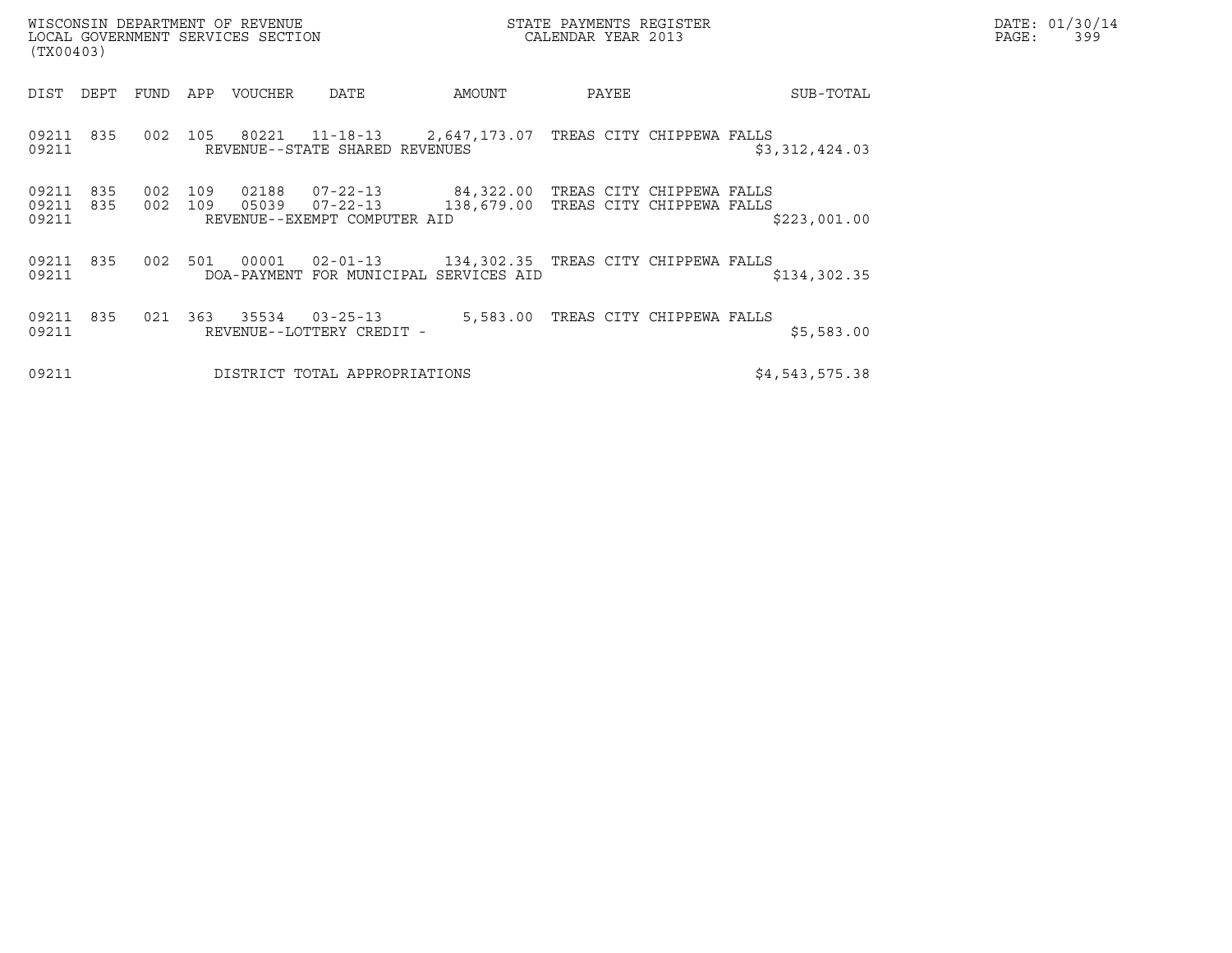WISCONSIN DEPARTMENT OF REVENUE
LOCAL GOVERNMENT SERVICES SECTION
(TX00403)

STATE PAYMENTS REGISTER
CALENDAR YEAR 2013

DATE: 01/30/14
PAGE: 399

| DIST | DEPT | FUND | APP | VOUCHER | DATE | AMOUNT | PAYEE | SUB-TOTAL |
|---|---|---|---|---|---|---|---|---|
| 09211 | 835 | 002 | 105 | 80221 | 11-18-13 | 2,647,173.07 | TREAS CITY CHIPPEWA FALLS | |
| 09211 | | | | REVENUE--STATE SHARED REVENUES | | | | $3,312,424.03 |
| 09211 | 835 | 002 | 109 | 02188 | 07-22-13 | 84,322.00 | TREAS CITY CHIPPEWA FALLS | |
| 09211 | 835 | 002 | 109 | 05039 | 07-22-13 | 138,679.00 | TREAS CITY CHIPPEWA FALLS | |
| 09211 | | | | REVENUE--EXEMPT COMPUTER AID | | | | $223,001.00 |
| 09211 | 835 | 002 | 501 | 00001 | 02-01-13 | 134,302.35 | TREAS CITY CHIPPEWA FALLS | |
| 09211 | | | | DOA-PAYMENT FOR MUNICIPAL SERVICES AID | | | | $134,302.35 |
| 09211 | 835 | 021 | 363 | 35534 | 03-25-13 | 5,583.00 | TREAS CITY CHIPPEWA FALLS | |
| 09211 | | | | REVENUE--LOTTERY CREDIT - | | | | $5,583.00 |
| 09211 | | | | DISTRICT TOTAL APPROPRIATIONS | | | | $4,543,575.38 |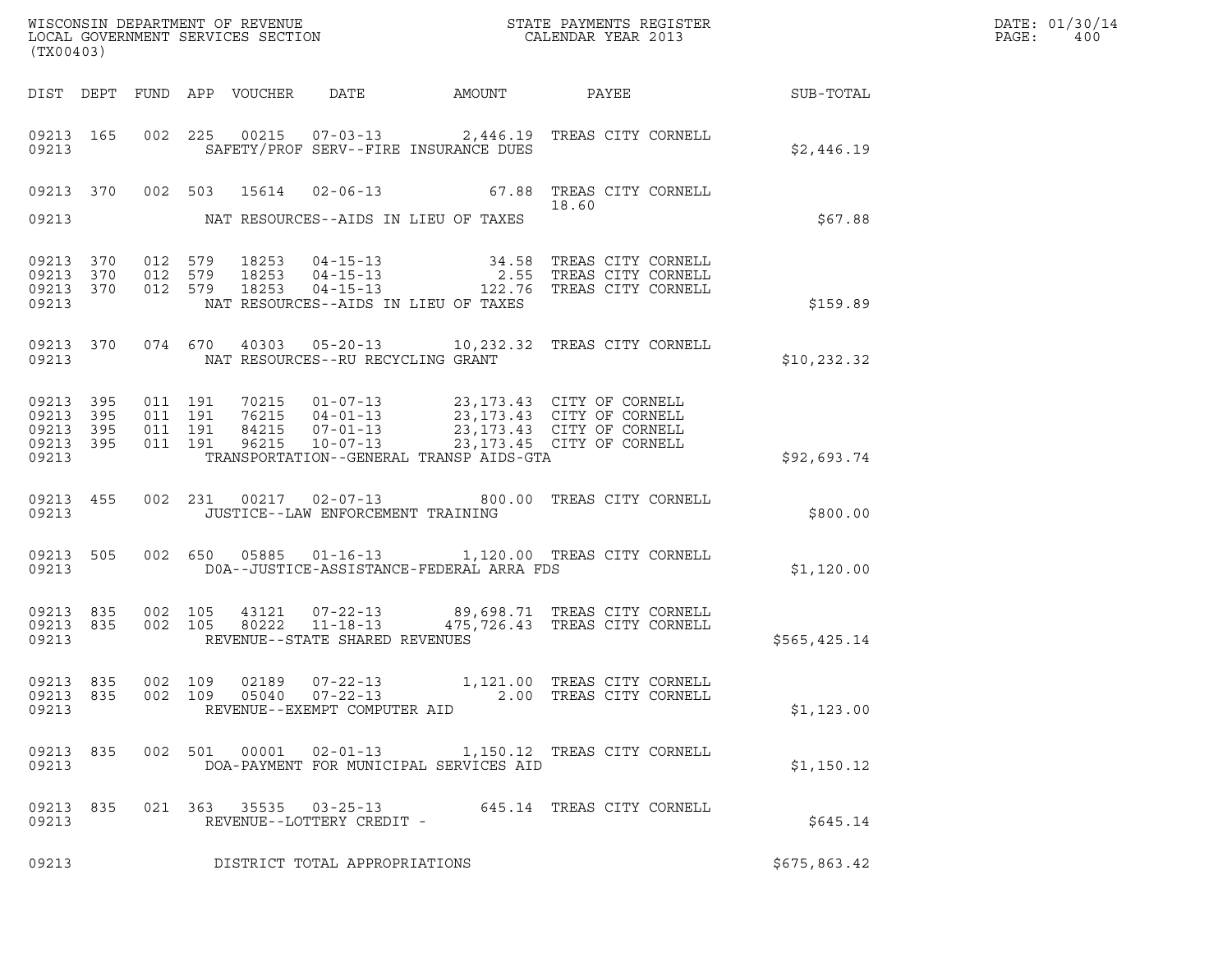WISCONSIN DEPARTMENT OF REVENUE
LOCAL GOVERNMENT SERVICES SECTION
(TX00403)

STATE PAYMENTS REGISTER
CALENDAR YEAR 2013

DATE: 01/30/14

| DIST | DEPT | FUND | APP | VOUCHER | DATE | AMOUNT | PAYEE | SUB-TOTAL |
|---|---|---|---|---|---|---|---|---|
| 09213 | 165 | 002 | 225 | 00215 | 07-03-13 | 2,446.19 | TREAS CITY CORNELL | |
| 09213 | | | | | SAFETY/PROF SERV--FIRE INSURANCE DUES | | | $2,446.19 |
| 09213 | 370 | 002 | 503 | 15614 | 02-06-13 | 67.88 | TREAS CITY CORNELL 18.60 | |
| 09213 | | | | | NAT RESOURCES--AIDS IN LIEU OF TAXES | | | $67.88 |
| 09213 | 370 | 012 | 579 | 18253 | 04-15-13 | 34.58 | TREAS CITY CORNELL | |
| 09213 | 370 | 012 | 579 | 18253 | 04-15-13 | 2.55 | TREAS CITY CORNELL | |
| 09213 | 370 | 012 | 579 | 18253 | 04-15-13 | 122.76 | TREAS CITY CORNELL | |
| 09213 | | | | | NAT RESOURCES--AIDS IN LIEU OF TAXES | | | $159.89 |
| 09213 | 370 | 074 | 670 | 40303 | 05-20-13 | 10,232.32 | TREAS CITY CORNELL | |
| 09213 | | | | | NAT RESOURCES--RU RECYCLING GRANT | | | $10,232.32 |
| 09213 | 395 | 011 | 191 | 70215 | 01-07-13 | 23,173.43 | CITY OF CORNELL | |
| 09213 | 395 | 011 | 191 | 76215 | 04-01-13 | 23,173.43 | CITY OF CORNELL | |
| 09213 | 395 | 011 | 191 | 84215 | 07-01-13 | 23,173.43 | CITY OF CORNELL | |
| 09213 | 395 | 011 | 191 | 96215 | 10-07-13 | 23,173.45 | CITY OF CORNELL | |
| 09213 | | | | | TRANSPORTATION--GENERAL TRANSP AIDS-GTA | | | $92,693.74 |
| 09213 | 455 | 002 | 231 | 00217 | 02-07-13 | 800.00 | TREAS CITY CORNELL | |
| 09213 | | | | | JUSTICE--LAW ENFORCEMENT TRAINING | | | $800.00 |
| 09213 | 505 | 002 | 650 | 05885 | 01-16-13 | 1,120.00 | TREAS CITY CORNELL | |
| 09213 | | | | | DOA--JUSTICE-ASSISTANCE-FEDERAL ARRA FDS | | | $1,120.00 |
| 09213 | 835 | 002 | 105 | 43121 | 07-22-13 | 89,698.71 | TREAS CITY CORNELL | |
| 09213 | 835 | 002 | 105 | 80222 | 11-18-13 | 475,726.43 | TREAS CITY CORNELL | |
| 09213 | | | | | REVENUE--STATE SHARED REVENUES | | | $565,425.14 |
| 09213 | 835 | 002 | 109 | 02189 | 07-22-13 | 1,121.00 | TREAS CITY CORNELL | |
| 09213 | 835 | 002 | 109 | 05040 | 07-22-13 | 2.00 | TREAS CITY CORNELL | |
| 09213 | | | | | REVENUE--EXEMPT COMPUTER AID | | | $1,123.00 |
| 09213 | 835 | 002 | 501 | 00001 | 02-01-13 | 1,150.12 | TREAS CITY CORNELL | |
| 09213 | | | | | DOA-PAYMENT FOR MUNICIPAL SERVICES AID | | | $1,150.12 |
| 09213 | 835 | 021 | 363 | 35535 | 03-25-13 | 645.14 | TREAS CITY CORNELL | |
| 09213 | | | | | REVENUE--LOTTERY CREDIT - | | | $645.14 |
| 09213 | | | | | DISTRICT TOTAL APPROPRIATIONS | | | $675,863.42 |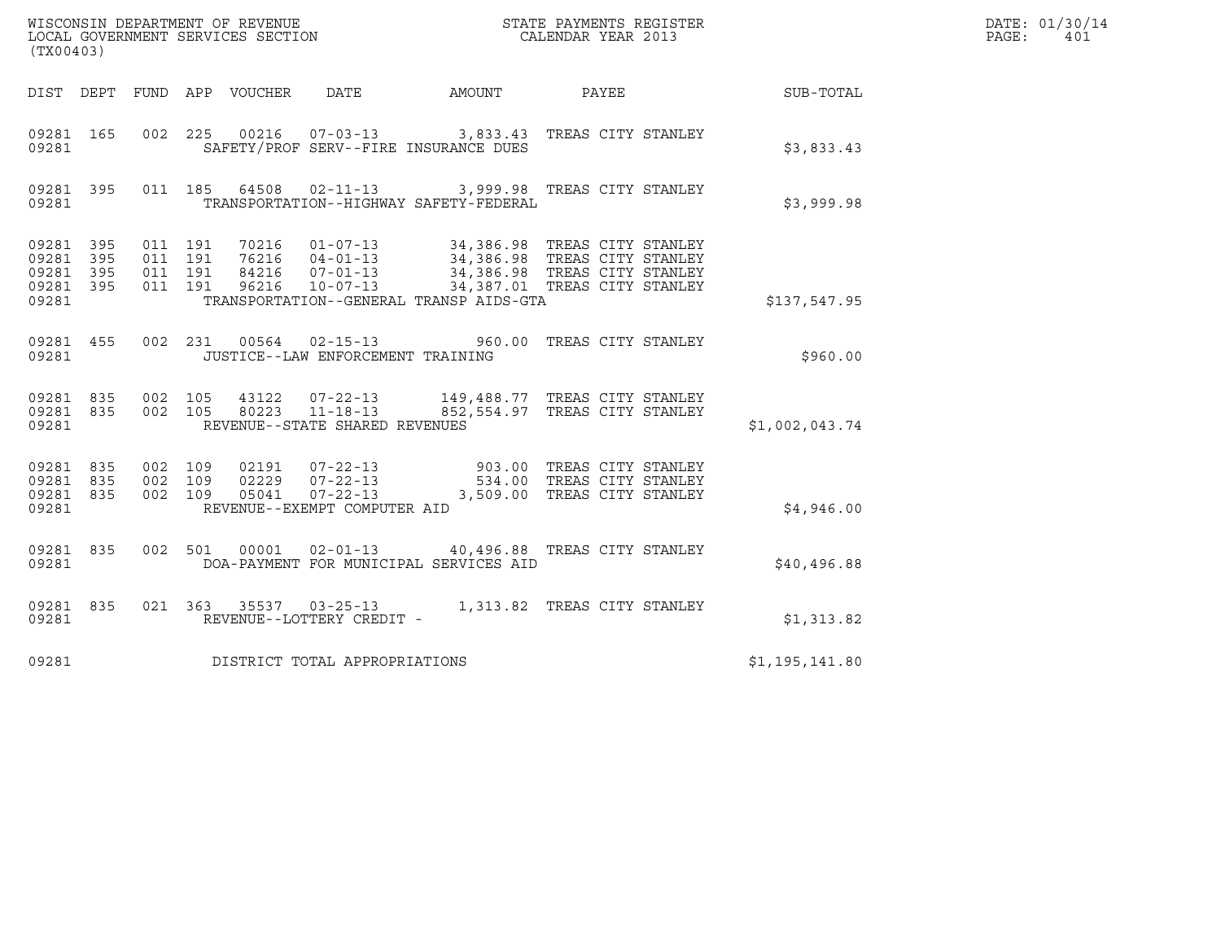WISCONSIN DEPARTMENT OF REVENUE
LOCAL GOVERNMENT SERVICES SECTION
(TX00403)

STATE PAYMENTS REGISTER
CALENDAR YEAR 2013

DATE: 01/30/14
PAGE: 401

| DIST | DEPT | FUND | APP | VOUCHER | DATE | AMOUNT | PAYEE | SUB-TOTAL |
|---|---|---|---|---|---|---|---|---|
| 09281 | 165 | 002 | 225 | 00216 | 07-03-13 | 3,833.43 | TREAS CITY STANLEY | |
| 09281 | | | | | SAFETY/PROF SERV--FIRE INSURANCE DUES | | | $3,833.43 |
| 09281 | 395 | 011 | 185 | 64508 | 02-11-13 | 3,999.98 | TREAS CITY STANLEY | |
| 09281 | | | | | TRANSPORTATION--HIGHWAY SAFETY-FEDERAL | | | $3,999.98 |
| 09281 | 395 | 011 | 191 | 70216 | 01-07-13 | 34,386.98 | TREAS CITY STANLEY | |
| 09281 | 395 | 011 | 191 | 76216 | 04-01-13 | 34,386.98 | TREAS CITY STANLEY | |
| 09281 | 395 | 011 | 191 | 84216 | 07-01-13 | 34,386.98 | TREAS CITY STANLEY | |
| 09281 | 395 | 011 | 191 | 96216 | 10-07-13 | 34,387.01 | TREAS CITY STANLEY | |
| 09281 | | | | | TRANSPORTATION--GENERAL TRANSP AIDS-GTA | | | $137,547.95 |
| 09281 | 455 | 002 | 231 | 00564 | 02-15-13 | 960.00 | TREAS CITY STANLEY | |
| 09281 | | | | | JUSTICE--LAW ENFORCEMENT TRAINING | | | $960.00 |
| 09281 | 835 | 002 | 105 | 43122 | 07-22-13 | 149,488.77 | TREAS CITY STANLEY | |
| 09281 | 835 | 002 | 105 | 80223 | 11-18-13 | 852,554.97 | TREAS CITY STANLEY | |
| 09281 | | | | | REVENUE--STATE SHARED REVENUES | | | $1,002,043.74 |
| 09281 | 835 | 002 | 109 | 02191 | 07-22-13 | 903.00 | TREAS CITY STANLEY | |
| 09281 | 835 | 002 | 109 | 02229 | 07-22-13 | 534.00 | TREAS CITY STANLEY | |
| 09281 | 835 | 002 | 109 | 05041 | 07-22-13 | 3,509.00 | TREAS CITY STANLEY | |
| 09281 | | | | | REVENUE--EXEMPT COMPUTER AID | | | $4,946.00 |
| 09281 | 835 | 002 | 501 | 00001 | 02-01-13 | 40,496.88 | TREAS CITY STANLEY | |
| 09281 | | | | | DOA-PAYMENT FOR MUNICIPAL SERVICES AID | | | $40,496.88 |
| 09281 | 835 | 021 | 363 | 35537 | 03-25-13 | 1,313.82 | TREAS CITY STANLEY | |
| 09281 | | | | | REVENUE--LOTTERY CREDIT - | | | $1,313.82 |
| 09281 | | | | | DISTRICT TOTAL APPROPRIATIONS | | | $1,195,141.80 |